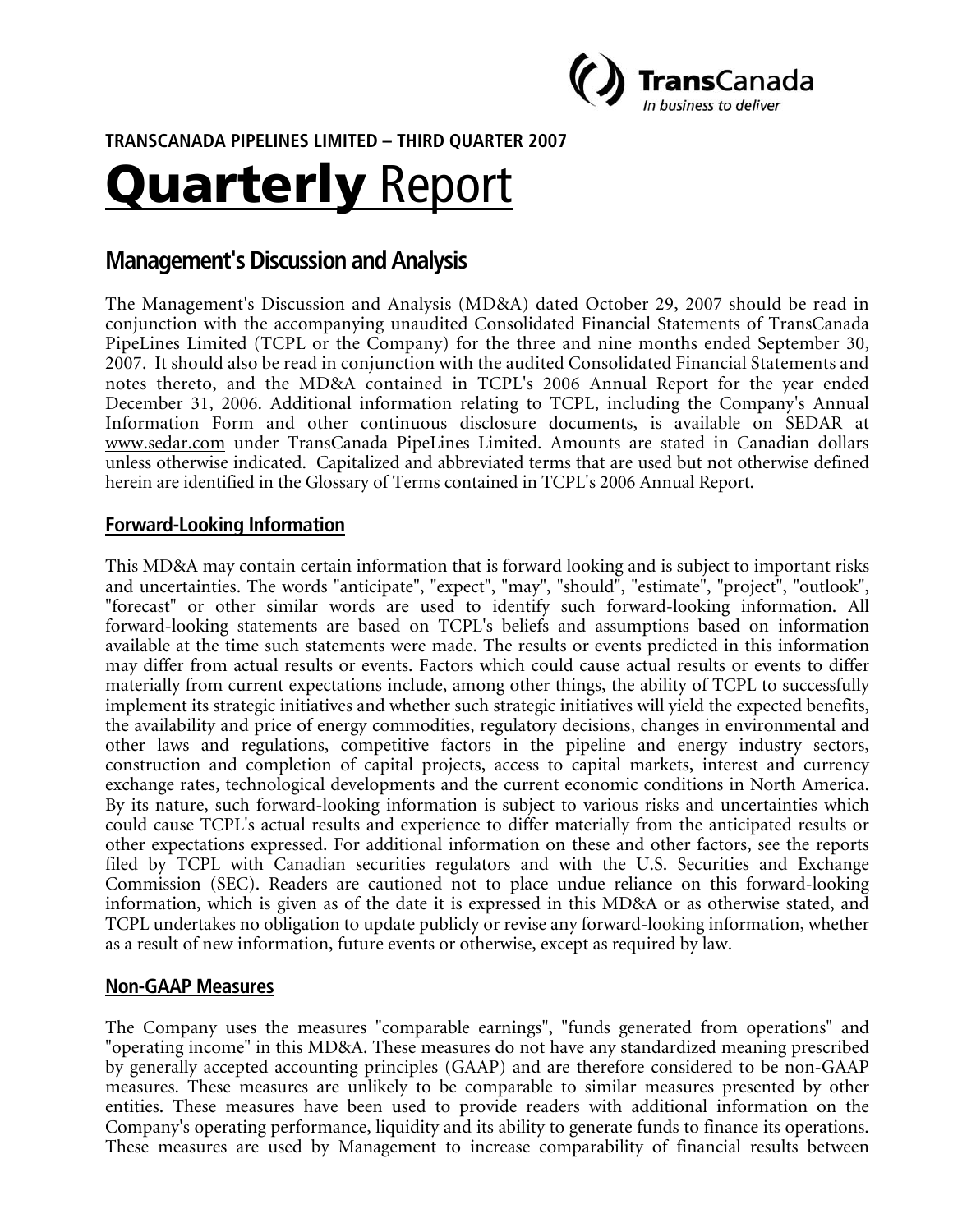**TRANSCANADA PIPELINES LIMITED – THIRD QUARTER 2007**

# Quarterly Report

## Management's Discussion and Analysis

The Management's Discussion and Analysis (MD&A) dated October 29, 2007 should be read in conjunction with the accompanying unaudited Consolidated Financial Statements of TransCanada PipeLines Limited (TCPL or the Company) for the three and nine months ended September 30, 2007. It should also be read in conjunction with the audited Consolidated Financial Statements and notes thereto, and the MD&A contained in TCPL's 2006 Annual Report for the year ended December 31, 2006. Additional information relating to TCPL, including the Company's Annual Information Form and other continuous disclosure documents, is available on SEDAR at www.sedar.com under TransCanada PipeLines Limited. Amounts are stated in Canadian dollars unless otherwise indicated. Capitalized and abbreviated terms that are used but not otherwise defined herein are identified in the Glossary of Terms contained in TCPL's 2006 Annual Report.

### Forward-Looking Information

This MD&A may contain certain information that is forward looking and is subject to important risks and uncertainties. The words "anticipate", "expect", "may", "should", "estimate", "project", "outlook", "forecast" or other similar words are used to identify such forward-looking information. All forward-looking statements are based on TCPL's beliefs and assumptions based on information available at the time such statements were made. The results or events predicted in this information may differ from actual results or events. Factors which could cause actual results or events to differ materially from current expectations include, among other things, the ability of TCPL to successfully implement its strategic initiatives and whether such strategic initiatives will yield the expected benefits, the availability and price of energy commodities, regulatory decisions, changes in environmental and other laws and regulations, competitive factors in the pipeline and energy industry sectors, construction and completion of capital projects, access to capital markets, interest and currency exchange rates, technological developments and the current economic conditions in North America. By its nature, such forward-looking information is subject to various risks and uncertainties which could cause TCPL's actual results and experience to differ materially from the anticipated results or other expectations expressed. For additional information on these and other factors, see the reports filed by TCPL with Canadian securities regulators and with the U.S. Securities and Exchange Commission (SEC). Readers are cautioned not to place undue reliance on this forward-looking information, which is given as of the date it is expressed in this MD&A or as otherwise stated, and TCPL undertakes no obligation to update publicly or revise any forward-looking information, whether as a result of new information, future events or otherwise, except as required by law.

### Non-GAAP Measures

The Company uses the measures "comparable earnings", "funds generated from operations" and "operating income" in this MD&A. These measures do not have any standardized meaning prescribed by generally accepted accounting principles (GAAP) and are therefore considered to be non-GAAP measures. These measures are unlikely to be comparable to similar measures presented by other entities. These measures have been used to provide readers with additional information on the Company's operating performance, liquidity and its ability to generate funds to finance its operations. These measures are used by Management to increase comparability of financial results between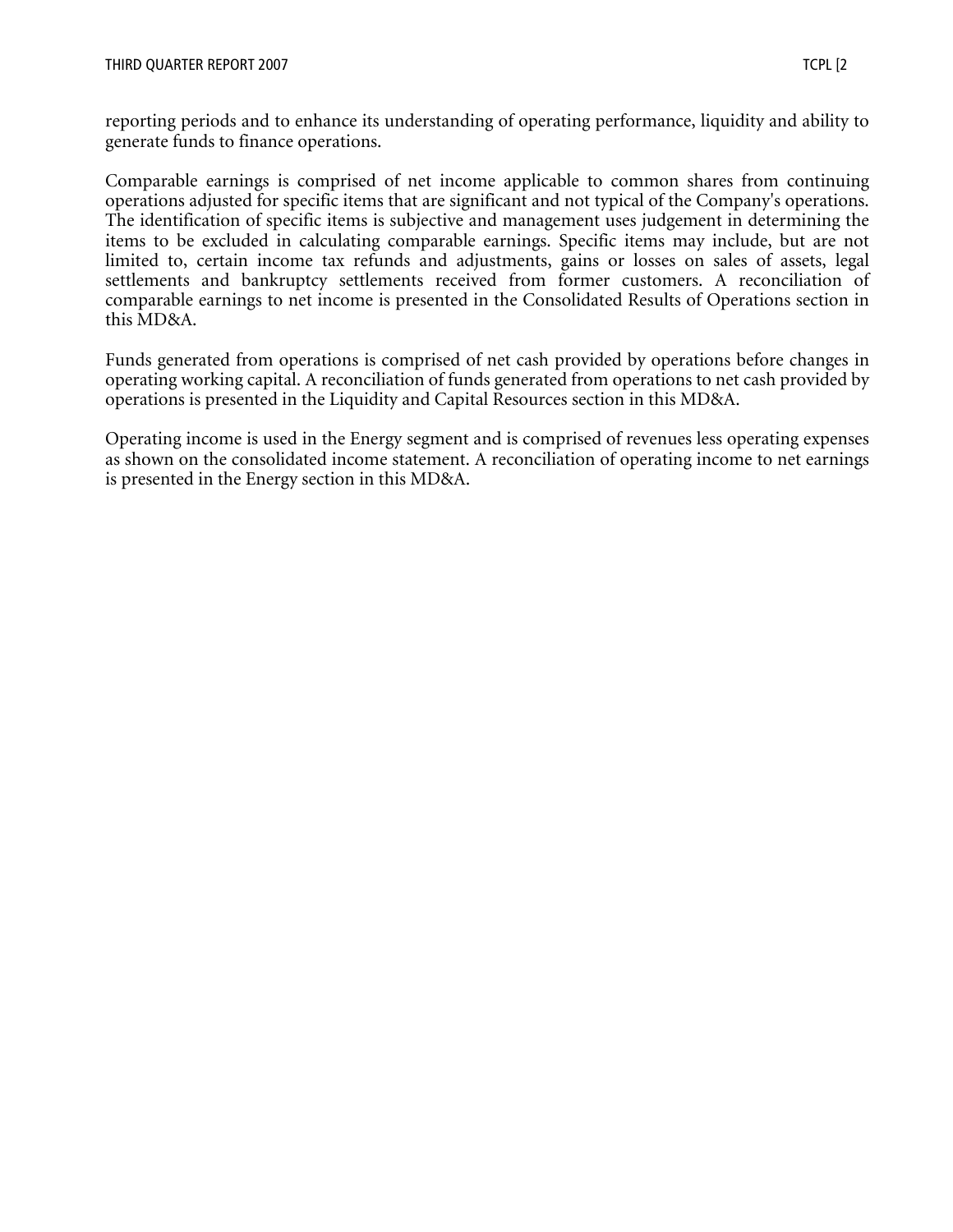reporting periods and to enhance its understanding of operating performance, liquidity and ability to generate funds to finance operations.

Comparable earnings is comprised of net income applicable to common shares from continuing operations adjusted for specific items that are significant and not typical of the Company's operations. The identification of specific items is subjective and management uses judgement in determining the items to be excluded in calculating comparable earnings. Specific items may include, but are not limited to, certain income tax refunds and adjustments, gains or losses on sales of assets, legal settlements and bankruptcy settlements received from former customers. A reconciliation of comparable earnings to net income is presented in the Consolidated Results of Operations section in this MD&A.

Funds generated from operations is comprised of net cash provided by operations before changes in operating working capital. A reconciliation of funds generated from operations to net cash provided by operations is presented in the Liquidity and Capital Resources section in this MD&A.

Operating income is used in the Energy segment and is comprised of revenues less operating expenses as shown on the consolidated income statement. A reconciliation of operating income to net earnings is presented in the Energy section in this MD&A.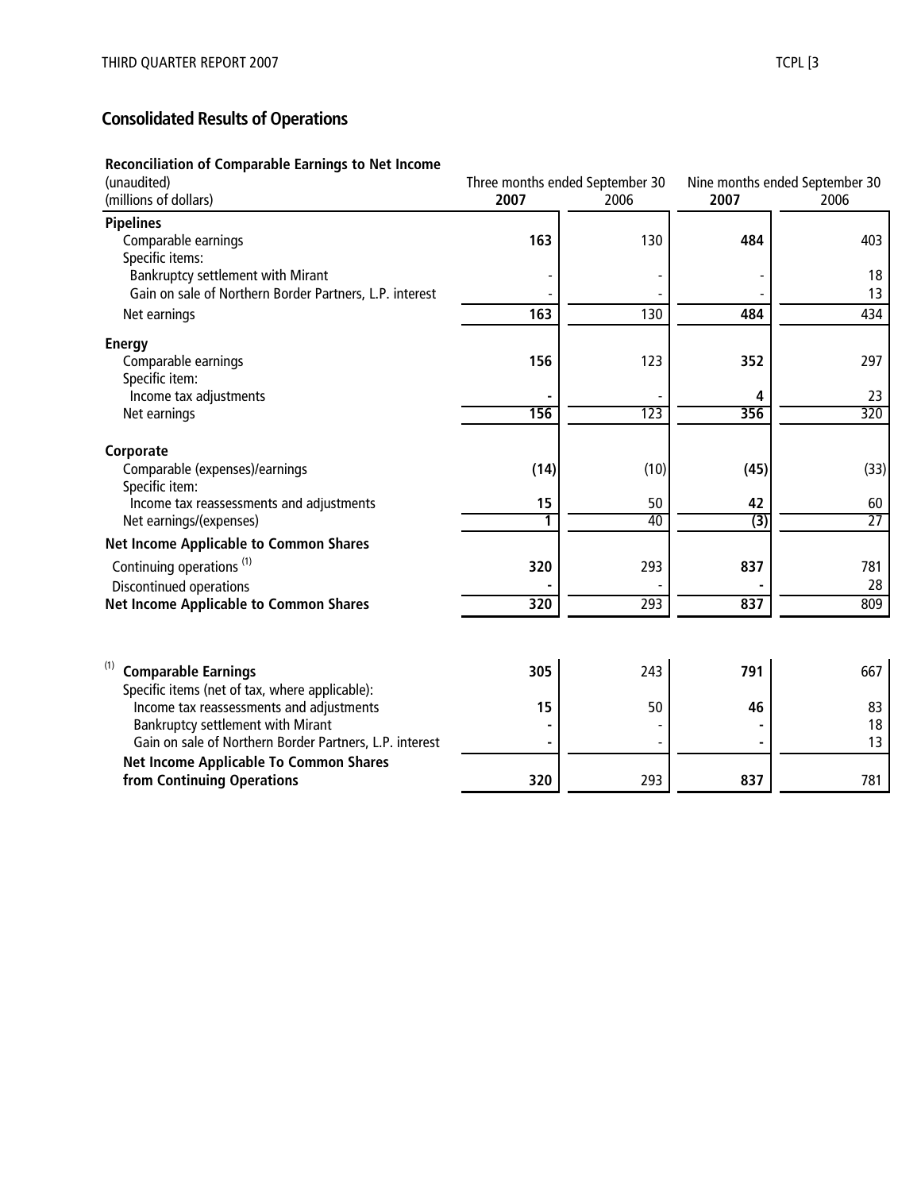## Consolidated Results of Operations

**Reconciliation of Comparable Earnings to Net Income**

| (unaudited)<br>(millions of dollars) | Three months ended September 30<br>**2007** | <br>2006 | Nine months ended September 30<br>**2007** | <br>2006 |
|---|---|---|---|---|
| **Pipelines** | | | | |
| Comparable earnings | **163** | 130 | **484** | 403 |
| Specific items: | | | | |
| Bankruptcy settlement with Mirant | - | - | - | 18 |
| Gain on sale of Northern Border Partners, L.P. interest | - | - | - | 13 |
| Net earnings | **163** | 130 | **484** | 434 |
| **Energy** | | | | |
| Comparable earnings | **156** | 123 | **352** | 297 |
| Specific item: | | | | |
| Income tax adjustments | **-** | - | **4** | 23 |
| Net earnings | **156** | 123 | **356** | 320 |
| **Corporate** | | | | |
| Comparable (expenses)/earnings | **(14)** | (10) | **(45)** | (33) |
| Specific item: | | | | |
| Income tax reassessments and adjustments | **15** | 50 | **42** | 60 |
| Net earnings/(expenses) | **1** | 40 | **(3)** | 27 |
| **Net Income Applicable to Common Shares** | | | | |
| Continuing operations [(1)] | **320** | 293 | **837** | 781 |
| Discontinued operations | **-** | - | **-** | 28 |
| **Net Income Applicable to Common Shares** | **320** | 293 | **837** | 809 |

| | | | | |
|---|---|---|---|---|
| [(1)] **Comparable Earnings** | **305** | 243 | **791** | 667 |
| Specific items (net of tax, where applicable): | | | | |
| Income tax reassessments and adjustments | **15** | 50 | **46** | 83 |
| Bankruptcy settlement with Mirant | **-** | - | **-** | 18 |
| Gain on sale of Northern Border Partners, L.P. interest | **-** | - | **-** | 13 |
| **Net Income Applicable To Common Shares from Continuing Operations** | **320** | 293 | **837** | 781 |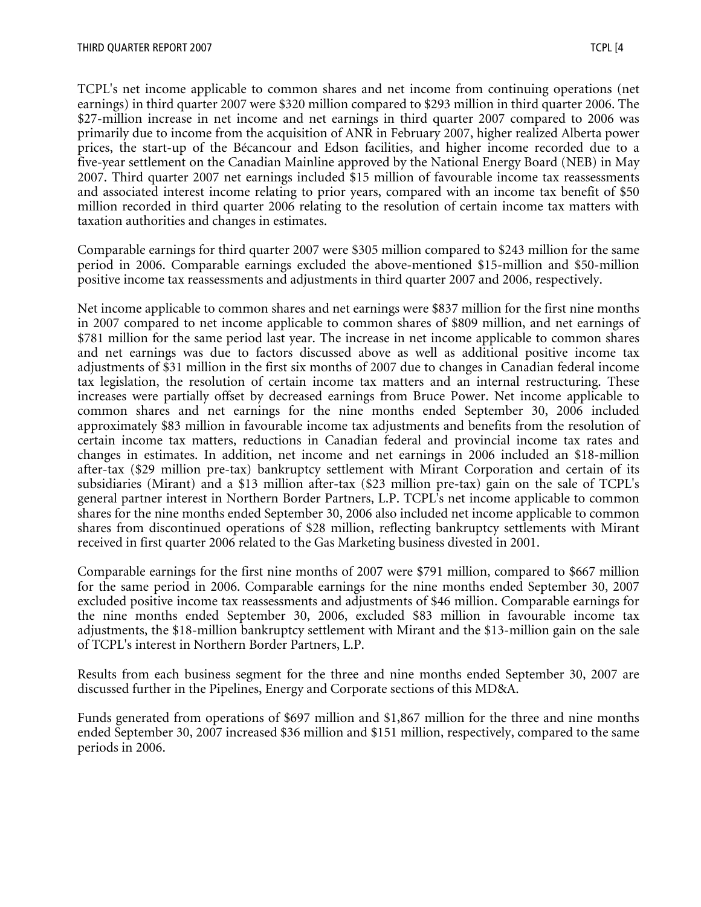TCPL's net income applicable to common shares and net income from continuing operations (net earnings) in third quarter 2007 were $320 million compared to $293 million in third quarter 2006. The $27-million increase in net income and net earnings in third quarter 2007 compared to 2006 was primarily due to income from the acquisition of ANR in February 2007, higher realized Alberta power prices, the start-up of the Bécancour and Edson facilities, and higher income recorded due to a five-year settlement on the Canadian Mainline approved by the National Energy Board (NEB) in May 2007. Third quarter 2007 net earnings included $15 million of favourable income tax reassessments and associated interest income relating to prior years, compared with an income tax benefit of $50 million recorded in third quarter 2006 relating to the resolution of certain income tax matters with taxation authorities and changes in estimates.

Comparable earnings for third quarter 2007 were $305 million compared to $243 million for the same period in 2006. Comparable earnings excluded the above-mentioned $15-million and $50-million positive income tax reassessments and adjustments in third quarter 2007 and 2006, respectively.

Net income applicable to common shares and net earnings were $837 million for the first nine months in 2007 compared to net income applicable to common shares of $809 million, and net earnings of $781 million for the same period last year. The increase in net income applicable to common shares and net earnings was due to factors discussed above as well as additional positive income tax adjustments of $31 million in the first six months of 2007 due to changes in Canadian federal income tax legislation, the resolution of certain income tax matters and an internal restructuring. These increases were partially offset by decreased earnings from Bruce Power. Net income applicable to common shares and net earnings for the nine months ended September 30, 2006 included approximately $83 million in favourable income tax adjustments and benefits from the resolution of certain income tax matters, reductions in Canadian federal and provincial income tax rates and changes in estimates. In addition, net income and net earnings in 2006 included an $18-million after-tax ($29 million pre-tax) bankruptcy settlement with Mirant Corporation and certain of its subsidiaries (Mirant) and a $13 million after-tax ($23 million pre-tax) gain on the sale of TCPL's general partner interest in Northern Border Partners, L.P. TCPL's net income applicable to common shares for the nine months ended September 30, 2006 also included net income applicable to common shares from discontinued operations of $28 million, reflecting bankruptcy settlements with Mirant received in first quarter 2006 related to the Gas Marketing business divested in 2001.

Comparable earnings for the first nine months of 2007 were $791 million, compared to $667 million for the same period in 2006. Comparable earnings for the nine months ended September 30, 2007 excluded positive income tax reassessments and adjustments of $46 million. Comparable earnings for the nine months ended September 30, 2006, excluded $83 million in favourable income tax adjustments, the $18-million bankruptcy settlement with Mirant and the $13-million gain on the sale of TCPL's interest in Northern Border Partners, L.P.

Results from each business segment for the three and nine months ended September 30, 2007 are discussed further in the Pipelines, Energy and Corporate sections of this MD&A.

Funds generated from operations of $697 million and $1,867 million for the three and nine months ended September 30, 2007 increased $36 million and $151 million, respectively, compared to the same periods in 2006.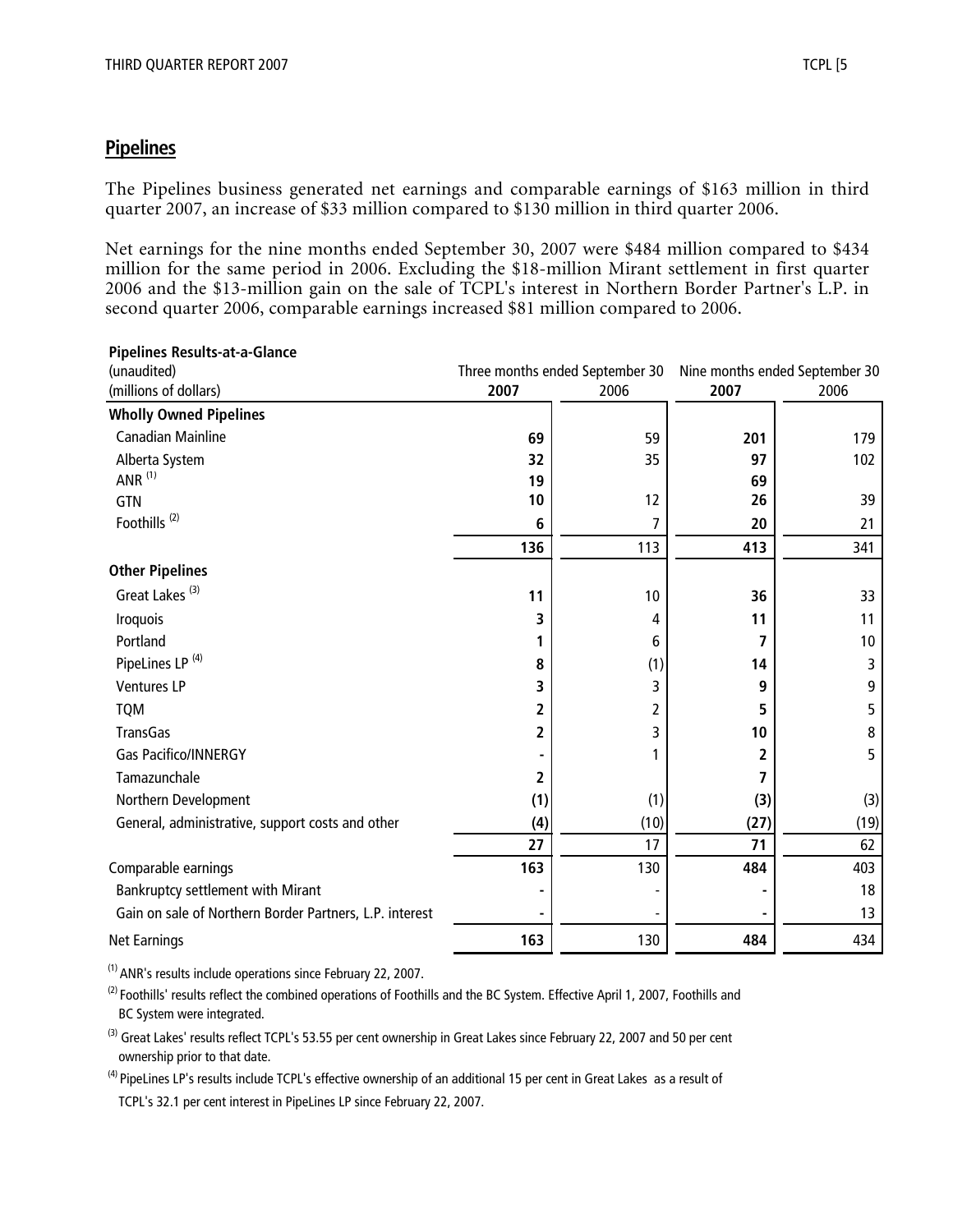## Pipelines

The Pipelines business generated net earnings and comparable earnings of $163 million in third quarter 2007, an increase of $33 million compared to $130 million in third quarter 2006.

Net earnings for the nine months ended September 30, 2007 were $484 million compared to $434 million for the same period in 2006. Excluding the $18-million Mirant settlement in first quarter 2006 and the $13-million gain on the sale of TCPL's interest in Northern Border Partner's L.P. in second quarter 2006, comparable earnings increased $81 million compared to 2006.

**Pipelines Results-at-a-Glance**

| (unaudited) | Three months ended September 30 | | Nine months ended September 30 | |
|---|---|---|---|---|
| (millions of dollars) | **2007** | 2006 | **2007** | 2006 |
| **Wholly Owned Pipelines** | | | | |
| Canadian Mainline | **69** | 59 | **201** | 179 |
| Alberta System | **32** | 35 | **97** | 102 |
| ANR [(1)] | **19** | | **69** | |
| GTN | **10** | 12 | **26** | 39 |
| Foothills [(2)] | **6** | 7 | **20** | 21 |
| | **136** | 113 | **413** | 341 |
| **Other Pipelines** | | | | |
| Great Lakes [(3)] | **11** | 10 | **36** | 33 |
| Iroquois | **3** | 4 | **11** | 11 |
| Portland | **1** | 6 | **7** | 10 |
| PipeLines LP [(4)] | **8** | (1) | **14** | 3 |
| Ventures LP | **3** | 3 | **9** | 9 |
| TQM | **2** | 2 | **5** | 5 |
| TransGas | **2** | 3 | **10** | 8 |
| Gas Pacifico/INNERGY | **-** | 1 | **2** | 5 |
| Tamazunchale | **2** | | **7** | |
| Northern Development | **(1)** | (1) | **(3)** | (3) |
| General, administrative, support costs and other | **(4)** | (10) | **(27)** | (19) |
| | **27** | 17 | **71** | 62 |
| Comparable earnings | **163** | 130 | **484** | 403 |
| Bankruptcy settlement with Mirant | **-** | - | **-** | 18 |
| Gain on sale of Northern Border Partners, L.P. interest | **-** | - | **-** | 13 |
| Net Earnings | **163** | 130 | **484** | 434 |

(1) ANR's results include operations since February 22, 2007.

(2) Foothills' results reflect the combined operations of Foothills and the BC System. Effective April 1, 2007, Foothills and BC System were integrated.

(3) Great Lakes' results reflect TCPL's 53.55 per cent ownership in Great Lakes since February 22, 2007 and 50 per cent ownership prior to that date.

(4) PipeLines LP's results include TCPL's effective ownership of an additional 15 per cent in Great Lakes as a result of TCPL's 32.1 per cent interest in PipeLines LP since February 22, 2007.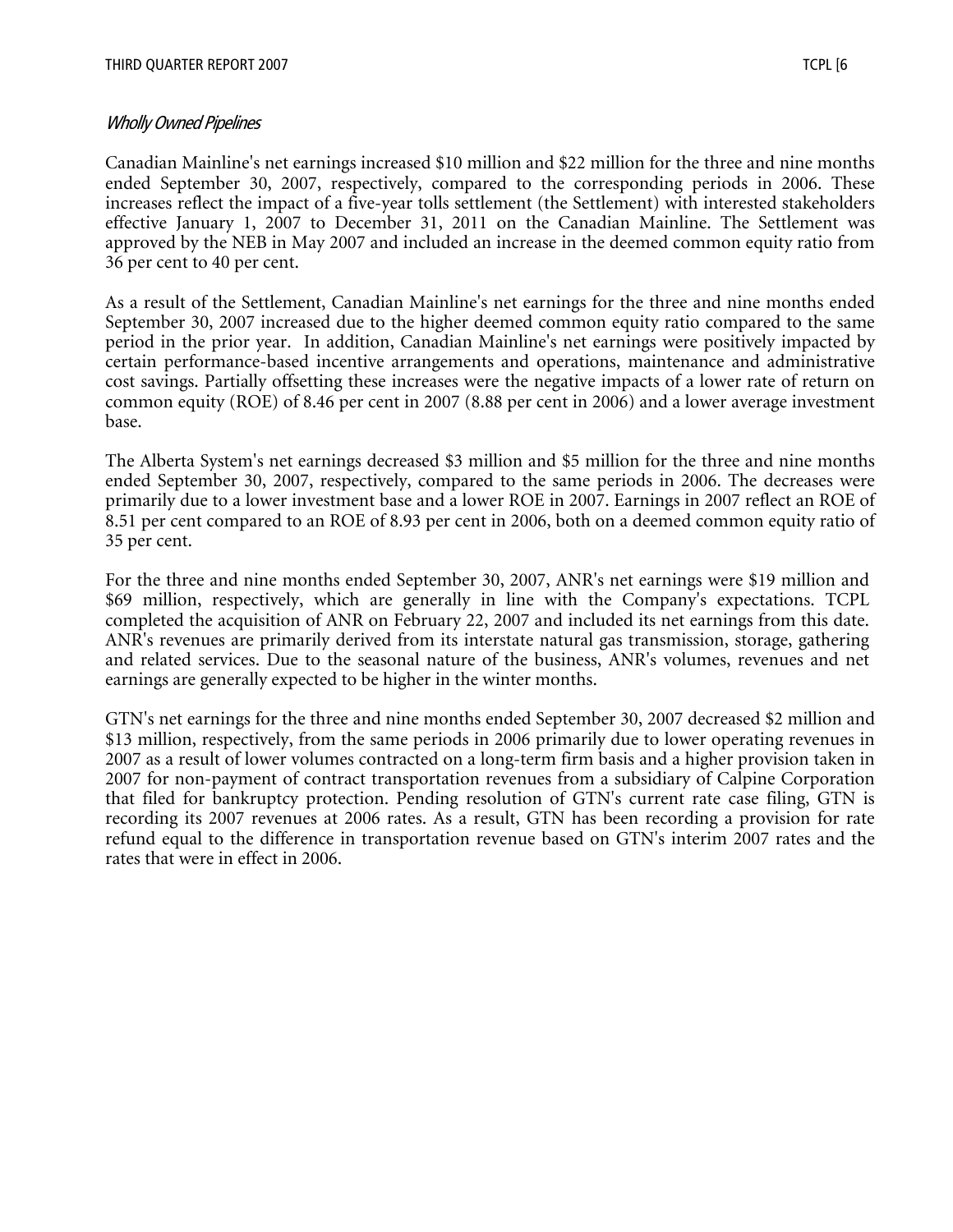*Wholly Owned Pipelines*

Canadian Mainline's net earnings increased $10 million and $22 million for the three and nine months ended September 30, 2007, respectively, compared to the corresponding periods in 2006. These increases reflect the impact of a five-year tolls settlement (the Settlement) with interested stakeholders effective January 1, 2007 to December 31, 2011 on the Canadian Mainline. The Settlement was approved by the NEB in May 2007 and included an increase in the deemed common equity ratio from 36 per cent to 40 per cent.

As a result of the Settlement, Canadian Mainline's net earnings for the three and nine months ended September 30, 2007 increased due to the higher deemed common equity ratio compared to the same period in the prior year. In addition, Canadian Mainline's net earnings were positively impacted by certain performance-based incentive arrangements and operations, maintenance and administrative cost savings. Partially offsetting these increases were the negative impacts of a lower rate of return on common equity (ROE) of 8.46 per cent in 2007 (8.88 per cent in 2006) and a lower average investment base.

The Alberta System's net earnings decreased $3 million and $5 million for the three and nine months ended September 30, 2007, respectively, compared to the same periods in 2006. The decreases were primarily due to a lower investment base and a lower ROE in 2007. Earnings in 2007 reflect an ROE of 8.51 per cent compared to an ROE of 8.93 per cent in 2006, both on a deemed common equity ratio of 35 per cent.

For the three and nine months ended September 30, 2007, ANR's net earnings were $19 million and $69 million, respectively, which are generally in line with the Company's expectations. TCPL completed the acquisition of ANR on February 22, 2007 and included its net earnings from this date. ANR's revenues are primarily derived from its interstate natural gas transmission, storage, gathering and related services. Due to the seasonal nature of the business, ANR's volumes, revenues and net earnings are generally expected to be higher in the winter months.

GTN's net earnings for the three and nine months ended September 30, 2007 decreased $2 million and $13 million, respectively, from the same periods in 2006 primarily due to lower operating revenues in 2007 as a result of lower volumes contracted on a long-term firm basis and a higher provision taken in 2007 for non-payment of contract transportation revenues from a subsidiary of Calpine Corporation that filed for bankruptcy protection. Pending resolution of GTN's current rate case filing, GTN is recording its 2007 revenues at 2006 rates. As a result, GTN has been recording a provision for rate refund equal to the difference in transportation revenue based on GTN's interim 2007 rates and the rates that were in effect in 2006.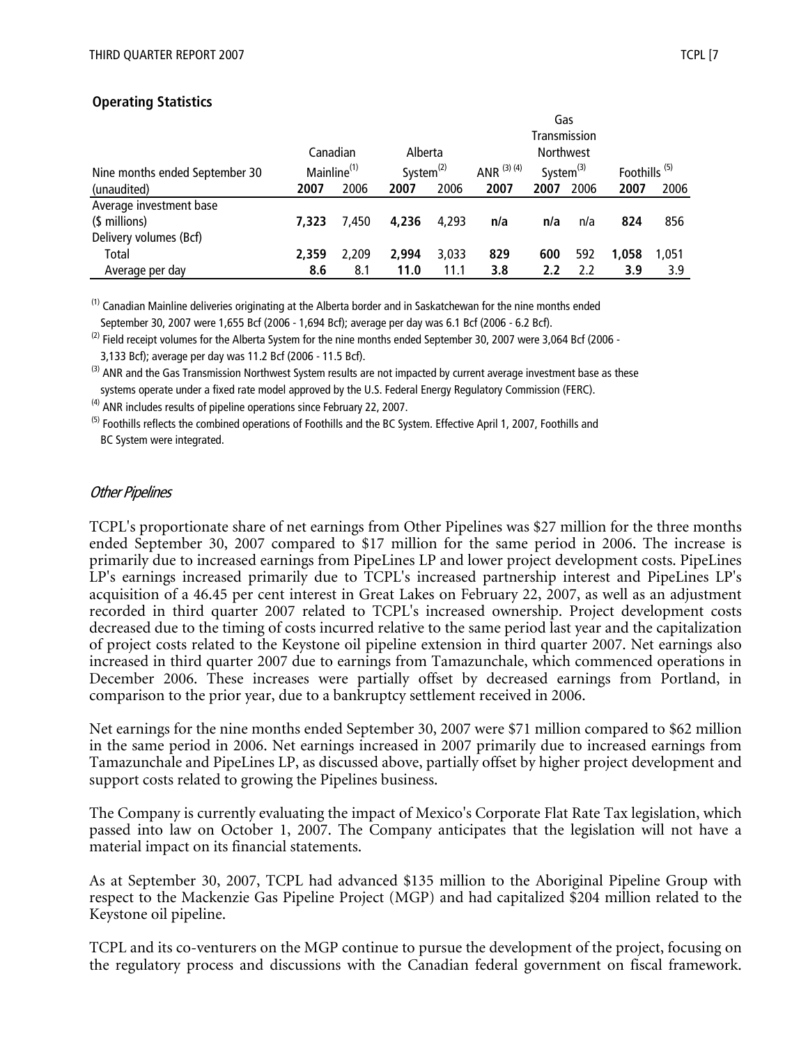**Operating Statistics**

| Nine months ended September 30 | Canadian Mainline[(1)] | | Alberta System[(2)] | | ANR [(3) (4)] | Gas Transmission Northwest System[(3)] | | Foothills [(5)] | |
|---|---|---|---|---|---|---|---|---|---|
| (unaudited) | **2007** | 2006 | **2007** | 2006 | **2007** | **2007** | 2006 | **2007** | 2006 |
| Average investment base | | | | | | | | | |
| ($ millions) | **7,323** | 7,450 | **4,236** | 4,293 | **n/a** | **n/a** | n/a | **824** | 856 |
| Delivery volumes (Bcf) | | | | | | | | | |
| Total | **2,359** | 2,209 | **2,994** | 3,033 | **829** | **600** | 592 | **1,058** | 1,051 |
| Average per day | **8.6** | 8.1 | **11.0** | 11.1 | **3.8** | **2.2** | 2.2 | **3.9** | 3.9 |

(1) Canadian Mainline deliveries originating at the Alberta border and in Saskatchewan for the nine months ended September 30, 2007 were 1,655 Bcf (2006 - 1,694 Bcf); average per day was 6.1 Bcf (2006 - 6.2 Bcf).

(2) Field receipt volumes for the Alberta System for the nine months ended September 30, 2007 were 3,064 Bcf (2006 - 3,133 Bcf); average per day was 11.2 Bcf (2006 - 11.5 Bcf).

(3) ANR and the Gas Transmission Northwest System results are not impacted by current average investment base as these systems operate under a fixed rate model approved by the U.S. Federal Energy Regulatory Commission (FERC).

(4) ANR includes results of pipeline operations since February 22, 2007.

(5) Foothills reflects the combined operations of Foothills and the BC System. Effective April 1, 2007, Foothills and BC System were integrated.

*Other Pipelines*

TCPL's proportionate share of net earnings from Other Pipelines was $27 million for the three months ended September 30, 2007 compared to $17 million for the same period in 2006. The increase is primarily due to increased earnings from PipeLines LP and lower project development costs. PipeLines LP's earnings increased primarily due to TCPL's increased partnership interest and PipeLines LP's acquisition of a 46.45 per cent interest in Great Lakes on February 22, 2007, as well as an adjustment recorded in third quarter 2007 related to TCPL's increased ownership. Project development costs decreased due to the timing of costs incurred relative to the same period last year and the capitalization of project costs related to the Keystone oil pipeline extension in third quarter 2007. Net earnings also increased in third quarter 2007 due to earnings from Tamazunchale, which commenced operations in December 2006. These increases were partially offset by decreased earnings from Portland, in comparison to the prior year, due to a bankruptcy settlement received in 2006.

Net earnings for the nine months ended September 30, 2007 were $71 million compared to $62 million in the same period in 2006. Net earnings increased in 2007 primarily due to increased earnings from Tamazunchale and PipeLines LP, as discussed above, partially offset by higher project development and support costs related to growing the Pipelines business.

The Company is currently evaluating the impact of Mexico's Corporate Flat Rate Tax legislation, which passed into law on October 1, 2007. The Company anticipates that the legislation will not have a material impact on its financial statements.

As at September 30, 2007, TCPL had advanced $135 million to the Aboriginal Pipeline Group with respect to the Mackenzie Gas Pipeline Project (MGP) and had capitalized $204 million related to the Keystone oil pipeline.

TCPL and its co-venturers on the MGP continue to pursue the development of the project, focusing on the regulatory process and discussions with the Canadian federal government on fiscal framework.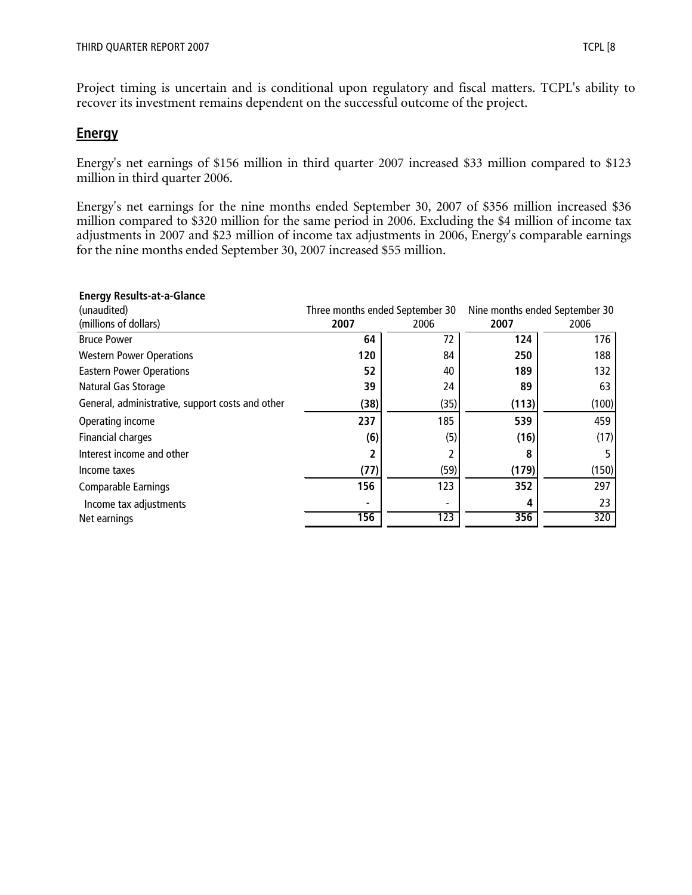Project timing is uncertain and is conditional upon regulatory and fiscal matters. TCPL's ability to recover its investment remains dependent on the successful outcome of the project.

## Energy

Energy's net earnings of $156 million in third quarter 2007 increased $33 million compared to $123 million in third quarter 2006.

Energy's net earnings for the nine months ended September 30, 2007 of $356 million increased $36 million compared to $320 million for the same period in 2006. Excluding the $4 million of income tax adjustments in 2007 and $23 million of income tax adjustments in 2006, Energy's comparable earnings for the nine months ended September 30, 2007 increased $55 million.

**Energy Results-at-a-Glance**

| (unaudited) | Three months ended September 30 | | Nine months ended September 30 | |
|---|---|---|---|---|
| (millions of dollars) | **2007** | 2006 | **2007** | 2006 |
| Bruce Power | **64** | 72 | **124** | 176 |
| Western Power Operations | **120** | 84 | **250** | 188 |
| Eastern Power Operations | **52** | 40 | **189** | 132 |
| Natural Gas Storage | **39** | 24 | **89** | 63 |
| General, administrative, support costs and other | **(38)** | (35) | **(113)** | (100) |
| Operating income | **237** | 185 | **539** | 459 |
| Financial charges | **(6)** | (5) | **(16)** | (17) |
| Interest income and other | **2** | 2 | **8** | 5 |
| Income taxes | **(77)** | (59) | **(179)** | (150) |
| Comparable Earnings | **156** | 123 | **352** | 297 |
| Income tax adjustments | **-** | - | **4** | 23 |
| Net earnings | **156** | 123 | **356** | 320 |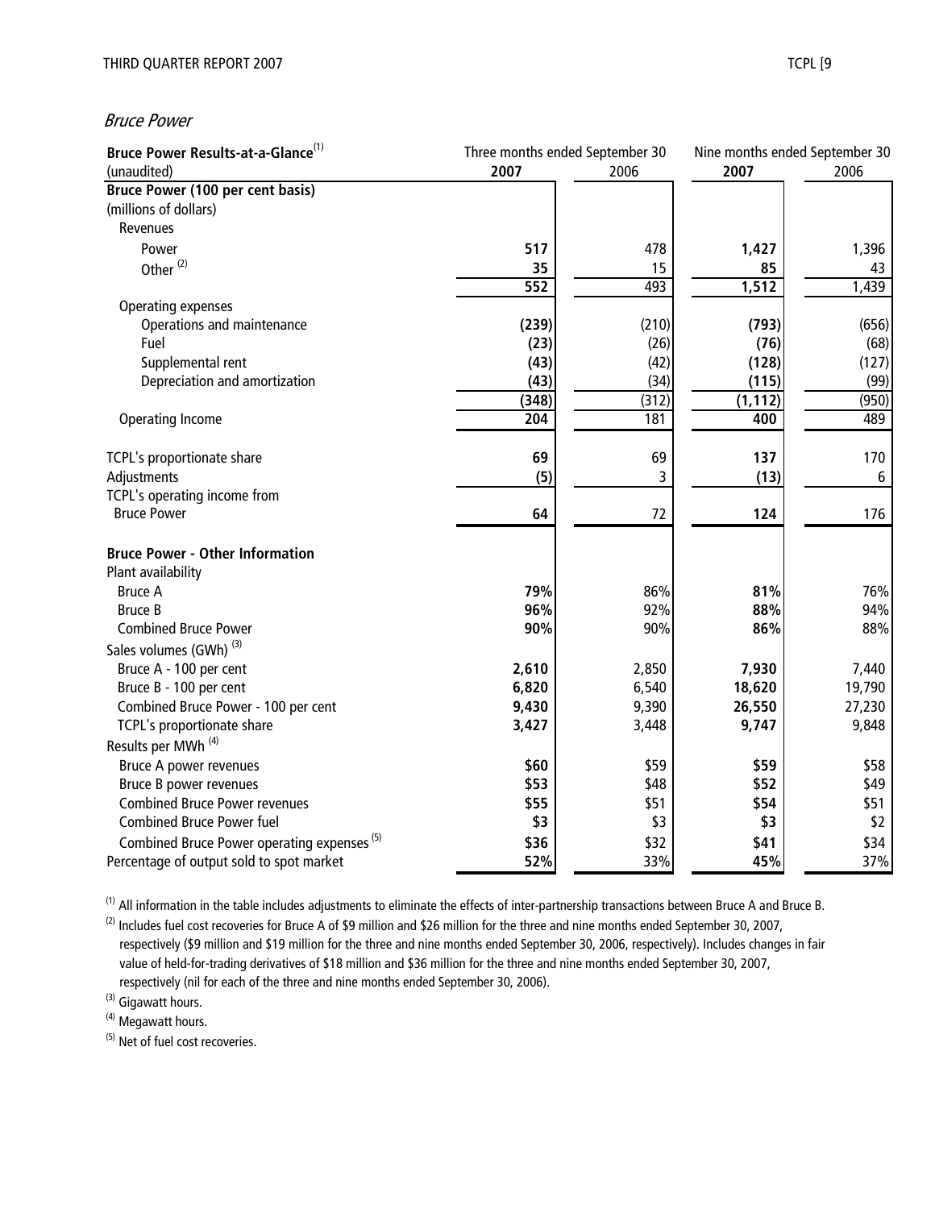*Bruce Power*

| Bruce Power Results-at-a-Glance[1] | Three months ended September 30 | | Nine months ended September 30 | |
|---|---|---|---|---|
| (unaudited) | **2007** | 2006 | **2007** | 2006 |
| **Bruce Power (100 per cent basis)** | | | | |
| (millions of dollars) | | | | |
| Revenues | | | | |
| Power | **517** | 478 | **1,427** | 1,396 |
| Other [2] | **35** | 15 | **85** | 43 |
| | **552** | 493 | **1,512** | 1,439 |
| Operating expenses | | | | |
| Operations and maintenance | **(239)** | (210) | **(793)** | (656) |
| Fuel | **(23)** | (26) | **(76)** | (68) |
| Supplemental rent | **(43)** | (42) | **(128)** | (127) |
| Depreciation and amortization | **(43)** | (34) | **(115)** | (99) |
| | **(348)** | (312) | **(1,112)** | (950) |
| Operating Income | **204** | 181 | **400** | 489 |
| | | | | |
| TCPL's proportionate share | **69** | 69 | **137** | 170 |
| Adjustments | **(5)** | 3 | **(13)** | 6 |
| TCPL's operating income from Bruce Power | **64** | 72 | **124** | 176 |
| | | | | |
| **Bruce Power - Other Information** | | | | |
| Plant availability | | | | |
| Bruce A | **79%** | 86% | **81%** | 76% |
| Bruce B | **96%** | 92% | **88%** | 94% |
| Combined Bruce Power | **90%** | 90% | **86%** | 88% |
| Sales volumes (GWh) [3] | | | | |
| Bruce A - 100 per cent | **2,610** | 2,850 | **7,930** | 7,440 |
| Bruce B - 100 per cent | **6,820** | 6,540 | **18,620** | 19,790 |
| Combined Bruce Power - 100 per cent | **9,430** | 9,390 | **26,550** | 27,230 |
| TCPL's proportionate share | **3,427** | 3,448 | **9,747** | 9,848 |
| Results per MWh [4] | | | | |
| Bruce A power revenues | **$60** | $59 | **$59** | $58 |
| Bruce B power revenues | **$53** | $48 | **$52** | $49 |
| Combined Bruce Power revenues | **$55** | $51 | **$54** | $51 |
| Combined Bruce Power fuel | **$3** | $3 | **$3** | $2 |
| Combined Bruce Power operating expenses [5] | **$36** | $32 | **$41** | $34 |
| Percentage of output sold to spot market | **52%** | 33% | **45%** | 37% |

[1] All information in the table includes adjustments to eliminate the effects of inter-partnership transactions between Bruce A and Bruce B.

[2] Includes fuel cost recoveries for Bruce A of $9 million and $26 million for the three and nine months ended September 30, 2007, respectively ($9 million and $19 million for the three and nine months ended September 30, 2006, respectively). Includes changes in fair value of held-for-trading derivatives of $18 million and $36 million for the three and nine months ended September 30, 2007, respectively (nil for each of the three and nine months ended September 30, 2006).

[3] Gigawatt hours.

[4] Megawatt hours.

[5] Net of fuel cost recoveries.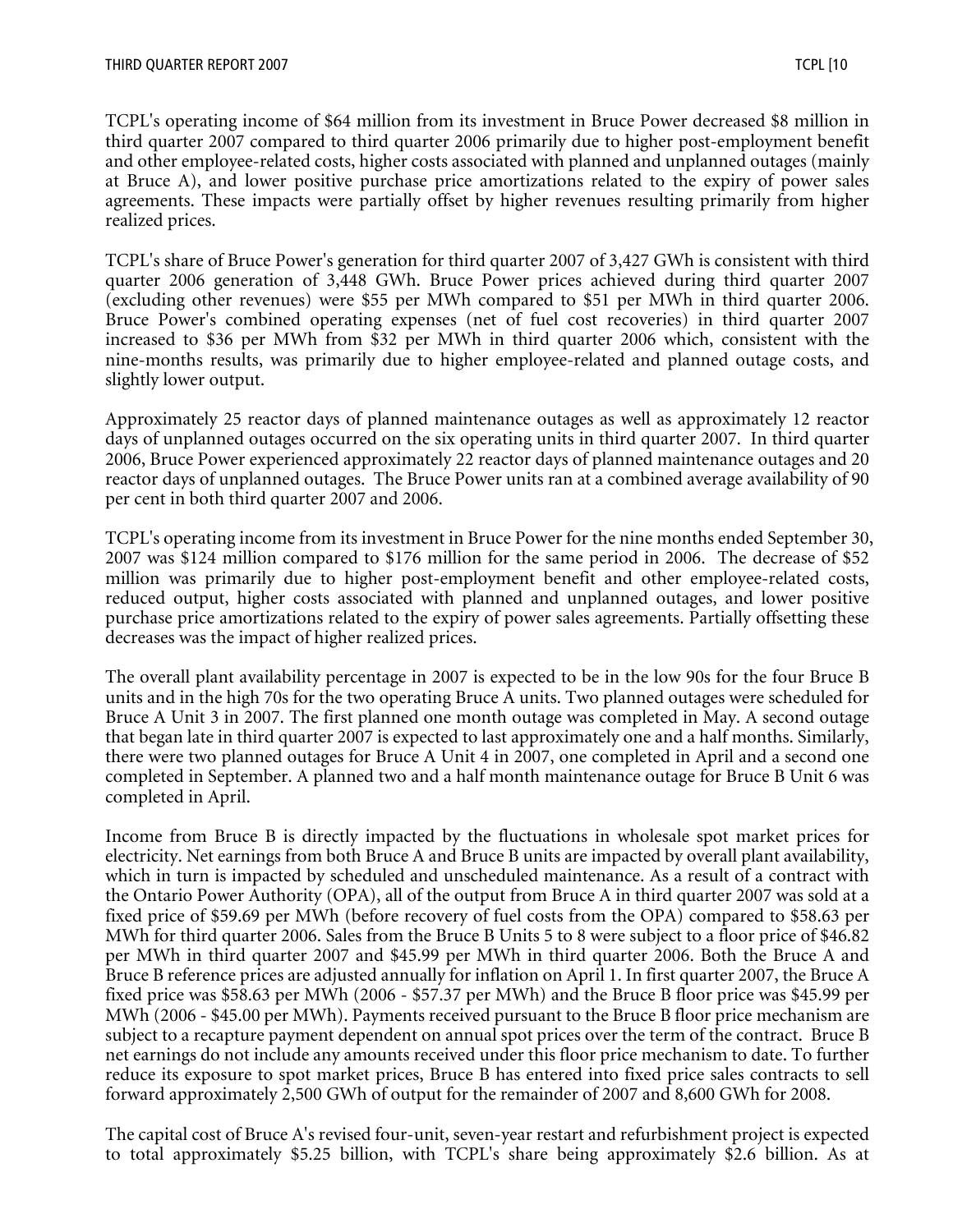TCPL's operating income of $64 million from its investment in Bruce Power decreased $8 million in third quarter 2007 compared to third quarter 2006 primarily due to higher post-employment benefit and other employee-related costs, higher costs associated with planned and unplanned outages (mainly at Bruce A), and lower positive purchase price amortizations related to the expiry of power sales agreements. These impacts were partially offset by higher revenues resulting primarily from higher realized prices.

TCPL's share of Bruce Power's generation for third quarter 2007 of 3,427 GWh is consistent with third quarter 2006 generation of 3,448 GWh. Bruce Power prices achieved during third quarter 2007 (excluding other revenues) were $55 per MWh compared to $51 per MWh in third quarter 2006. Bruce Power's combined operating expenses (net of fuel cost recoveries) in third quarter 2007 increased to $36 per MWh from $32 per MWh in third quarter 2006 which, consistent with the nine-months results, was primarily due to higher employee-related and planned outage costs, and slightly lower output.

Approximately 25 reactor days of planned maintenance outages as well as approximately 12 reactor days of unplanned outages occurred on the six operating units in third quarter 2007. In third quarter 2006, Bruce Power experienced approximately 22 reactor days of planned maintenance outages and 20 reactor days of unplanned outages. The Bruce Power units ran at a combined average availability of 90 per cent in both third quarter 2007 and 2006.

TCPL's operating income from its investment in Bruce Power for the nine months ended September 30, 2007 was $124 million compared to $176 million for the same period in 2006. The decrease of $52 million was primarily due to higher post-employment benefit and other employee-related costs, reduced output, higher costs associated with planned and unplanned outages, and lower positive purchase price amortizations related to the expiry of power sales agreements. Partially offsetting these decreases was the impact of higher realized prices.

The overall plant availability percentage in 2007 is expected to be in the low 90s for the four Bruce B units and in the high 70s for the two operating Bruce A units. Two planned outages were scheduled for Bruce A Unit 3 in 2007. The first planned one month outage was completed in May. A second outage that began late in third quarter 2007 is expected to last approximately one and a half months. Similarly, there were two planned outages for Bruce A Unit 4 in 2007, one completed in April and a second one completed in September. A planned two and a half month maintenance outage for Bruce B Unit 6 was completed in April.

Income from Bruce B is directly impacted by the fluctuations in wholesale spot market prices for electricity. Net earnings from both Bruce A and Bruce B units are impacted by overall plant availability, which in turn is impacted by scheduled and unscheduled maintenance. As a result of a contract with the Ontario Power Authority (OPA), all of the output from Bruce A in third quarter 2007 was sold at a fixed price of $59.69 per MWh (before recovery of fuel costs from the OPA) compared to $58.63 per MWh for third quarter 2006. Sales from the Bruce B Units 5 to 8 were subject to a floor price of $46.82 per MWh in third quarter 2007 and $45.99 per MWh in third quarter 2006. Both the Bruce A and Bruce B reference prices are adjusted annually for inflation on April 1. In first quarter 2007, the Bruce A fixed price was $58.63 per MWh (2006 - $57.37 per MWh) and the Bruce B floor price was $45.99 per MWh (2006 - $45.00 per MWh). Payments received pursuant to the Bruce B floor price mechanism are subject to a recapture payment dependent on annual spot prices over the term of the contract. Bruce B net earnings do not include any amounts received under this floor price mechanism to date. To further reduce its exposure to spot market prices, Bruce B has entered into fixed price sales contracts to sell forward approximately 2,500 GWh of output for the remainder of 2007 and 8,600 GWh for 2008.

The capital cost of Bruce A's revised four-unit, seven-year restart and refurbishment project is expected to total approximately $5.25 billion, with TCPL's share being approximately $2.6 billion. As at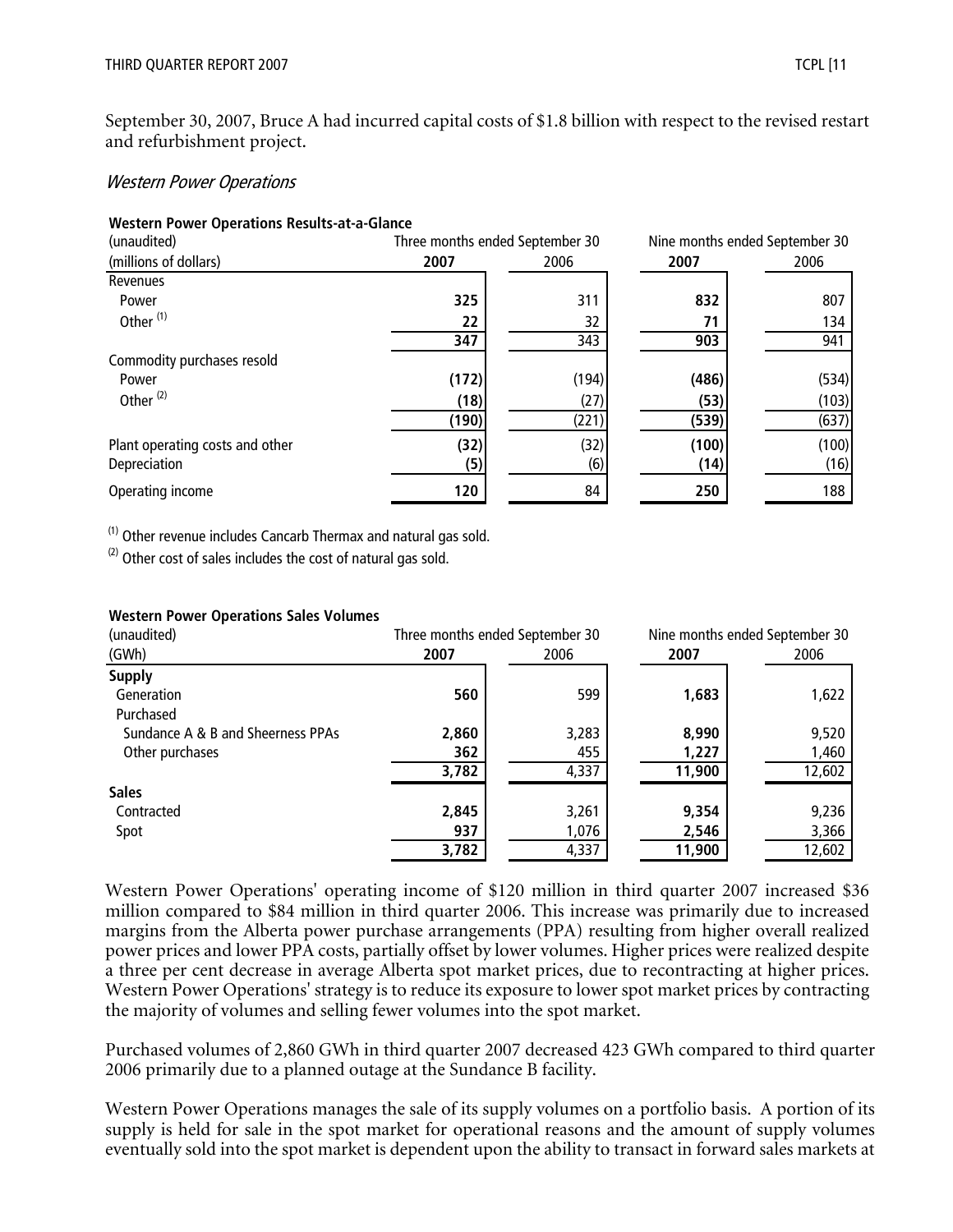September 30, 2007, Bruce A had incurred capital costs of $1.8 billion with respect to the revised restart and refurbishment project.

### *Western Power Operations*

**Western Power Operations Results-at-a-Glance**

| (unaudited) | Three months ended September 30 | | Nine months ended September 30 | |
|---|---|---|---|---|
| (millions of dollars) | **2007** | 2006 | **2007** | 2006 |
| Revenues | | | | |
| Power | **325** | 311 | **832** | 807 |
| Other [(1)] | **22** | 32 | **71** | 134 |
| | **347** | 343 | **903** | 941 |
| Commodity purchases resold | | | | |
| Power | **(172)** | (194) | **(486)** | (534) |
| Other [(2)] | **(18)** | (27) | **(53)** | (103) |
| | **(190)** | (221) | **(539)** | (637) |
| Plant operating costs and other | **(32)** | (32) | **(100)** | (100) |
| Depreciation | **(5)** | (6) | **(14)** | (16) |
| Operating income | **120** | 84 | **250** | 188 |

[(1)] Other revenue includes Cancarb Thermax and natural gas sold.

[(2)] Other cost of sales includes the cost of natural gas sold.

**Western Power Operations Sales Volumes**

| (unaudited) | Three months ended September 30 | | Nine months ended September 30 | |
|---|---|---|---|---|
| (GWh) | **2007** | 2006 | **2007** | 2006 |
| **Supply** | | | | |
| Generation | **560** | 599 | **1,683** | 1,622 |
| Purchased | | | | |
| Sundance A & B and Sheerness PPAs | **2,860** | 3,283 | **8,990** | 9,520 |
| Other purchases | **362** | 455 | **1,227** | 1,460 |
| | **3,782** | 4,337 | **11,900** | 12,602 |
| **Sales** | | | | |
| Contracted | **2,845** | 3,261 | **9,354** | 9,236 |
| Spot | **937** | 1,076 | **2,546** | 3,366 |
| | **3,782** | 4,337 | **11,900** | 12,602 |

Western Power Operations' operating income of $120 million in third quarter 2007 increased $36 million compared to $84 million in third quarter 2006. This increase was primarily due to increased margins from the Alberta power purchase arrangements (PPA) resulting from higher overall realized power prices and lower PPA costs, partially offset by lower volumes. Higher prices were realized despite a three per cent decrease in average Alberta spot market prices, due to recontracting at higher prices. Western Power Operations' strategy is to reduce its exposure to lower spot market prices by contracting the majority of volumes and selling fewer volumes into the spot market.

Purchased volumes of 2,860 GWh in third quarter 2007 decreased 423 GWh compared to third quarter 2006 primarily due to a planned outage at the Sundance B facility.

Western Power Operations manages the sale of its supply volumes on a portfolio basis. A portion of its supply is held for sale in the spot market for operational reasons and the amount of supply volumes eventually sold into the spot market is dependent upon the ability to transact in forward sales markets at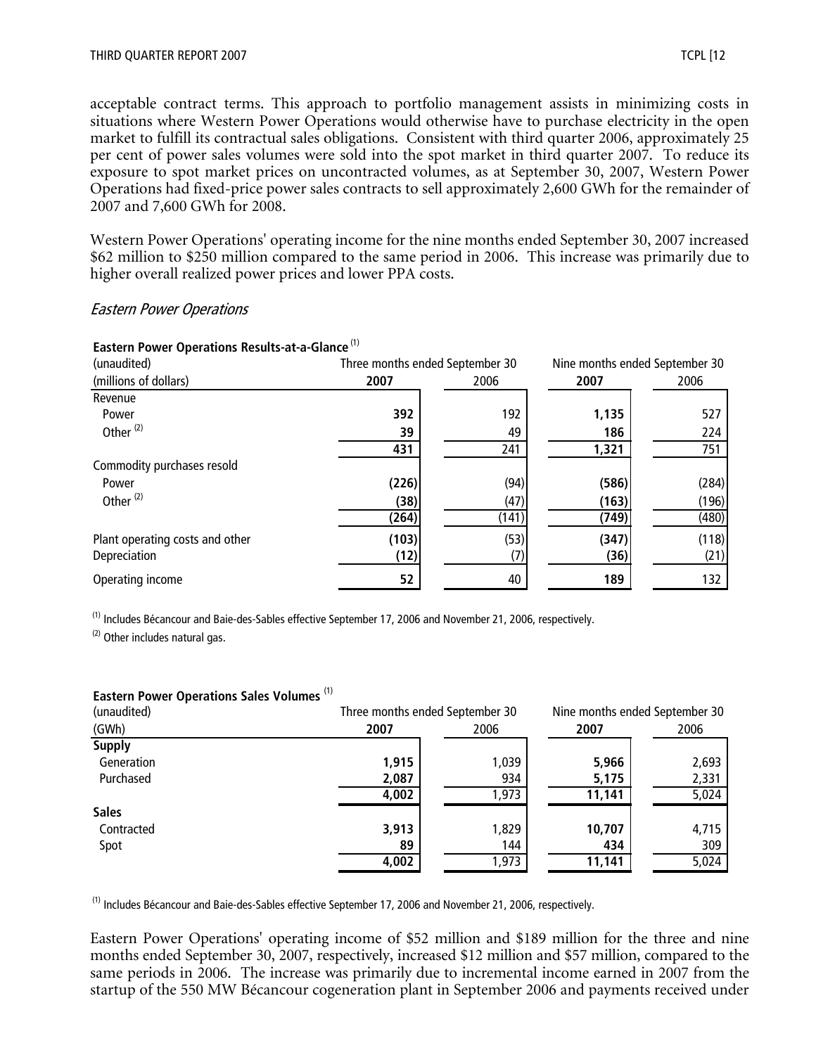acceptable contract terms. This approach to portfolio management assists in minimizing costs in situations where Western Power Operations would otherwise have to purchase electricity in the open market to fulfill its contractual sales obligations. Consistent with third quarter 2006, approximately 25 per cent of power sales volumes were sold into the spot market in third quarter 2007. To reduce its exposure to spot market prices on uncontracted volumes, as at September 30, 2007, Western Power Operations had fixed-price power sales contracts to sell approximately 2,600 GWh for the remainder of 2007 and 7,600 GWh for 2008.

Western Power Operations' operating income for the nine months ended September 30, 2007 increased $62 million to $250 million compared to the same period in 2006. This increase was primarily due to higher overall realized power prices and lower PPA costs.

*Eastern Power Operations*

**Eastern Power Operations Results-at-a-Glance** [1]

| (unaudited) | Three months ended September 30 | | Nine months ended September 30 | |
|---|---|---|---|---|
| (millions of dollars) | **2007** | 2006 | **2007** | 2006 |
| Revenue | | | | |
| Power | **392** | 192 | **1,135** | 527 |
| Other [2] | **39** | 49 | **186** | 224 |
| | **431** | 241 | **1,321** | 751 |
| Commodity purchases resold | | | | |
| Power | **(226)** | (94) | **(586)** | (284) |
| Other [2] | **(38)** | (47) | **(163)** | (196) |
| | **(264)** | (141) | **(749)** | (480) |
| Plant operating costs and other | **(103)** | (53) | **(347)** | (118) |
| Depreciation | **(12)** | (7) | **(36)** | (21) |
| Operating income | **52** | 40 | **189** | 132 |

[1] Includes Bécancour and Baie-des-Sables effective September 17, 2006 and November 21, 2006, respectively.

[2] Other includes natural gas.

**Eastern Power Operations Sales Volumes** [1]

| (unaudited) | Three months ended September 30 | | Nine months ended September 30 | |
|---|---|---|---|---|
| (GWh) | **2007** | 2006 | **2007** | 2006 |
| **Supply** | | | | |
| Generation | **1,915** | 1,039 | **5,966** | 2,693 |
| Purchased | **2,087** | 934 | **5,175** | 2,331 |
| | **4,002** | 1,973 | **11,141** | 5,024 |
| **Sales** | | | | |
| Contracted | **3,913** | 1,829 | **10,707** | 4,715 |
| Spot | **89** | 144 | **434** | 309 |
| | **4,002** | 1,973 | **11,141** | 5,024 |

[1] Includes Bécancour and Baie-des-Sables effective September 17, 2006 and November 21, 2006, respectively.

Eastern Power Operations' operating income of $52 million and $189 million for the three and nine months ended September 30, 2007, respectively, increased $12 million and $57 million, compared to the same periods in 2006. The increase was primarily due to incremental income earned in 2007 from the startup of the 550 MW Bécancour cogeneration plant in September 2006 and payments received under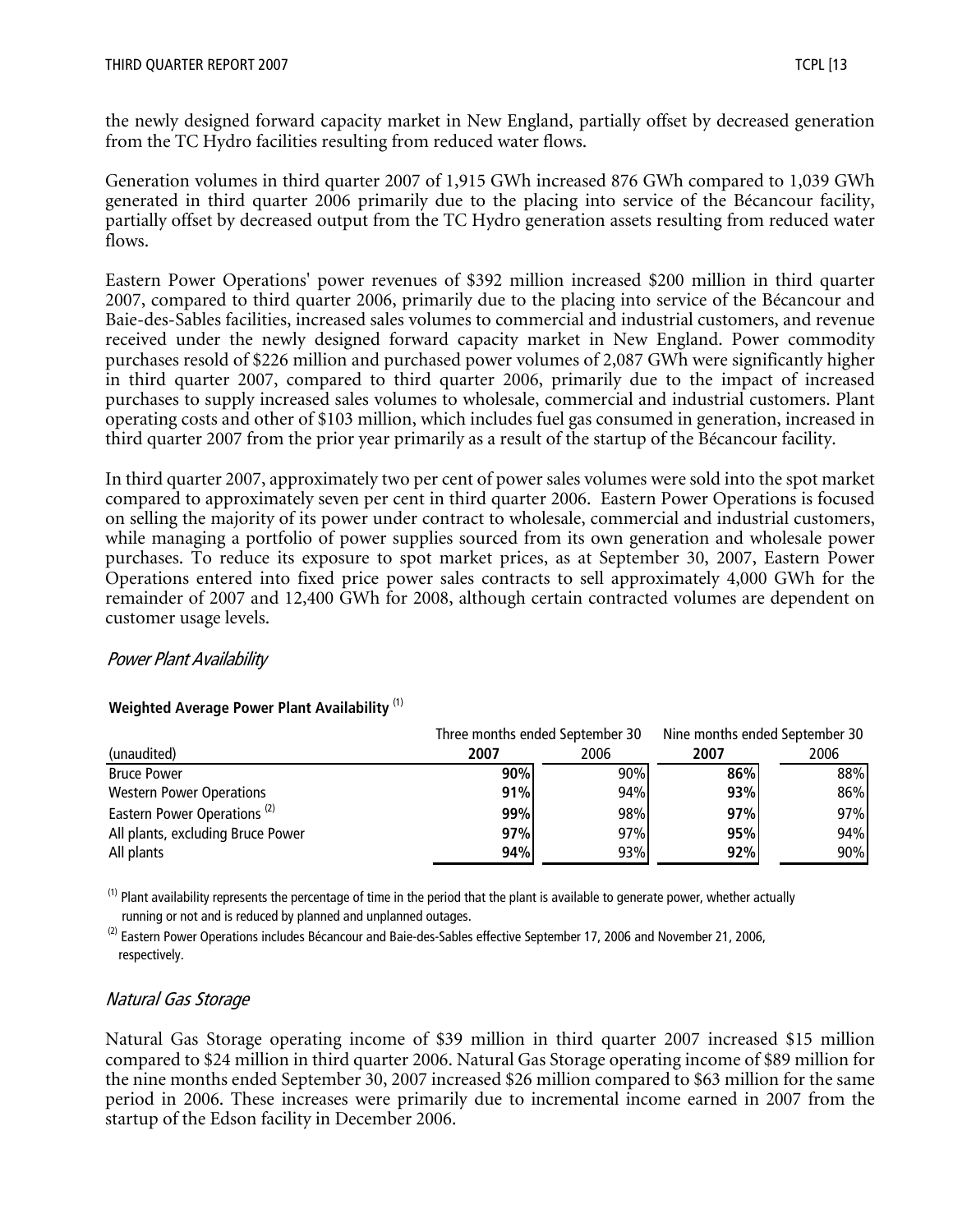the newly designed forward capacity market in New England, partially offset by decreased generation from the TC Hydro facilities resulting from reduced water flows.

Generation volumes in third quarter 2007 of 1,915 GWh increased 876 GWh compared to 1,039 GWh generated in third quarter 2006 primarily due to the placing into service of the Bécancour facility, partially offset by decreased output from the TC Hydro generation assets resulting from reduced water flows.

Eastern Power Operations' power revenues of $392 million increased $200 million in third quarter 2007, compared to third quarter 2006, primarily due to the placing into service of the Bécancour and Baie-des-Sables facilities, increased sales volumes to commercial and industrial customers, and revenue received under the newly designed forward capacity market in New England. Power commodity purchases resold of $226 million and purchased power volumes of 2,087 GWh were significantly higher in third quarter 2007, compared to third quarter 2006, primarily due to the impact of increased purchases to supply increased sales volumes to wholesale, commercial and industrial customers. Plant operating costs and other of $103 million, which includes fuel gas consumed in generation, increased in third quarter 2007 from the prior year primarily as a result of the startup of the Bécancour facility.

In third quarter 2007, approximately two per cent of power sales volumes were sold into the spot market compared to approximately seven per cent in third quarter 2006. Eastern Power Operations is focused on selling the majority of its power under contract to wholesale, commercial and industrial customers, while managing a portfolio of power supplies sourced from its own generation and wholesale power purchases. To reduce its exposure to spot market prices, as at September 30, 2007, Eastern Power Operations entered into fixed price power sales contracts to sell approximately 4,000 GWh for the remainder of 2007 and 12,400 GWh for 2008, although certain contracted volumes are dependent on customer usage levels.

### *Power Plant Availability*

**Weighted Average Power Plant Availability** [(1)]

| | Three months ended September 30 | | Nine months ended September 30 | |
|---|---|---|---|---|
| (unaudited) | **2007** | 2006 | **2007** | 2006 |
| Bruce Power | **90%** | 90% | **86%** | 88% |
| Western Power Operations | **91%** | 94% | **93%** | 86% |
| Eastern Power Operations [(2)] | **99%** | 98% | **97%** | 97% |
| All plants, excluding Bruce Power | **97%** | 97% | **95%** | 94% |
| All plants | **94%** | 93% | **92%** | 90% |

(1) Plant availability represents the percentage of time in the period that the plant is available to generate power, whether actually running or not and is reduced by planned and unplanned outages.

(2) Eastern Power Operations includes Bécancour and Baie-des-Sables effective September 17, 2006 and November 21, 2006, respectively.

### *Natural Gas Storage*

Natural Gas Storage operating income of $39 million in third quarter 2007 increased $15 million compared to $24 million in third quarter 2006. Natural Gas Storage operating income of $89 million for the nine months ended September 30, 2007 increased $26 million compared to $63 million for the same period in 2006. These increases were primarily due to incremental income earned in 2007 from the startup of the Edson facility in December 2006.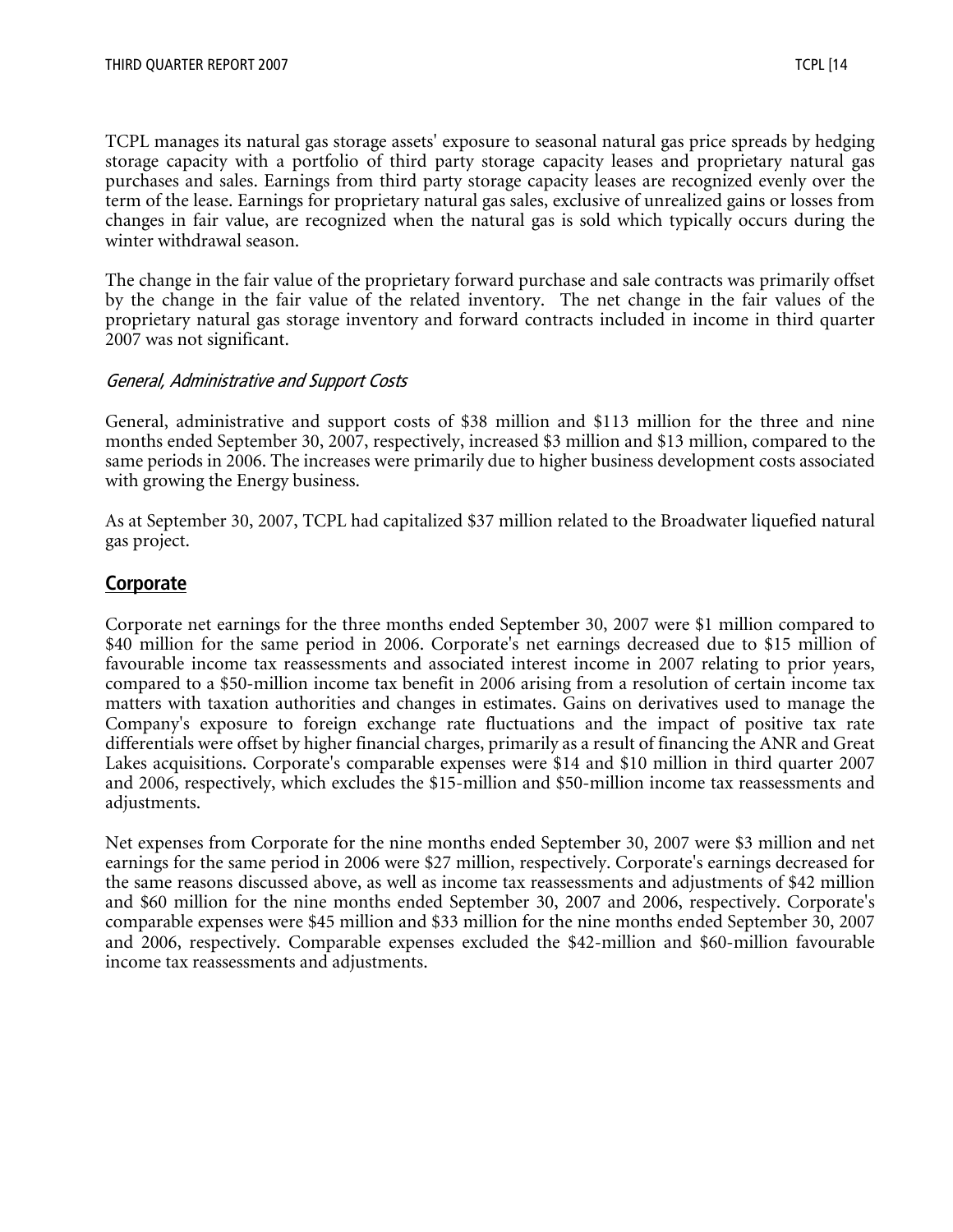TCPL manages its natural gas storage assets' exposure to seasonal natural gas price spreads by hedging storage capacity with a portfolio of third party storage capacity leases and proprietary natural gas purchases and sales. Earnings from third party storage capacity leases are recognized evenly over the term of the lease. Earnings for proprietary natural gas sales, exclusive of unrealized gains or losses from changes in fair value, are recognized when the natural gas is sold which typically occurs during the winter withdrawal season.

The change in the fair value of the proprietary forward purchase and sale contracts was primarily offset by the change in the fair value of the related inventory. The net change in the fair values of the proprietary natural gas storage inventory and forward contracts included in income in third quarter 2007 was not significant.

### *General, Administrative and Support Costs*

General, administrative and support costs of $38 million and $113 million for the three and nine months ended September 30, 2007, respectively, increased $3 million and $13 million, compared to the same periods in 2006. The increases were primarily due to higher business development costs associated with growing the Energy business.

As at September 30, 2007, TCPL had capitalized $37 million related to the Broadwater liquefied natural gas project.

## Corporate

Corporate net earnings for the three months ended September 30, 2007 were $1 million compared to $40 million for the same period in 2006. Corporate's net earnings decreased due to $15 million of favourable income tax reassessments and associated interest income in 2007 relating to prior years, compared to a $50-million income tax benefit in 2006 arising from a resolution of certain income tax matters with taxation authorities and changes in estimates. Gains on derivatives used to manage the Company's exposure to foreign exchange rate fluctuations and the impact of positive tax rate differentials were offset by higher financial charges, primarily as a result of financing the ANR and Great Lakes acquisitions. Corporate's comparable expenses were $14 and $10 million in third quarter 2007 and 2006, respectively, which excludes the $15-million and $50-million income tax reassessments and adjustments.

Net expenses from Corporate for the nine months ended September 30, 2007 were $3 million and net earnings for the same period in 2006 were $27 million, respectively. Corporate's earnings decreased for the same reasons discussed above, as well as income tax reassessments and adjustments of $42 million and $60 million for the nine months ended September 30, 2007 and 2006, respectively. Corporate's comparable expenses were $45 million and $33 million for the nine months ended September 30, 2007 and 2006, respectively. Comparable expenses excluded the $42-million and $60-million favourable income tax reassessments and adjustments.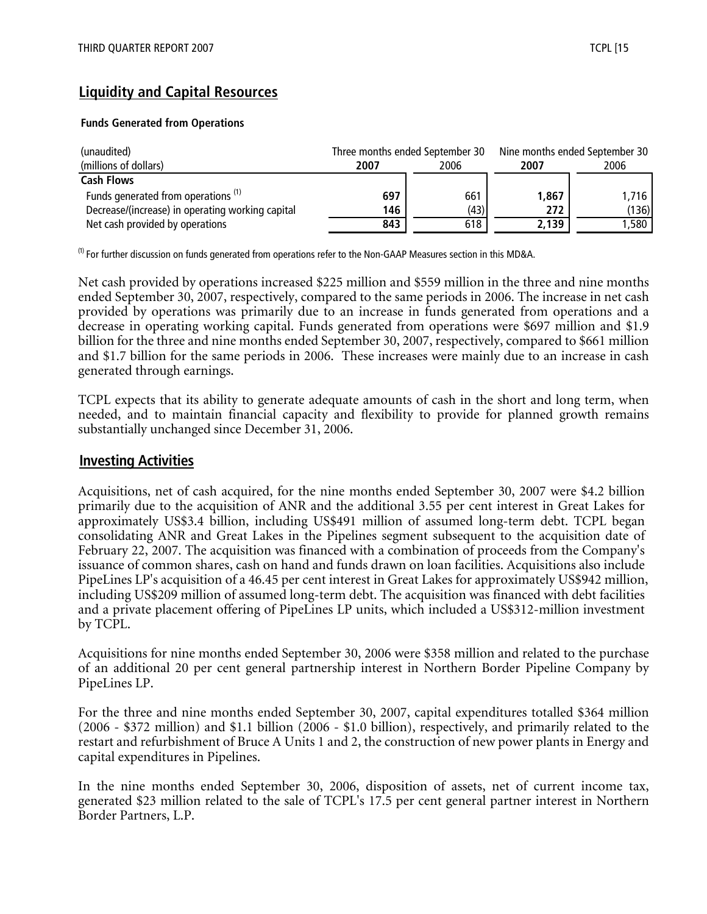## Liquidity and Capital Resources

**Funds Generated from Operations**

| (unaudited) | Three months ended September 30 | | Nine months ended September 30 | |
|---|---|---|---|---|
| (millions of dollars) | **2007** | 2006 | **2007** | 2006 |
| **Cash Flows** | | | | |
| Funds generated from operations [(1)] | **697** | 661 | **1,867** | 1,716 |
| Decrease/(increase) in operating working capital | **146** | (43) | **272** | (136) |
| Net cash provided by operations | **843** | 618 | **2,139** | 1,580 |

[(1)] For further discussion on funds generated from operations refer to the Non-GAAP Measures section in this MD&A.

Net cash provided by operations increased $225 million and $559 million in the three and nine months ended September 30, 2007, respectively, compared to the same periods in 2006. The increase in net cash provided by operations was primarily due to an increase in funds generated from operations and a decrease in operating working capital. Funds generated from operations were $697 million and $1.9 billion for the three and nine months ended September 30, 2007, respectively, compared to $661 million and $1.7 billion for the same periods in 2006. These increases were mainly due to an increase in cash generated through earnings.

TCPL expects that its ability to generate adequate amounts of cash in the short and long term, when needed, and to maintain financial capacity and flexibility to provide for planned growth remains substantially unchanged since December 31, 2006.

## Investing Activities

Acquisitions, net of cash acquired, for the nine months ended September 30, 2007 were $4.2 billion primarily due to the acquisition of ANR and the additional 3.55 per cent interest in Great Lakes for approximately US$3.4 billion, including US$491 million of assumed long-term debt. TCPL began consolidating ANR and Great Lakes in the Pipelines segment subsequent to the acquisition date of February 22, 2007. The acquisition was financed with a combination of proceeds from the Company's issuance of common shares, cash on hand and funds drawn on loan facilities. Acquisitions also include PipeLines LP's acquisition of a 46.45 per cent interest in Great Lakes for approximately US$942 million, including US$209 million of assumed long-term debt. The acquisition was financed with debt facilities and a private placement offering of PipeLines LP units, which included a US$312-million investment by TCPL.

Acquisitions for nine months ended September 30, 2006 were $358 million and related to the purchase of an additional 20 per cent general partnership interest in Northern Border Pipeline Company by PipeLines LP.

For the three and nine months ended September 30, 2007, capital expenditures totalled $364 million (2006 - $372 million) and $1.1 billion (2006 - $1.0 billion), respectively, and primarily related to the restart and refurbishment of Bruce A Units 1 and 2, the construction of new power plants in Energy and capital expenditures in Pipelines.

In the nine months ended September 30, 2006, disposition of assets, net of current income tax, generated $23 million related to the sale of TCPL's 17.5 per cent general partner interest in Northern Border Partners, L.P.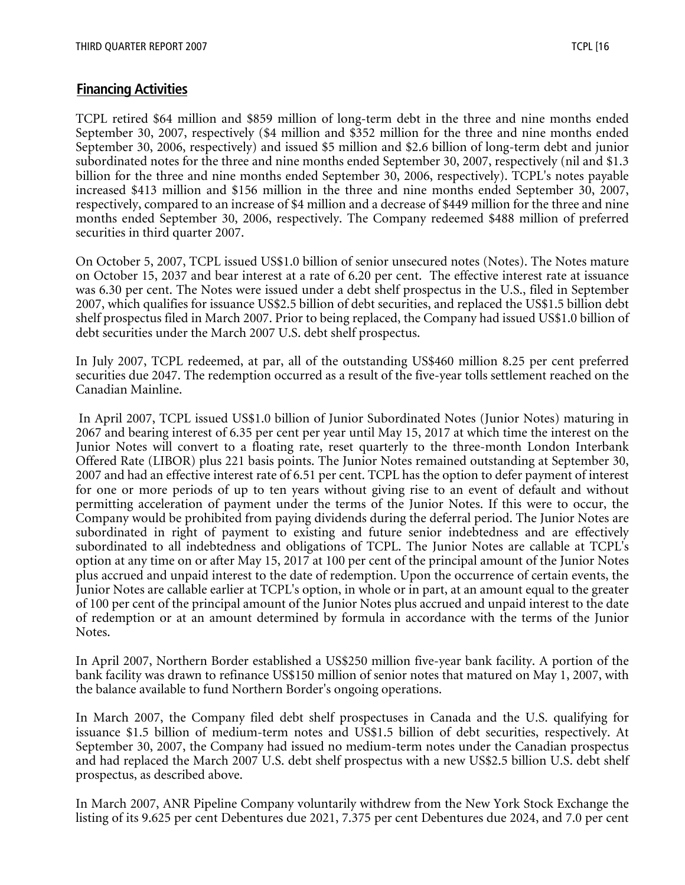## Financing Activities

TCPL retired $64 million and $859 million of long-term debt in the three and nine months ended September 30, 2007, respectively ($4 million and $352 million for the three and nine months ended September 30, 2006, respectively) and issued $5 million and $2.6 billion of long-term debt and junior subordinated notes for the three and nine months ended September 30, 2007, respectively (nil and $1.3 billion for the three and nine months ended September 30, 2006, respectively). TCPL's notes payable increased $413 million and $156 million in the three and nine months ended September 30, 2007, respectively, compared to an increase of $4 million and a decrease of $449 million for the three and nine months ended September 30, 2006, respectively. The Company redeemed $488 million of preferred securities in third quarter 2007.

On October 5, 2007, TCPL issued US$1.0 billion of senior unsecured notes (Notes). The Notes mature on October 15, 2037 and bear interest at a rate of 6.20 per cent. The effective interest rate at issuance was 6.30 per cent. The Notes were issued under a debt shelf prospectus in the U.S., filed in September 2007, which qualifies for issuance US$2.5 billion of debt securities, and replaced the US$1.5 billion debt shelf prospectus filed in March 2007. Prior to being replaced, the Company had issued US$1.0 billion of debt securities under the March 2007 U.S. debt shelf prospectus.

In July 2007, TCPL redeemed, at par, all of the outstanding US$460 million 8.25 per cent preferred securities due 2047. The redemption occurred as a result of the five-year tolls settlement reached on the Canadian Mainline.

In April 2007, TCPL issued US$1.0 billion of Junior Subordinated Notes (Junior Notes) maturing in 2067 and bearing interest of 6.35 per cent per year until May 15, 2017 at which time the interest on the Junior Notes will convert to a floating rate, reset quarterly to the three-month London Interbank Offered Rate (LIBOR) plus 221 basis points. The Junior Notes remained outstanding at September 30, 2007 and had an effective interest rate of 6.51 per cent. TCPL has the option to defer payment of interest for one or more periods of up to ten years without giving rise to an event of default and without permitting acceleration of payment under the terms of the Junior Notes. If this were to occur, the Company would be prohibited from paying dividends during the deferral period. The Junior Notes are subordinated in right of payment to existing and future senior indebtedness and are effectively subordinated to all indebtedness and obligations of TCPL. The Junior Notes are callable at TCPL's option at any time on or after May 15, 2017 at 100 per cent of the principal amount of the Junior Notes plus accrued and unpaid interest to the date of redemption. Upon the occurrence of certain events, the Junior Notes are callable earlier at TCPL's option, in whole or in part, at an amount equal to the greater of 100 per cent of the principal amount of the Junior Notes plus accrued and unpaid interest to the date of redemption or at an amount determined by formula in accordance with the terms of the Junior Notes.

In April 2007, Northern Border established a US$250 million five-year bank facility. A portion of the bank facility was drawn to refinance US$150 million of senior notes that matured on May 1, 2007, with the balance available to fund Northern Border's ongoing operations.

In March 2007, the Company filed debt shelf prospectuses in Canada and the U.S. qualifying for issuance $1.5 billion of medium-term notes and US$1.5 billion of debt securities, respectively. At September 30, 2007, the Company had issued no medium-term notes under the Canadian prospectus and had replaced the March 2007 U.S. debt shelf prospectus with a new US$2.5 billion U.S. debt shelf prospectus, as described above.

In March 2007, ANR Pipeline Company voluntarily withdrew from the New York Stock Exchange the listing of its 9.625 per cent Debentures due 2021, 7.375 per cent Debentures due 2024, and 7.0 per cent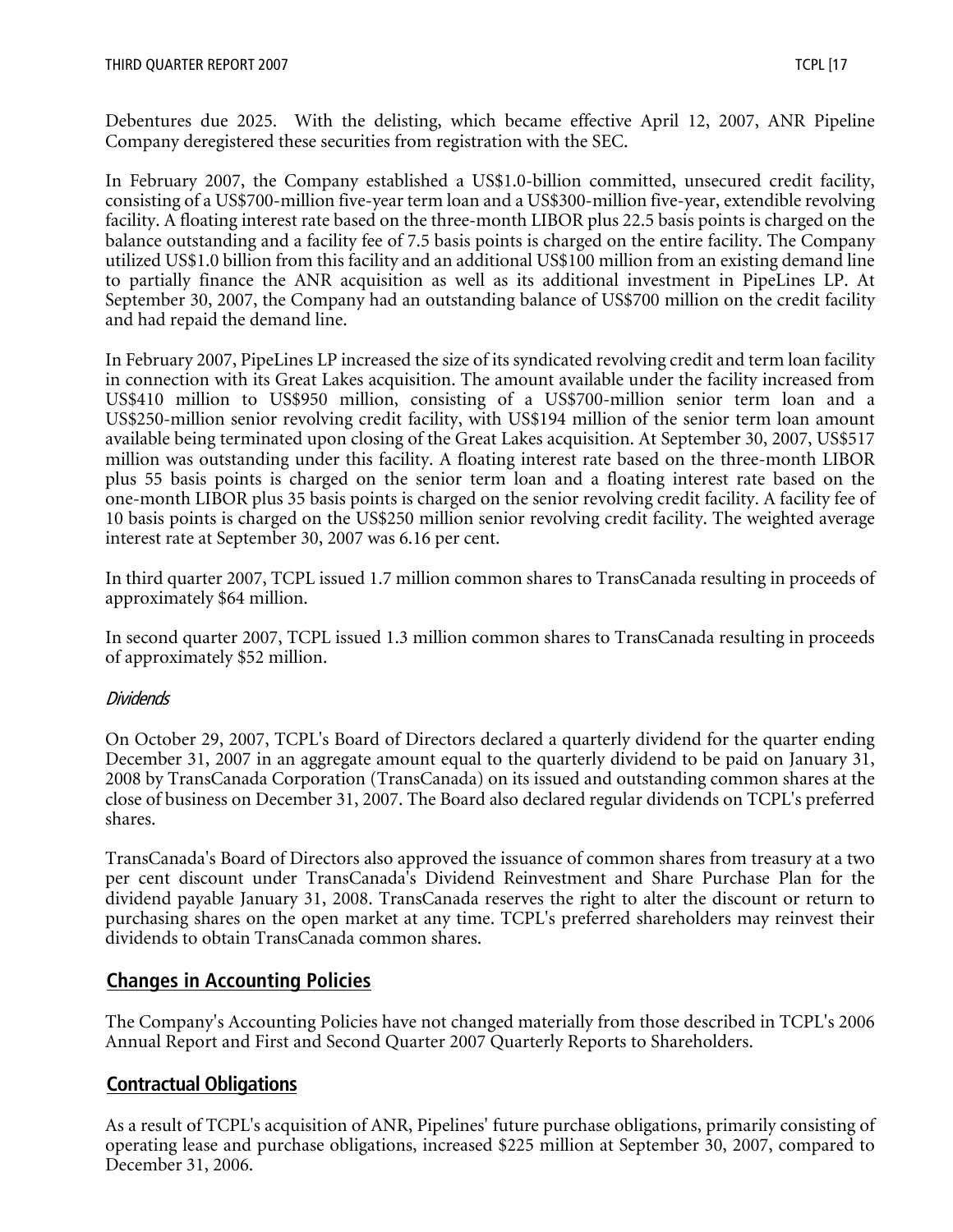Debentures due 2025. With the delisting, which became effective April 12, 2007, ANR Pipeline Company deregistered these securities from registration with the SEC.

In February 2007, the Company established a US$1.0-billion committed, unsecured credit facility, consisting of a US$700-million five-year term loan and a US$300-million five-year, extendible revolving facility. A floating interest rate based on the three-month LIBOR plus 22.5 basis points is charged on the balance outstanding and a facility fee of 7.5 basis points is charged on the entire facility. The Company utilized US$1.0 billion from this facility and an additional US$100 million from an existing demand line to partially finance the ANR acquisition as well as its additional investment in PipeLines LP. At September 30, 2007, the Company had an outstanding balance of US$700 million on the credit facility and had repaid the demand line.

In February 2007, PipeLines LP increased the size of its syndicated revolving credit and term loan facility in connection with its Great Lakes acquisition. The amount available under the facility increased from US$410 million to US$950 million, consisting of a US$700-million senior term loan and a US$250-million senior revolving credit facility, with US$194 million of the senior term loan amount available being terminated upon closing of the Great Lakes acquisition. At September 30, 2007, US$517 million was outstanding under this facility. A floating interest rate based on the three-month LIBOR plus 55 basis points is charged on the senior term loan and a floating interest rate based on the one-month LIBOR plus 35 basis points is charged on the senior revolving credit facility. A facility fee of 10 basis points is charged on the US$250 million senior revolving credit facility. The weighted average interest rate at September 30, 2007 was 6.16 per cent.

In third quarter 2007, TCPL issued 1.7 million common shares to TransCanada resulting in proceeds of approximately $64 million.

In second quarter 2007, TCPL issued 1.3 million common shares to TransCanada resulting in proceeds of approximately $52 million.

*Dividends*

On October 29, 2007, TCPL's Board of Directors declared a quarterly dividend for the quarter ending December 31, 2007 in an aggregate amount equal to the quarterly dividend to be paid on January 31, 2008 by TransCanada Corporation (TransCanada) on its issued and outstanding common shares at the close of business on December 31, 2007. The Board also declared regular dividends on TCPL's preferred shares.

TransCanada's Board of Directors also approved the issuance of common shares from treasury at a two per cent discount under TransCanada's Dividend Reinvestment and Share Purchase Plan for the dividend payable January 31, 2008. TransCanada reserves the right to alter the discount or return to purchasing shares on the open market at any time. TCPL's preferred shareholders may reinvest their dividends to obtain TransCanada common shares.

## Changes in Accounting Policies

The Company's Accounting Policies have not changed materially from those described in TCPL's 2006 Annual Report and First and Second Quarter 2007 Quarterly Reports to Shareholders.

## Contractual Obligations

As a result of TCPL's acquisition of ANR, Pipelines' future purchase obligations, primarily consisting of operating lease and purchase obligations, increased $225 million at September 30, 2007, compared to December 31, 2006.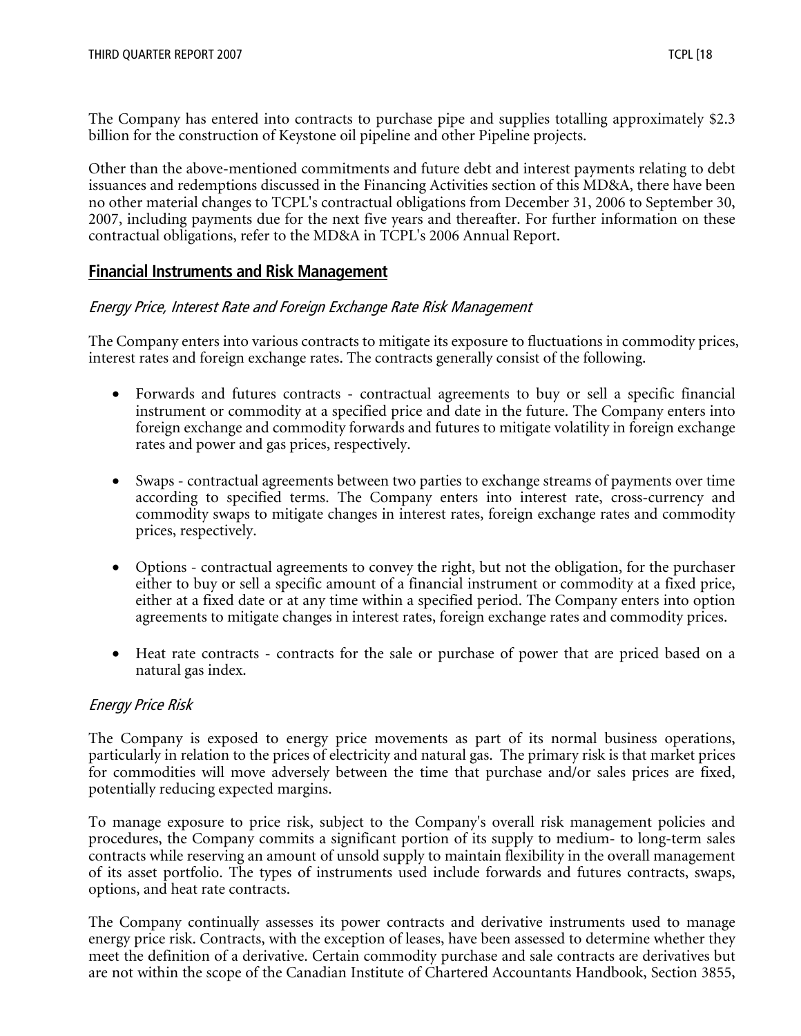The Company has entered into contracts to purchase pipe and supplies totalling approximately $2.3 billion for the construction of Keystone oil pipeline and other Pipeline projects.

Other than the above-mentioned commitments and future debt and interest payments relating to debt issuances and redemptions discussed in the Financing Activities section of this MD&A, there have been no other material changes to TCPL's contractual obligations from December 31, 2006 to September 30, 2007, including payments due for the next five years and thereafter. For further information on these contractual obligations, refer to the MD&A in TCPL's 2006 Annual Report.

## Financial Instruments and Risk Management

### *Energy Price, Interest Rate and Foreign Exchange Rate Risk Management*

The Company enters into various contracts to mitigate its exposure to fluctuations in commodity prices, interest rates and foreign exchange rates. The contracts generally consist of the following.

- Forwards and futures contracts - contractual agreements to buy or sell a specific financial instrument or commodity at a specified price and date in the future. The Company enters into foreign exchange and commodity forwards and futures to mitigate volatility in foreign exchange rates and power and gas prices, respectively.

- Swaps - contractual agreements between two parties to exchange streams of payments over time according to specified terms. The Company enters into interest rate, cross-currency and commodity swaps to mitigate changes in interest rates, foreign exchange rates and commodity prices, respectively.

- Options - contractual agreements to convey the right, but not the obligation, for the purchaser either to buy or sell a specific amount of a financial instrument or commodity at a fixed price, either at a fixed date or at any time within a specified period. The Company enters into option agreements to mitigate changes in interest rates, foreign exchange rates and commodity prices.

- Heat rate contracts - contracts for the sale or purchase of power that are priced based on a natural gas index.

### *Energy Price Risk*

The Company is exposed to energy price movements as part of its normal business operations, particularly in relation to the prices of electricity and natural gas. The primary risk is that market prices for commodities will move adversely between the time that purchase and/or sales prices are fixed, potentially reducing expected margins.

To manage exposure to price risk, subject to the Company's overall risk management policies and procedures, the Company commits a significant portion of its supply to medium- to long-term sales contracts while reserving an amount of unsold supply to maintain flexibility in the overall management of its asset portfolio. The types of instruments used include forwards and futures contracts, swaps, options, and heat rate contracts.

The Company continually assesses its power contracts and derivative instruments used to manage energy price risk. Contracts, with the exception of leases, have been assessed to determine whether they meet the definition of a derivative. Certain commodity purchase and sale contracts are derivatives but are not within the scope of the Canadian Institute of Chartered Accountants Handbook, Section 3855,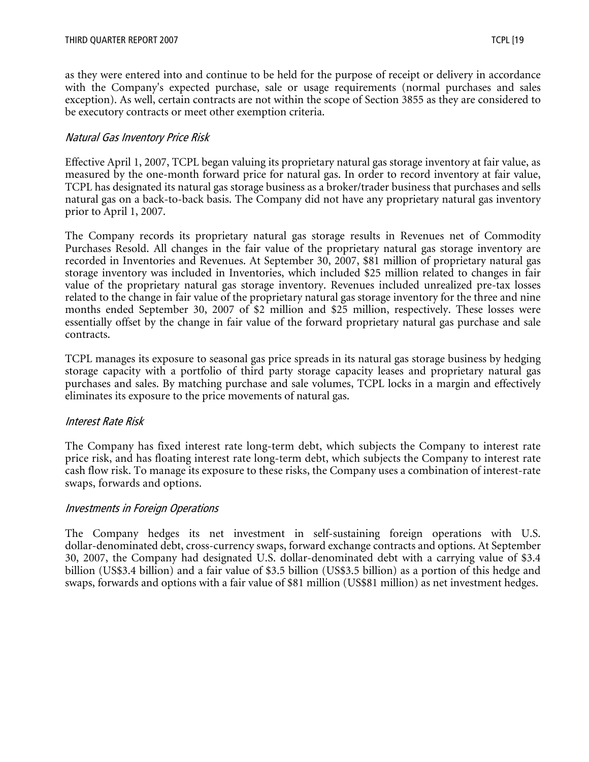as they were entered into and continue to be held for the purpose of receipt or delivery in accordance with the Company's expected purchase, sale or usage requirements (normal purchases and sales exception). As well, certain contracts are not within the scope of Section 3855 as they are considered to be executory contracts or meet other exemption criteria.

*Natural Gas Inventory Price Risk*

Effective April 1, 2007, TCPL began valuing its proprietary natural gas storage inventory at fair value, as measured by the one-month forward price for natural gas. In order to record inventory at fair value, TCPL has designated its natural gas storage business as a broker/trader business that purchases and sells natural gas on a back-to-back basis. The Company did not have any proprietary natural gas inventory prior to April 1, 2007.

The Company records its proprietary natural gas storage results in Revenues net of Commodity Purchases Resold. All changes in the fair value of the proprietary natural gas storage inventory are recorded in Inventories and Revenues. At September 30, 2007, $81 million of proprietary natural gas storage inventory was included in Inventories, which included $25 million related to changes in fair value of the proprietary natural gas storage inventory. Revenues included unrealized pre-tax losses related to the change in fair value of the proprietary natural gas storage inventory for the three and nine months ended September 30, 2007 of $2 million and $25 million, respectively. These losses were essentially offset by the change in fair value of the forward proprietary natural gas purchase and sale contracts.

TCPL manages its exposure to seasonal gas price spreads in its natural gas storage business by hedging storage capacity with a portfolio of third party storage capacity leases and proprietary natural gas purchases and sales. By matching purchase and sale volumes, TCPL locks in a margin and effectively eliminates its exposure to the price movements of natural gas.

*Interest Rate Risk*

The Company has fixed interest rate long-term debt, which subjects the Company to interest rate price risk, and has floating interest rate long-term debt, which subjects the Company to interest rate cash flow risk. To manage its exposure to these risks, the Company uses a combination of interest-rate swaps, forwards and options.

*Investments in Foreign Operations*

The Company hedges its net investment in self-sustaining foreign operations with U.S. dollar-denominated debt, cross-currency swaps, forward exchange contracts and options. At September 30, 2007, the Company had designated U.S. dollar-denominated debt with a carrying value of $3.4 billion (US$3.4 billion) and a fair value of $3.5 billion (US$3.5 billion) as a portion of this hedge and swaps, forwards and options with a fair value of $81 million (US$81 million) as net investment hedges.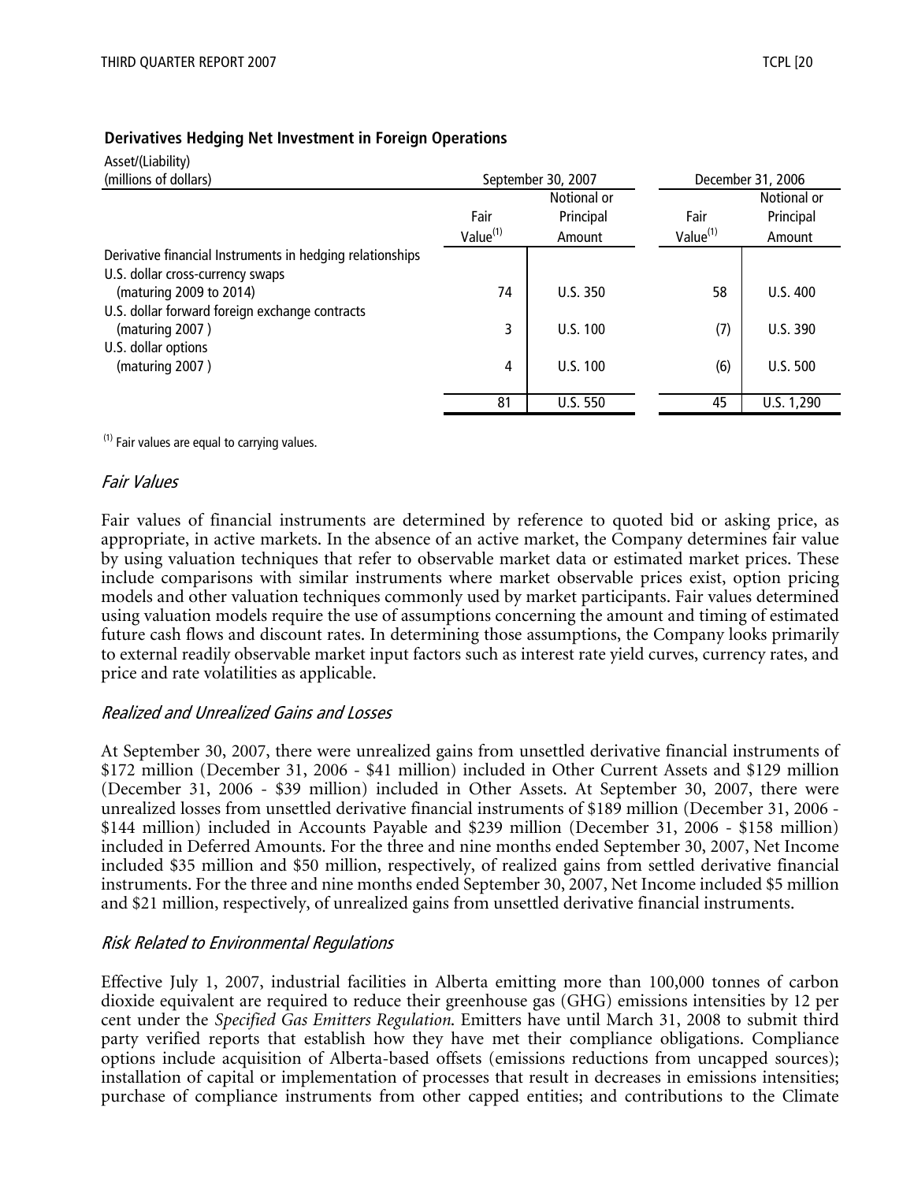**Derivatives Hedging Net Investment in Foreign Operations**

| Asset/(Liability) (millions of dollars) | September 30, 2007 | | December 31, 2006 | |
|---|---|---|---|---|
| | Fair Value(1) | Notional or Principal Amount | Fair Value(1) | Notional or Principal Amount |
| Derivative financial Instruments in hedging relationships | | | | |
| U.S. dollar cross-currency swaps (maturing 2009 to 2014) | 74 | U.S. 350 | 58 | U.S. 400 |
| U.S. dollar forward foreign exchange contracts (maturing 2007 ) | 3 | U.S. 100 | (7) | U.S. 390 |
| U.S. dollar options (maturing 2007 ) | 4 | U.S. 100 | (6) | U.S. 500 |
| | 81 | U.S. 550 | 45 | U.S. 1,290 |

(1) Fair values are equal to carrying values.

*Fair Values*

Fair values of financial instruments are determined by reference to quoted bid or asking price, as appropriate, in active markets. In the absence of an active market, the Company determines fair value by using valuation techniques that refer to observable market data or estimated market prices. These include comparisons with similar instruments where market observable prices exist, option pricing models and other valuation techniques commonly used by market participants. Fair values determined using valuation models require the use of assumptions concerning the amount and timing of estimated future cash flows and discount rates. In determining those assumptions, the Company looks primarily to external readily observable market input factors such as interest rate yield curves, currency rates, and price and rate volatilities as applicable.

*Realized and Unrealized Gains and Losses*

At September 30, 2007, there were unrealized gains from unsettled derivative financial instruments of $172 million (December 31, 2006 - $41 million) included in Other Current Assets and $129 million (December 31, 2006 - $39 million) included in Other Assets. At September 30, 2007, there were unrealized losses from unsettled derivative financial instruments of $189 million (December 31, 2006 - $144 million) included in Accounts Payable and $239 million (December 31, 2006 - $158 million) included in Deferred Amounts. For the three and nine months ended September 30, 2007, Net Income included $35 million and $50 million, respectively, of realized gains from settled derivative financial instruments. For the three and nine months ended September 30, 2007, Net Income included $5 million and $21 million, respectively, of unrealized gains from unsettled derivative financial instruments.

*Risk Related to Environmental Regulations*

Effective July 1, 2007, industrial facilities in Alberta emitting more than 100,000 tonnes of carbon dioxide equivalent are required to reduce their greenhouse gas (GHG) emissions intensities by 12 per cent under the *Specified Gas Emitters Regulation*. Emitters have until March 31, 2008 to submit third party verified reports that establish how they have met their compliance obligations. Compliance options include acquisition of Alberta-based offsets (emissions reductions from uncapped sources); installation of capital or implementation of processes that result in decreases in emissions intensities; purchase of compliance instruments from other capped entities; and contributions to the Climate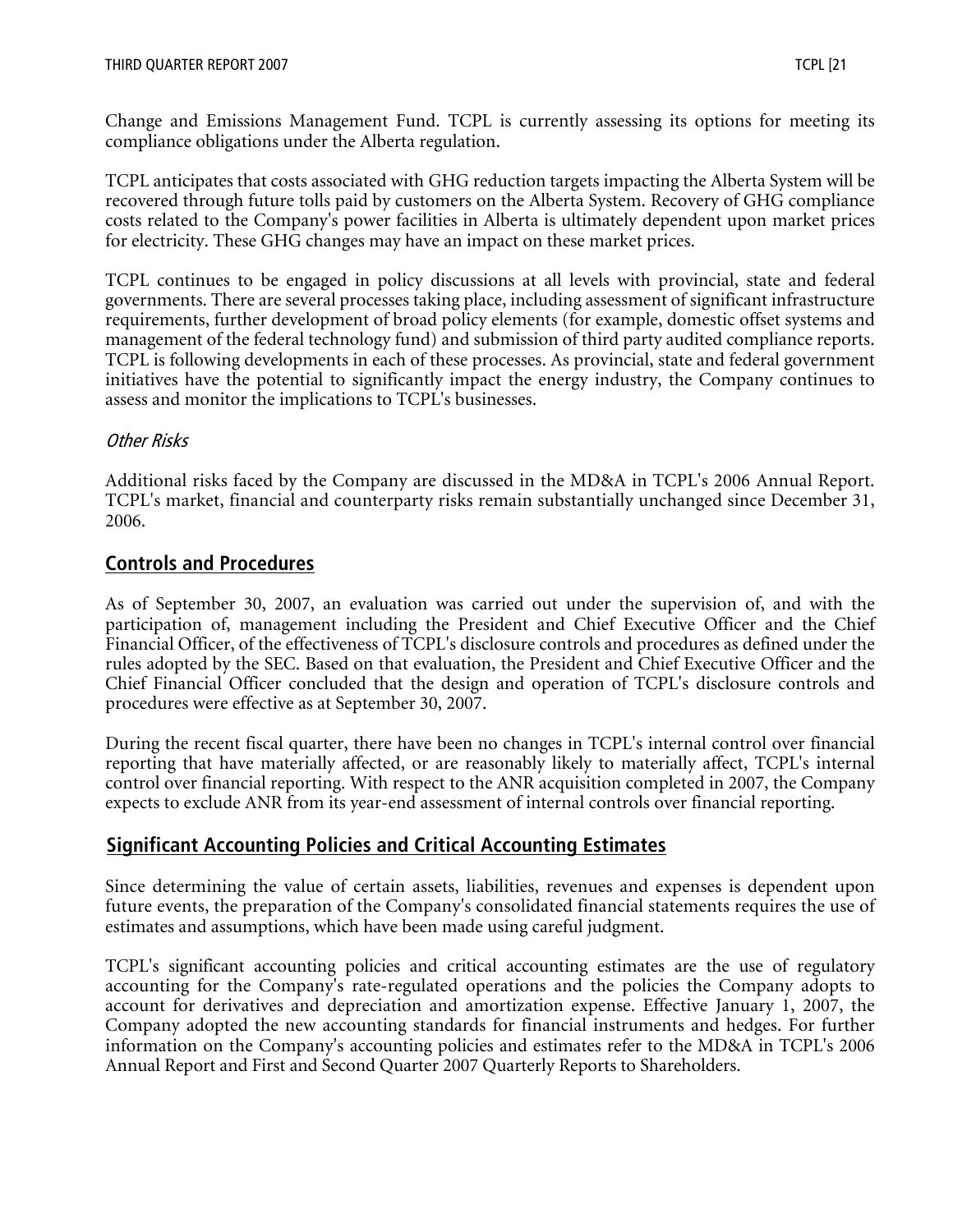Change and Emissions Management Fund. TCPL is currently assessing its options for meeting its compliance obligations under the Alberta regulation.

TCPL anticipates that costs associated with GHG reduction targets impacting the Alberta System will be recovered through future tolls paid by customers on the Alberta System. Recovery of GHG compliance costs related to the Company's power facilities in Alberta is ultimately dependent upon market prices for electricity. These GHG changes may have an impact on these market prices.

TCPL continues to be engaged in policy discussions at all levels with provincial, state and federal governments. There are several processes taking place, including assessment of significant infrastructure requirements, further development of broad policy elements (for example, domestic offset systems and management of the federal technology fund) and submission of third party audited compliance reports. TCPL is following developments in each of these processes. As provincial, state and federal government initiatives have the potential to significantly impact the energy industry, the Company continues to assess and monitor the implications to TCPL's businesses.

*Other Risks*

Additional risks faced by the Company are discussed in the MD&A in TCPL's 2006 Annual Report. TCPL's market, financial and counterparty risks remain substantially unchanged since December 31, 2006.

## Controls and Procedures

As of September 30, 2007, an evaluation was carried out under the supervision of, and with the participation of, management including the President and Chief Executive Officer and the Chief Financial Officer, of the effectiveness of TCPL's disclosure controls and procedures as defined under the rules adopted by the SEC. Based on that evaluation, the President and Chief Executive Officer and the Chief Financial Officer concluded that the design and operation of TCPL's disclosure controls and procedures were effective as at September 30, 2007.

During the recent fiscal quarter, there have been no changes in TCPL's internal control over financial reporting that have materially affected, or are reasonably likely to materially affect, TCPL's internal control over financial reporting. With respect to the ANR acquisition completed in 2007, the Company expects to exclude ANR from its year-end assessment of internal controls over financial reporting.

## Significant Accounting Policies and Critical Accounting Estimates

Since determining the value of certain assets, liabilities, revenues and expenses is dependent upon future events, the preparation of the Company's consolidated financial statements requires the use of estimates and assumptions, which have been made using careful judgment.

TCPL's significant accounting policies and critical accounting estimates are the use of regulatory accounting for the Company's rate-regulated operations and the policies the Company adopts to account for derivatives and depreciation and amortization expense. Effective January 1, 2007, the Company adopted the new accounting standards for financial instruments and hedges. For further information on the Company's accounting policies and estimates refer to the MD&A in TCPL's 2006 Annual Report and First and Second Quarter 2007 Quarterly Reports to Shareholders.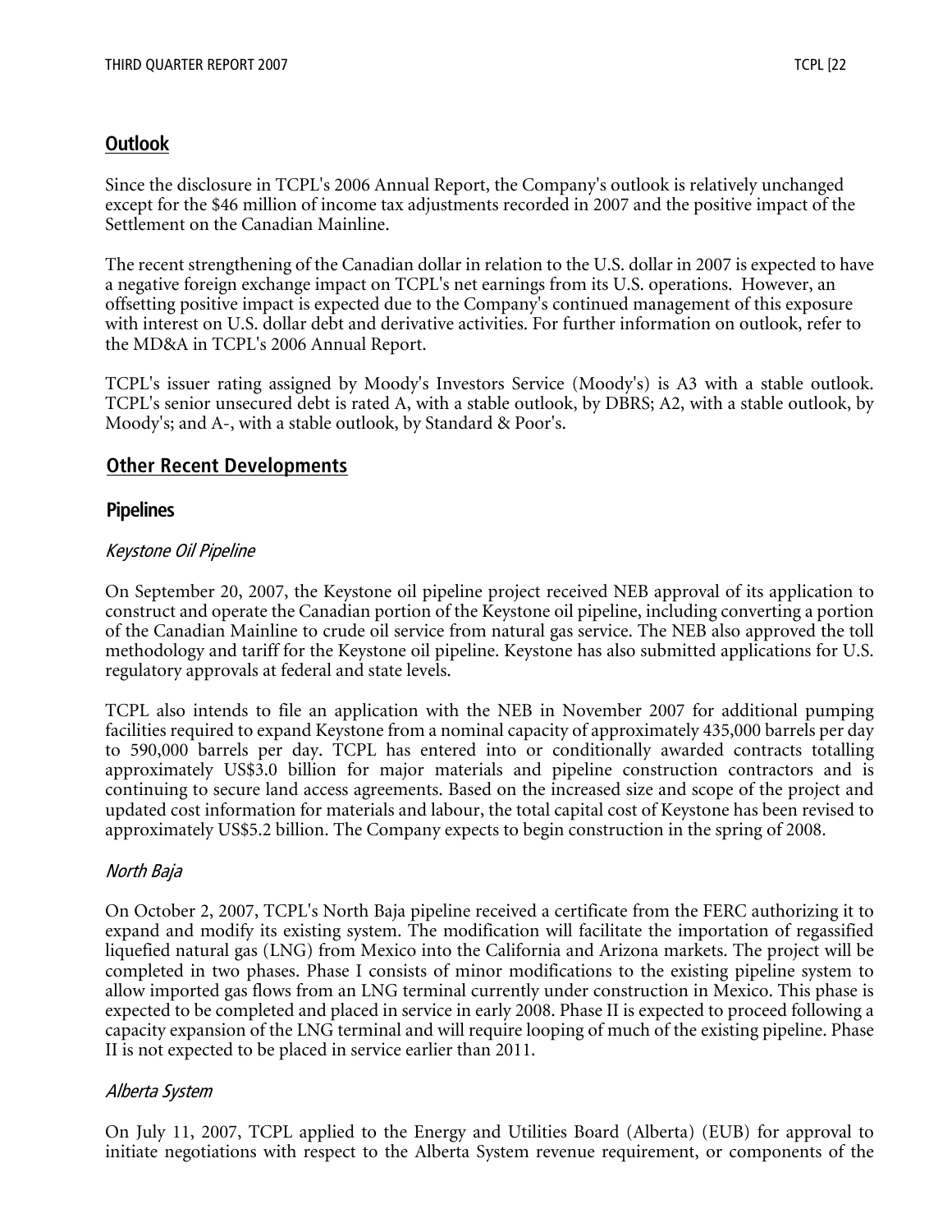## Outlook

Since the disclosure in TCPL's 2006 Annual Report, the Company's outlook is relatively unchanged except for the $46 million of income tax adjustments recorded in 2007 and the positive impact of the Settlement on the Canadian Mainline.

The recent strengthening of the Canadian dollar in relation to the U.S. dollar in 2007 is expected to have a negative foreign exchange impact on TCPL's net earnings from its U.S. operations. However, an offsetting positive impact is expected due to the Company's continued management of this exposure with interest on U.S. dollar debt and derivative activities. For further information on outlook, refer to the MD&A in TCPL's 2006 Annual Report.

TCPL's issuer rating assigned by Moody's Investors Service (Moody's) is A3 with a stable outlook. TCPL's senior unsecured debt is rated A, with a stable outlook, by DBRS; A2, with a stable outlook, by Moody's; and A-, with a stable outlook, by Standard & Poor's.

## Other Recent Developments

### Pipelines

*Keystone Oil Pipeline*

On September 20, 2007, the Keystone oil pipeline project received NEB approval of its application to construct and operate the Canadian portion of the Keystone oil pipeline, including converting a portion of the Canadian Mainline to crude oil service from natural gas service. The NEB also approved the toll methodology and tariff for the Keystone oil pipeline. Keystone has also submitted applications for U.S. regulatory approvals at federal and state levels.

TCPL also intends to file an application with the NEB in November 2007 for additional pumping facilities required to expand Keystone from a nominal capacity of approximately 435,000 barrels per day to 590,000 barrels per day. TCPL has entered into or conditionally awarded contracts totalling approximately US$3.0 billion for major materials and pipeline construction contractors and is continuing to secure land access agreements. Based on the increased size and scope of the project and updated cost information for materials and labour, the total capital cost of Keystone has been revised to approximately US$5.2 billion. The Company expects to begin construction in the spring of 2008.

*North Baja*

On October 2, 2007, TCPL's North Baja pipeline received a certificate from the FERC authorizing it to expand and modify its existing system. The modification will facilitate the importation of regassified liquefied natural gas (LNG) from Mexico into the California and Arizona markets. The project will be completed in two phases. Phase I consists of minor modifications to the existing pipeline system to allow imported gas flows from an LNG terminal currently under construction in Mexico. This phase is expected to be completed and placed in service in early 2008. Phase II is expected to proceed following a capacity expansion of the LNG terminal and will require looping of much of the existing pipeline. Phase II is not expected to be placed in service earlier than 2011.

*Alberta System*

On July 11, 2007, TCPL applied to the Energy and Utilities Board (Alberta) (EUB) for approval to initiate negotiations with respect to the Alberta System revenue requirement, or components of the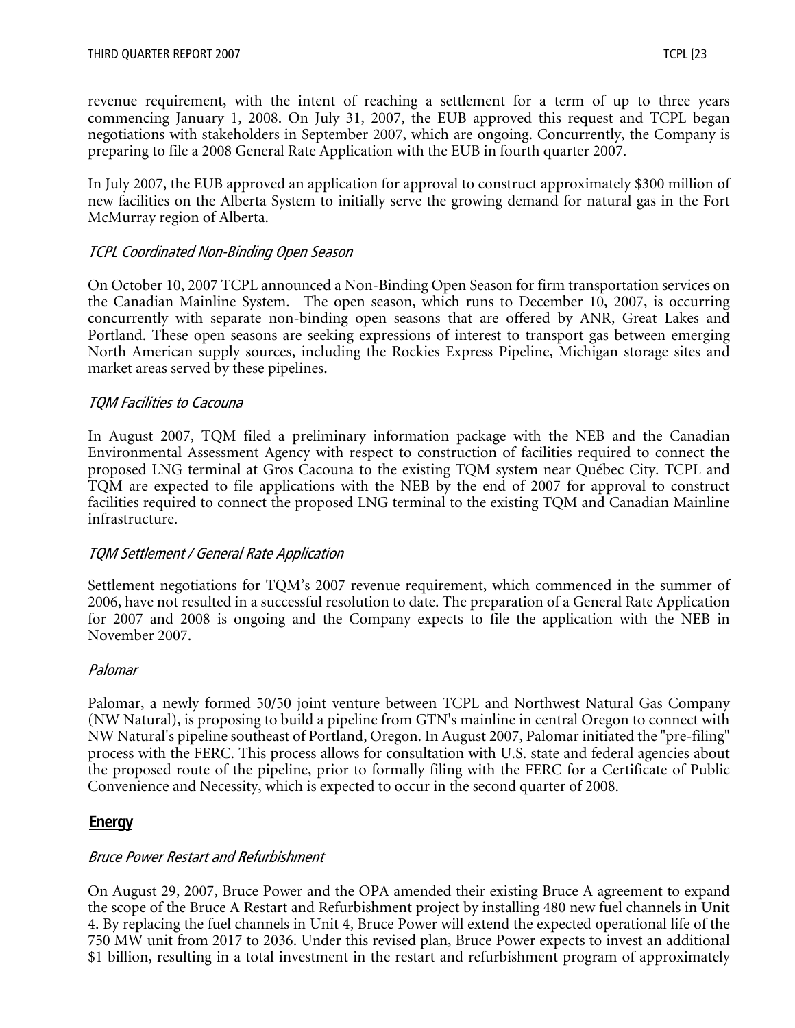revenue requirement, with the intent of reaching a settlement for a term of up to three years commencing January 1, 2008. On July 31, 2007, the EUB approved this request and TCPL began negotiations with stakeholders in September 2007, which are ongoing. Concurrently, the Company is preparing to file a 2008 General Rate Application with the EUB in fourth quarter 2007.

In July 2007, the EUB approved an application for approval to construct approximately $300 million of new facilities on the Alberta System to initially serve the growing demand for natural gas in the Fort McMurray region of Alberta.

*TCPL Coordinated Non-Binding Open Season*

On October 10, 2007 TCPL announced a Non-Binding Open Season for firm transportation services on the Canadian Mainline System. The open season, which runs to December 10, 2007, is occurring concurrently with separate non-binding open seasons that are offered by ANR, Great Lakes and Portland. These open seasons are seeking expressions of interest to transport gas between emerging North American supply sources, including the Rockies Express Pipeline, Michigan storage sites and market areas served by these pipelines.

*TQM Facilities to Cacouna*

In August 2007, TQM filed a preliminary information package with the NEB and the Canadian Environmental Assessment Agency with respect to construction of facilities required to connect the proposed LNG terminal at Gros Cacouna to the existing TQM system near Québec City. TCPL and TQM are expected to file applications with the NEB by the end of 2007 for approval to construct facilities required to connect the proposed LNG terminal to the existing TQM and Canadian Mainline infrastructure.

*TQM Settlement / General Rate Application*

Settlement negotiations for TQM's 2007 revenue requirement, which commenced in the summer of 2006, have not resulted in a successful resolution to date. The preparation of a General Rate Application for 2007 and 2008 is ongoing and the Company expects to file the application with the NEB in November 2007.

*Palomar*

Palomar, a newly formed 50/50 joint venture between TCPL and Northwest Natural Gas Company (NW Natural), is proposing to build a pipeline from GTN's mainline in central Oregon to connect with NW Natural's pipeline southeast of Portland, Oregon. In August 2007, Palomar initiated the "pre-filing" process with the FERC. This process allows for consultation with U.S. state and federal agencies about the proposed route of the pipeline, prior to formally filing with the FERC for a Certificate of Public Convenience and Necessity, which is expected to occur in the second quarter of 2008.

## Energy

*Bruce Power Restart and Refurbishment*

On August 29, 2007, Bruce Power and the OPA amended their existing Bruce A agreement to expand the scope of the Bruce A Restart and Refurbishment project by installing 480 new fuel channels in Unit 4. By replacing the fuel channels in Unit 4, Bruce Power will extend the expected operational life of the 750 MW unit from 2017 to 2036. Under this revised plan, Bruce Power expects to invest an additional $1 billion, resulting in a total investment in the restart and refurbishment program of approximately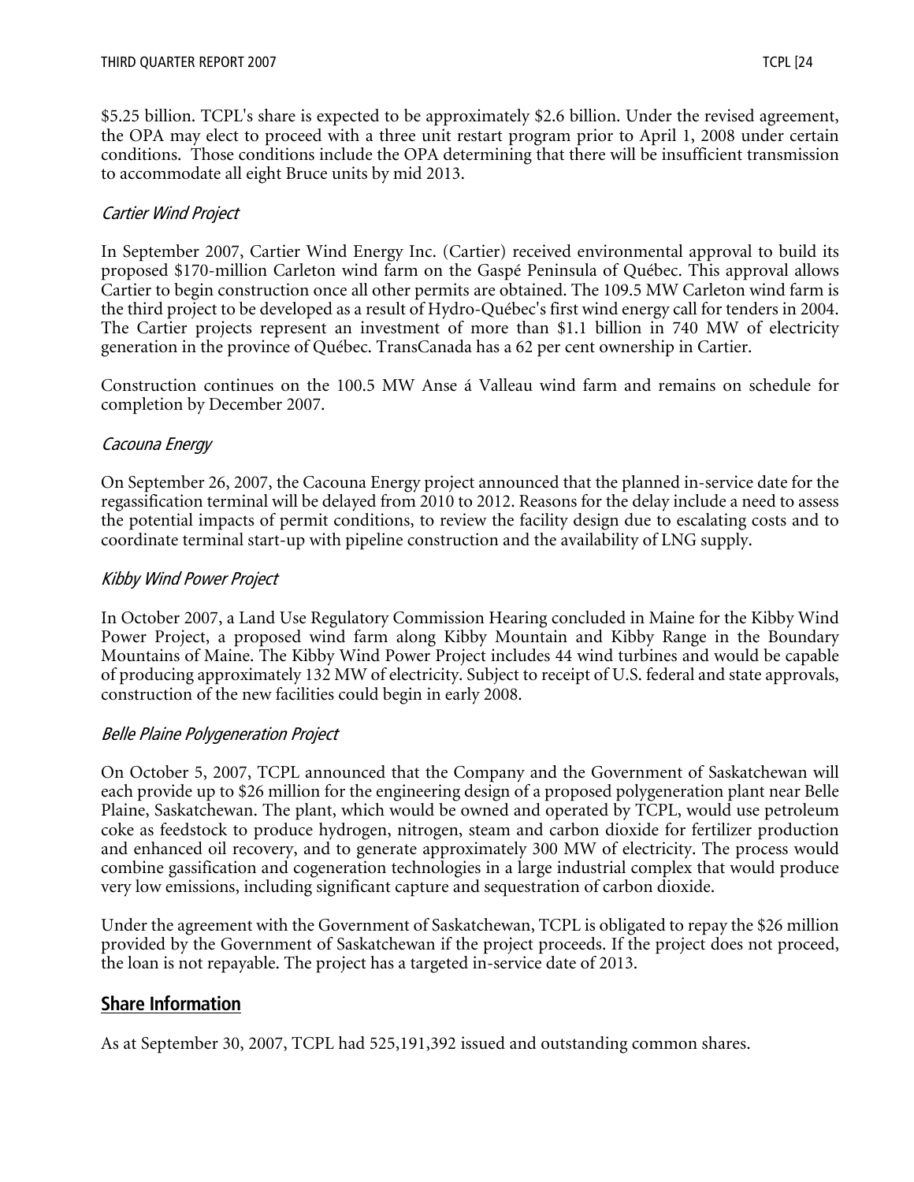$5.25 billion. TCPL's share is expected to be approximately $2.6 billion. Under the revised agreement, the OPA may elect to proceed with a three unit restart program prior to April 1, 2008 under certain conditions. Those conditions include the OPA determining that there will be insufficient transmission to accommodate all eight Bruce units by mid 2013.

*Cartier Wind Project*

In September 2007, Cartier Wind Energy Inc. (Cartier) received environmental approval to build its proposed $170-million Carleton wind farm on the Gaspé Peninsula of Québec. This approval allows Cartier to begin construction once all other permits are obtained. The 109.5 MW Carleton wind farm is the third project to be developed as a result of Hydro-Québec's first wind energy call for tenders in 2004. The Cartier projects represent an investment of more than $1.1 billion in 740 MW of electricity generation in the province of Québec. TransCanada has a 62 per cent ownership in Cartier.

Construction continues on the 100.5 MW Anse á Valleau wind farm and remains on schedule for completion by December 2007.

*Cacouna Energy*

On September 26, 2007, the Cacouna Energy project announced that the planned in-service date for the regassification terminal will be delayed from 2010 to 2012. Reasons for the delay include a need to assess the potential impacts of permit conditions, to review the facility design due to escalating costs and to coordinate terminal start-up with pipeline construction and the availability of LNG supply.

*Kibby Wind Power Project*

In October 2007, a Land Use Regulatory Commission Hearing concluded in Maine for the Kibby Wind Power Project, a proposed wind farm along Kibby Mountain and Kibby Range in the Boundary Mountains of Maine. The Kibby Wind Power Project includes 44 wind turbines and would be capable of producing approximately 132 MW of electricity. Subject to receipt of U.S. federal and state approvals, construction of the new facilities could begin in early 2008.

*Belle Plaine Polygeneration Project*

On October 5, 2007, TCPL announced that the Company and the Government of Saskatchewan will each provide up to $26 million for the engineering design of a proposed polygeneration plant near Belle Plaine, Saskatchewan. The plant, which would be owned and operated by TCPL, would use petroleum coke as feedstock to produce hydrogen, nitrogen, steam and carbon dioxide for fertilizer production and enhanced oil recovery, and to generate approximately 300 MW of electricity. The process would combine gassification and cogeneration technologies in a large industrial complex that would produce very low emissions, including significant capture and sequestration of carbon dioxide.

Under the agreement with the Government of Saskatchewan, TCPL is obligated to repay the $26 million provided by the Government of Saskatchewan if the project proceeds. If the project does not proceed, the loan is not repayable. The project has a targeted in-service date of 2013.

## Share Information

As at September 30, 2007, TCPL had 525,191,392 issued and outstanding common shares.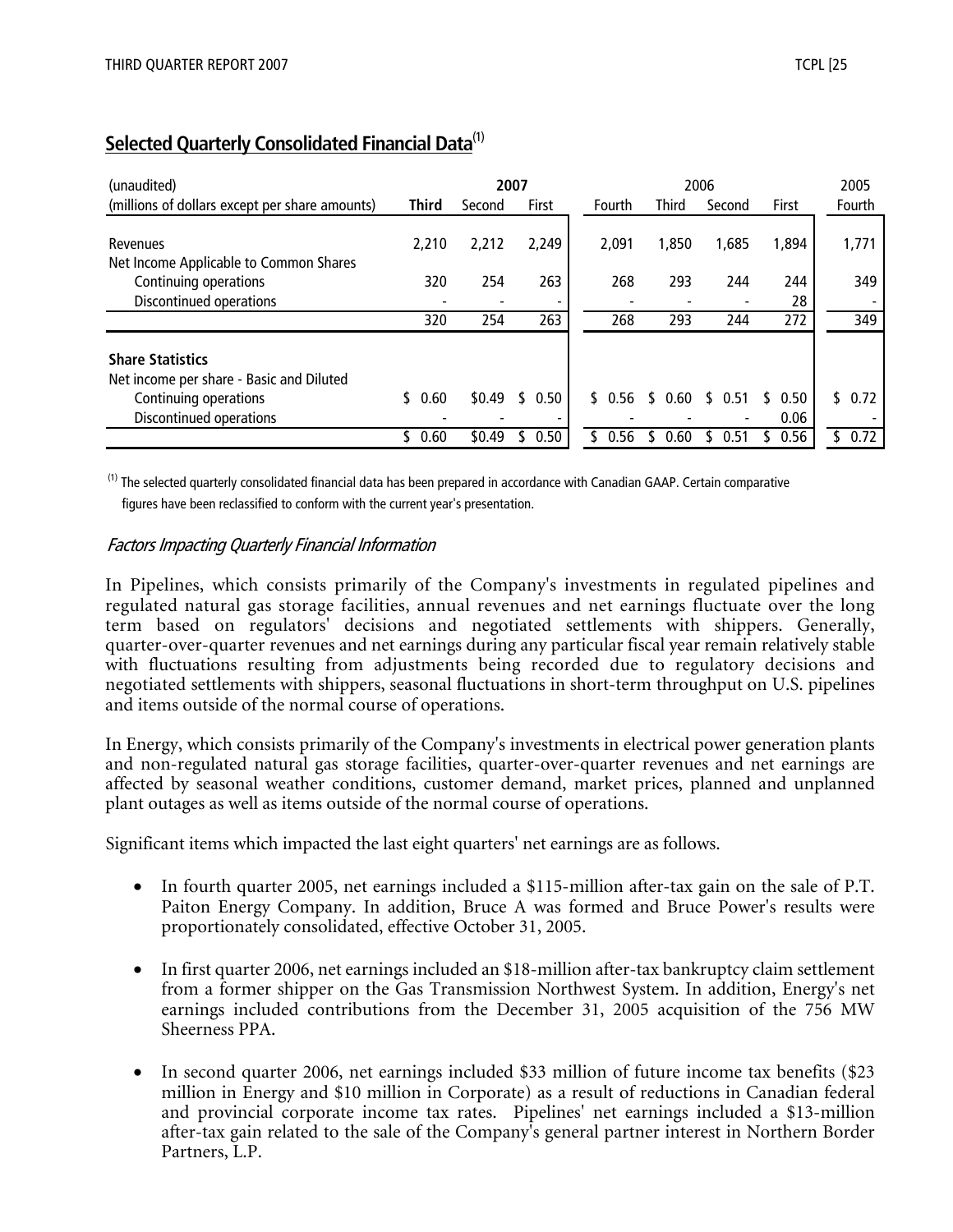## Selected Quarterly Consolidated Financial Data[1]

| (unaudited) | 2007 | | | 2006 | | | | 2005 |
|---|---|---|---|---|---|---|---|---|
| (millions of dollars except per share amounts) | **Third** | Second | First | Fourth | Third | Second | First | Fourth |
| Revenues | 2,210 | 2,212 | 2,249 | 2,091 | 1,850 | 1,685 | 1,894 | 1,771 |
| Net Income Applicable to Common Shares | | | | | | | | |
| Continuing operations | 320 | 254 | 263 | 268 | 293 | 244 | 244 | 349 |
| Discontinued operations | - | - | - | - | - | - | 28 | - |
| | 320 | 254 | 263 | 268 | 293 | 244 | 272 | 349 |
| **Share Statistics** | | | | | | | | |
| Net income per share - Basic and Diluted | | | | | | | | |
| Continuing operations | $ 0.60 | $0.49 | $ 0.50 | $ 0.56 | $ 0.60 | $ 0.51 | $ 0.50 | $ 0.72 |
| Discontinued operations | - | - | - | - | - | - | 0.06 | - |
| | $ 0.60 | $0.49 | $ 0.50 | $ 0.56 | $ 0.60 | $ 0.51 | $ 0.56 | $ 0.72 |

[1] The selected quarterly consolidated financial data has been prepared in accordance with Canadian GAAP. Certain comparative figures have been reclassified to conform with the current year's presentation.

### *Factors Impacting Quarterly Financial Information*

In Pipelines, which consists primarily of the Company's investments in regulated pipelines and regulated natural gas storage facilities, annual revenues and net earnings fluctuate over the long term based on regulators' decisions and negotiated settlements with shippers. Generally, quarter-over-quarter revenues and net earnings during any particular fiscal year remain relatively stable with fluctuations resulting from adjustments being recorded due to regulatory decisions and negotiated settlements with shippers, seasonal fluctuations in short-term throughput on U.S. pipelines and items outside of the normal course of operations.

In Energy, which consists primarily of the Company's investments in electrical power generation plants and non-regulated natural gas storage facilities, quarter-over-quarter revenues and net earnings are affected by seasonal weather conditions, customer demand, market prices, planned and unplanned plant outages as well as items outside of the normal course of operations.

Significant items which impacted the last eight quarters' net earnings are as follows.

- In fourth quarter 2005, net earnings included a $115-million after-tax gain on the sale of P.T. Paiton Energy Company. In addition, Bruce A was formed and Bruce Power's results were proportionately consolidated, effective October 31, 2005.

- In first quarter 2006, net earnings included an $18-million after-tax bankruptcy claim settlement from a former shipper on the Gas Transmission Northwest System. In addition, Energy's net earnings included contributions from the December 31, 2005 acquisition of the 756 MW Sheerness PPA.

- In second quarter 2006, net earnings included $33 million of future income tax benefits ($23 million in Energy and $10 million in Corporate) as a result of reductions in Canadian federal and provincial corporate income tax rates. Pipelines' net earnings included a $13-million after-tax gain related to the sale of the Company's general partner interest in Northern Border Partners, L.P.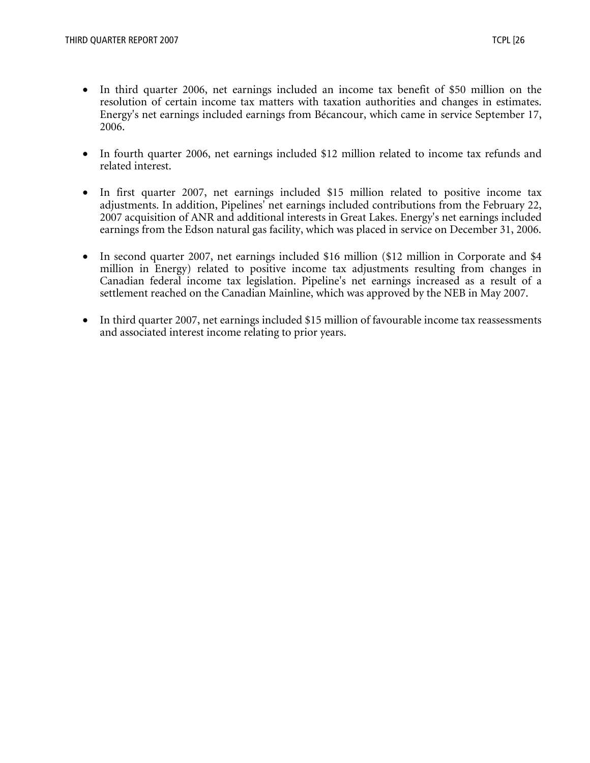- In third quarter 2006, net earnings included an income tax benefit of $50 million on the resolution of certain income tax matters with taxation authorities and changes in estimates. Energy's net earnings included earnings from Bécancour, which came in service September 17, 2006.

- In fourth quarter 2006, net earnings included $12 million related to income tax refunds and related interest.

- In first quarter 2007, net earnings included $15 million related to positive income tax adjustments. In addition, Pipelines' net earnings included contributions from the February 22, 2007 acquisition of ANR and additional interests in Great Lakes. Energy's net earnings included earnings from the Edson natural gas facility, which was placed in service on December 31, 2006.

- In second quarter 2007, net earnings included $16 million ($12 million in Corporate and $4 million in Energy) related to positive income tax adjustments resulting from changes in Canadian federal income tax legislation. Pipeline's net earnings increased as a result of a settlement reached on the Canadian Mainline, which was approved by the NEB in May 2007.

- In third quarter 2007, net earnings included $15 million of favourable income tax reassessments and associated interest income relating to prior years.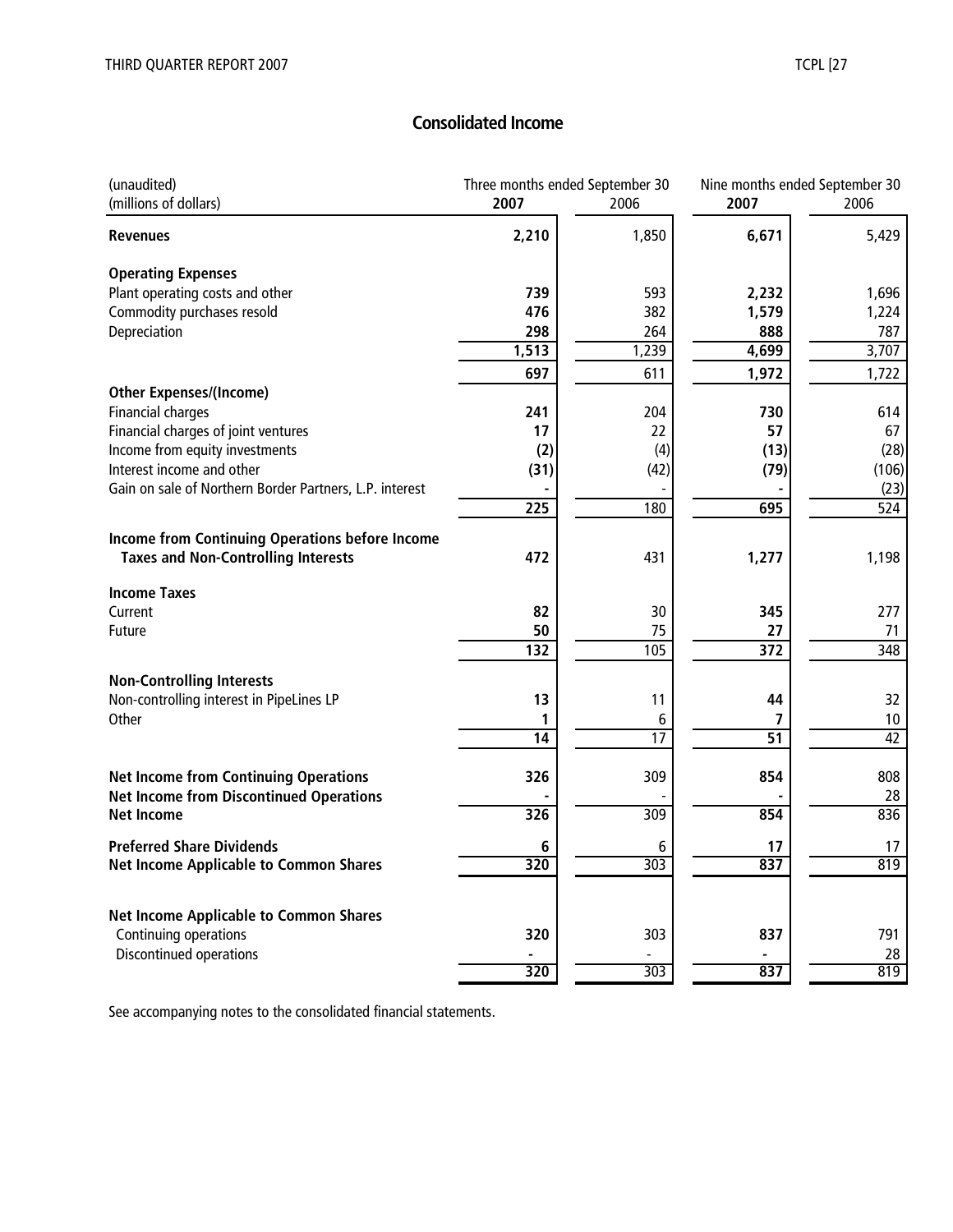## Consolidated Income

| (unaudited)<br>(millions of dollars) | Three months ended September 30<br>**2007** | <br>2006 | Nine months ended September 30<br>**2007** | <br>2006 |
|---|---|---|---|---|
| **Revenues** | **2,210** | 1,850 | **6,671** | 5,429 |
| **Operating Expenses** | | | | |
| Plant operating costs and other | **739** | 593 | **2,232** | 1,696 |
| Commodity purchases resold | **476** | 382 | **1,579** | 1,224 |
| Depreciation | **298** | 264 | **888** | 787 |
| | **1,513** | 1,239 | **4,699** | 3,707 |
| | **697** | 611 | **1,972** | 1,722 |
| **Other Expenses/(Income)** | | | | |
| Financial charges | **241** | 204 | **730** | 614 |
| Financial charges of joint ventures | **17** | 22 | **57** | 67 |
| Income from equity investments | **(2)** | (4) | **(13)** | (28) |
| Interest income and other | **(31)** | (42) | **(79)** | (106) |
| Gain on sale of Northern Border Partners, L.P. interest | **-** | - | **-** | (23) |
| | **225** | 180 | **695** | 524 |
| **Income from Continuing Operations before Income Taxes and Non-Controlling Interests** | **472** | 431 | **1,277** | 1,198 |
| **Income Taxes** | | | | |
| Current | **82** | 30 | **345** | 277 |
| Future | **50** | 75 | **27** | 71 |
| | **132** | 105 | **372** | 348 |
| **Non-Controlling Interests** | | | | |
| Non-controlling interest in PipeLines LP | **13** | 11 | **44** | 32 |
| Other | **1** | 6 | **7** | 10 |
| | **14** | 17 | **51** | 42 |
| **Net Income from Continuing Operations** | **326** | 309 | **854** | 808 |
| **Net Income from Discontinued Operations** | **-** | - | **-** | 28 |
| **Net Income** | **326** | 309 | **854** | 836 |
| **Preferred Share Dividends** | **6** | 6 | **17** | 17 |
| **Net Income Applicable to Common Shares** | **320** | 303 | **837** | 819 |
| **Net Income Applicable to Common Shares** | | | | |
| Continuing operations | **320** | 303 | **837** | 791 |
| Discontinued operations | **-** | - | **-** | 28 |
| | **320** | 303 | **837** | 819 |

See accompanying notes to the consolidated financial statements.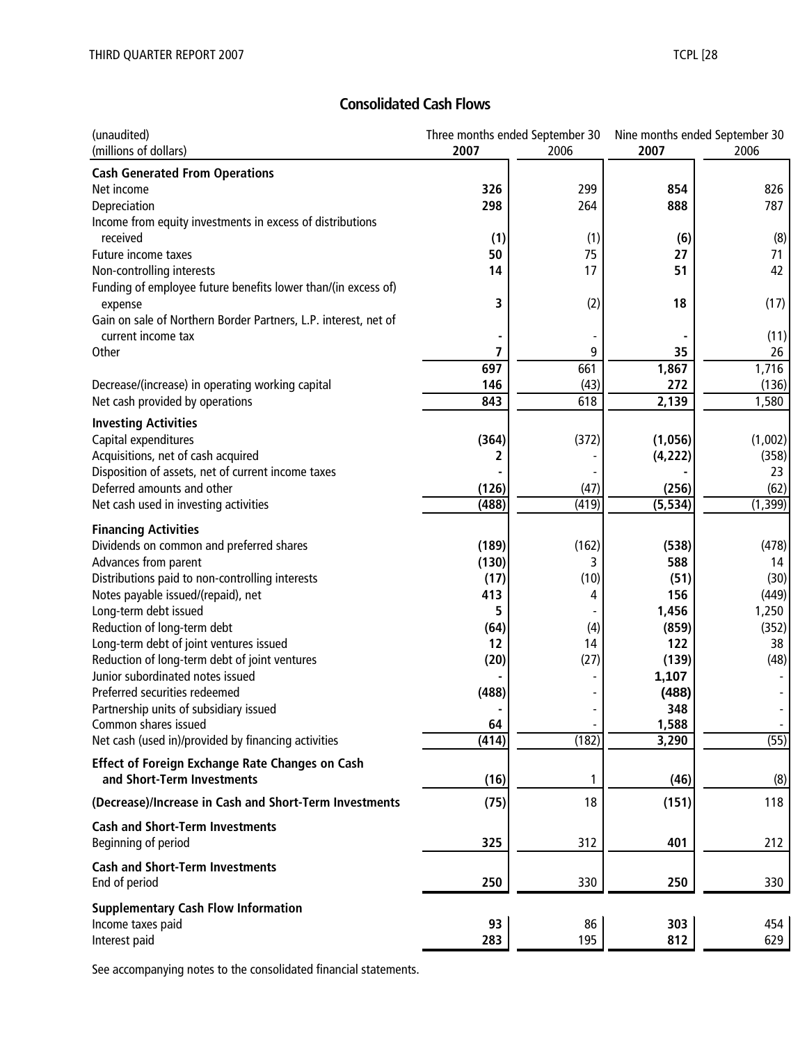## Consolidated Cash Flows

| (unaudited)<br>(millions of dollars) | Three months ended September 30 | | Nine months ended September 30 | |
|---|---|---|---|---|
| | **2007** | 2006 | **2007** | 2006 |
| **Cash Generated From Operations** | | | | |
| Net income | **326** | 299 | **854** | 826 |
| Depreciation | **298** | 264 | **888** | 787 |
| Income from equity investments in excess of distributions received | **(1)** | (1) | **(6)** | (8) |
| Future income taxes | **50** | 75 | **27** | 71 |
| Non-controlling interests | **14** | 17 | **51** | 42 |
| Funding of employee future benefits lower than/(in excess of) expense | **3** | (2) | **18** | (17) |
| Gain on sale of Northern Border Partners, L.P. interest, net of current income tax | **-** | - | **-** | (11) |
| Other | **7** | 9 | **35** | 26 |
| | **697** | 661 | **1,867** | 1,716 |
| Decrease/(increase) in operating working capital | **146** | (43) | **272** | (136) |
| Net cash provided by operations | **843** | 618 | **2,139** | 1,580 |
| **Investing Activities** | | | | |
| Capital expenditures | **(364)** | (372) | **(1,056)** | (1,002) |
| Acquisitions, net of cash acquired | **2** | - | **(4,222)** | (358) |
| Disposition of assets, net of current income taxes | **-** | - | **-** | 23 |
| Deferred amounts and other | **(126)** | (47) | **(256)** | (62) |
| Net cash used in investing activities | **(488)** | (419) | **(5,534)** | (1,399) |
| **Financing Activities** | | | | |
| Dividends on common and preferred shares | **(189)** | (162) | **(538)** | (478) |
| Advances from parent | **(130)** | 3 | **588** | 14 |
| Distributions paid to non-controlling interests | **(17)** | (10) | **(51)** | (30) |
| Notes payable issued/(repaid), net | **413** | 4 | **156** | (449) |
| Long-term debt issued | **5** | - | **1,456** | 1,250 |
| Reduction of long-term debt | **(64)** | (4) | **(859)** | (352) |
| Long-term debt of joint ventures issued | **12** | 14 | **122** | 38 |
| Reduction of long-term debt of joint ventures | **(20)** | (27) | **(139)** | (48) |
| Junior subordinated notes issued | **-** | - | **1,107** | - |
| Preferred securities redeemed | **(488)** | - | **(488)** | - |
| Partnership units of subsidiary issued | **-** | - | **348** | - |
| Common shares issued | **64** | - | **1,588** | - |
| Net cash (used in)/provided by financing activities | **(414)** | (182) | **3,290** | (55) |
| **Effect of Foreign Exchange Rate Changes on Cash and Short-Term Investments** | **(16)** | 1 | **(46)** | (8) |
| **(Decrease)/Increase in Cash and Short-Term Investments** | **(75)** | 18 | **(151)** | 118 |
| **Cash and Short-Term Investments** | | | | |
| Beginning of period | **325** | 312 | **401** | 212 |
| **Cash and Short-Term Investments** | | | | |
| End of period | **250** | 330 | **250** | 330 |
| **Supplementary Cash Flow Information** | | | | |
| Income taxes paid | **93** | 86 | **303** | 454 |
| Interest paid | **283** | 195 | **812** | 629 |

See accompanying notes to the consolidated financial statements.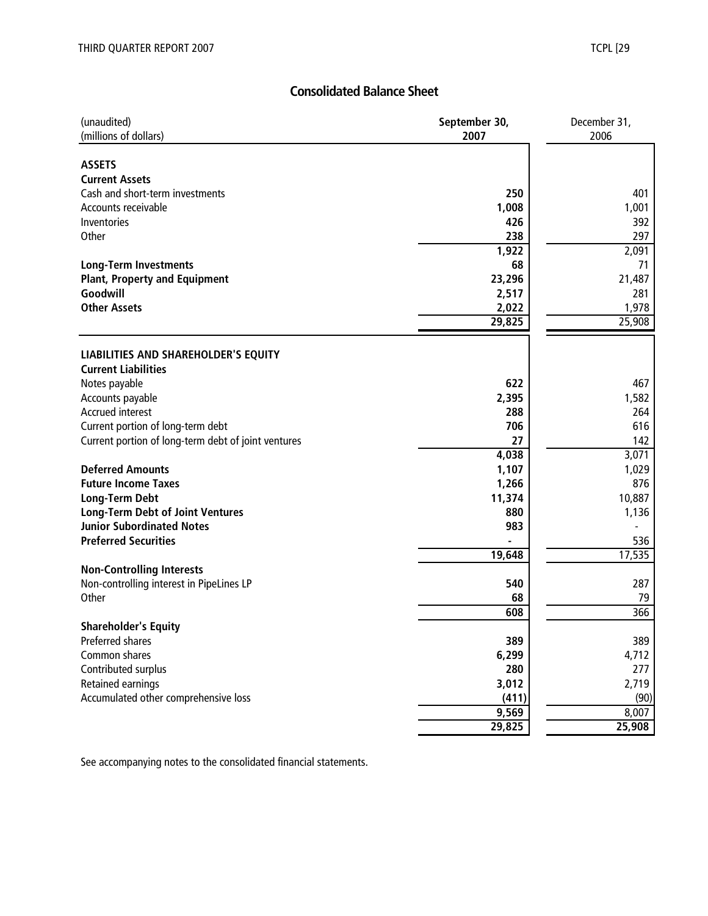## Consolidated Balance Sheet

| (unaudited)<br>(millions of dollars) | **September 30, 2007** | December 31, 2006 |
|---|---|---|
| **ASSETS** | | |
| **Current Assets** | | |
| Cash and short-term investments | **250** | 401 |
| Accounts receivable | **1,008** | 1,001 |
| Inventories | **426** | 392 |
| Other | **238** | 297 |
| | **1,922** | 2,091 |
| **Long-Term Investments** | **68** | 71 |
| **Plant, Property and Equipment** | **23,296** | 21,487 |
| **Goodwill** | **2,517** | 281 |
| **Other Assets** | **2,022** | 1,978 |
| | **29,825** | 25,908 |
| **LIABILITIES AND SHAREHOLDER'S EQUITY** | | |
| **Current Liabilities** | | |
| Notes payable | **622** | 467 |
| Accounts payable | **2,395** | 1,582 |
| Accrued interest | **288** | 264 |
| Current portion of long-term debt | **706** | 616 |
| Current portion of long-term debt of joint ventures | **27** | 142 |
| | **4,038** | 3,071 |
| **Deferred Amounts** | **1,107** | 1,029 |
| **Future Income Taxes** | **1,266** | 876 |
| **Long-Term Debt** | **11,374** | 10,887 |
| **Long-Term Debt of Joint Ventures** | **880** | 1,136 |
| **Junior Subordinated Notes** | **983** | - |
| **Preferred Securities** | **-** | 536 |
| | **19,648** | 17,535 |
| **Non-Controlling Interests** | | |
| Non-controlling interest in PipeLines LP | **540** | 287 |
| Other | **68** | 79 |
| | **608** | 366 |
| **Shareholder's Equity** | | |
| Preferred shares | **389** | 389 |
| Common shares | **6,299** | 4,712 |
| Contributed surplus | **280** | 277 |
| Retained earnings | **3,012** | 2,719 |
| Accumulated other comprehensive loss | **(411)** | (90) |
| | **9,569** | 8,007 |
| | **29,825** | **25,908** |

See accompanying notes to the consolidated financial statements.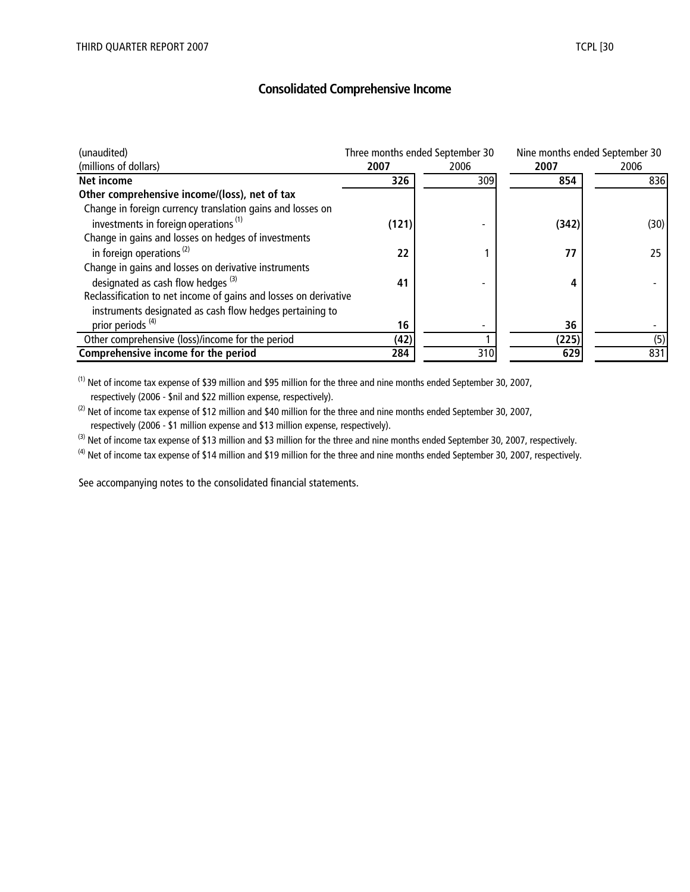# Consolidated Comprehensive Income

| (unaudited)<br>(millions of dollars) | Three months ended September 30 | | Nine months ended September 30 | |
|---|---|---|---|---|
| | **2007** | 2006 | **2007** | 2006 |
| **Net income** | **326** | 309 | **854** | 836 |
| **Other comprehensive income/(loss), net of tax** | | | | |
| Change in foreign currency translation gains and losses on investments in foreign operations [(1)] | **(121)** | - | **(342)** | (30) |
| Change in gains and losses on hedges of investments in foreign operations [(2)] | **22** | 1 | **77** | 25 |
| Change in gains and losses on derivative instruments designated as cash flow hedges [(3)] | **41** | - | **4** | - |
| Reclassification to net income of gains and losses on derivative instruments designated as cash flow hedges pertaining to prior periods [(4)] | **16** | - | **36** | - |
| Other comprehensive (loss)/income for the period | **(42)** | 1 | **(225)** | (5) |
| **Comprehensive income for the period** | **284** | 310 | **629** | 831 |

[(1)] Net of income tax expense of $39 million and $95 million for the three and nine months ended September 30, 2007, respectively (2006 - $nil and $22 million expense, respectively).

[(2)] Net of income tax expense of $12 million and $40 million for the three and nine months ended September 30, 2007, respectively (2006 - $1 million expense and $13 million expense, respectively).

[(3)] Net of income tax expense of $13 million and $3 million for the three and nine months ended September 30, 2007, respectively.

[(4)] Net of income tax expense of $14 million and $19 million for the three and nine months ended September 30, 2007, respectively.

See accompanying notes to the consolidated financial statements.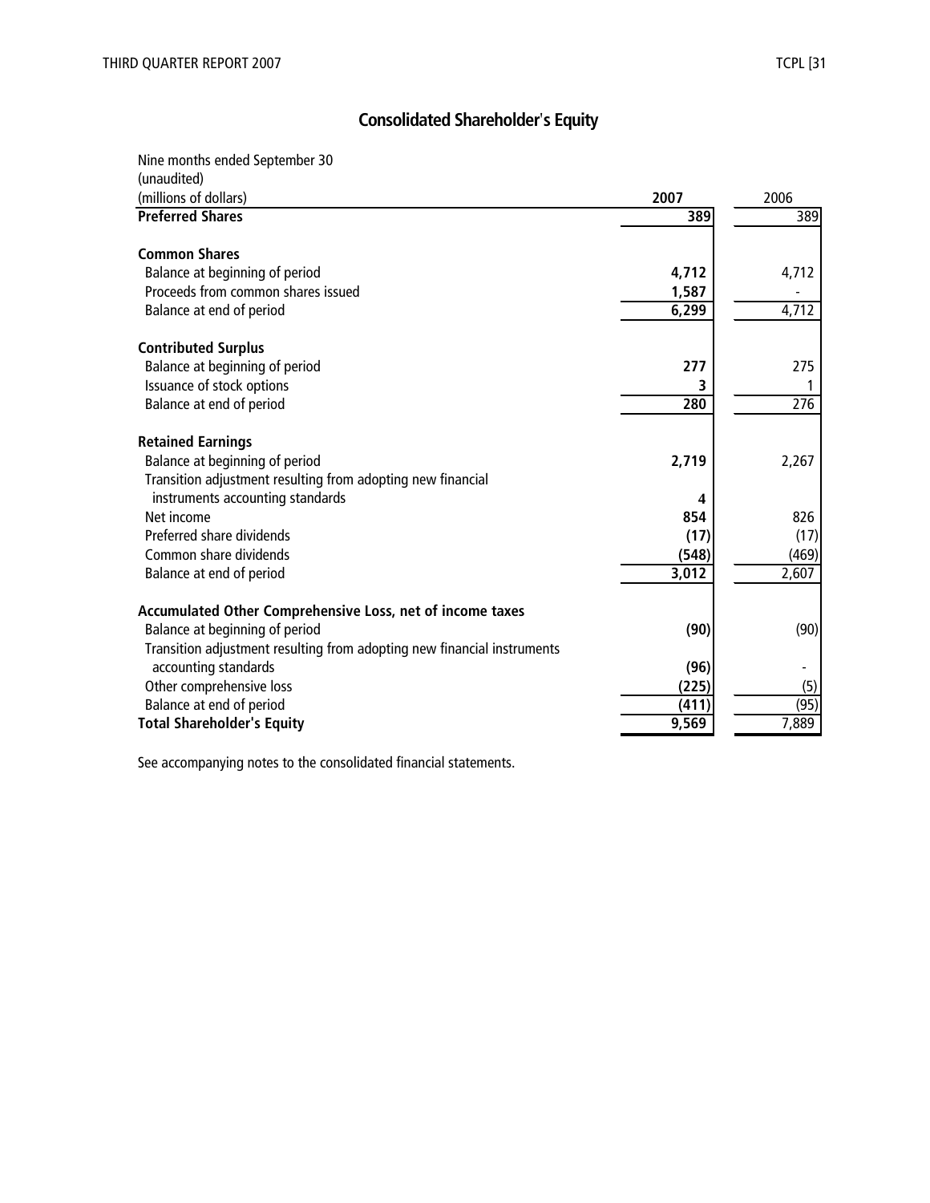## Consolidated Shareholder's Equity

| Nine months ended September 30<br>(unaudited)<br>(millions of dollars) | **2007** | 2006 |
|---|---|---|
| **Preferred Shares** | **389** | 389 |
| | | |
| **Common Shares** | | |
| Balance at beginning of period | **4,712** | 4,712 |
| Proceeds from common shares issued | **1,587** | - |
| Balance at end of period | **6,299** | 4,712 |
| | | |
| **Contributed Surplus** | | |
| Balance at beginning of period | **277** | 275 |
| Issuance of stock options | **3** | 1 |
| Balance at end of period | **280** | 276 |
| | | |
| **Retained Earnings** | | |
| Balance at beginning of period | **2,719** | 2,267 |
| Transition adjustment resulting from adopting new financial instruments accounting standards | **4** | |
| Net income | **854** | 826 |
| Preferred share dividends | **(17)** | (17) |
| Common share dividends | **(548)** | (469) |
| Balance at end of period | **3,012** | 2,607 |
| | | |
| **Accumulated Other Comprehensive Loss, net of income taxes** | | |
| Balance at beginning of period | **(90)** | (90) |
| Transition adjustment resulting from adopting new financial instruments accounting standards | **(96)** | - |
| Other comprehensive loss | **(225)** | (5) |
| Balance at end of period | **(411)** | (95) |
| **Total Shareholder's Equity** | **9,569** | 7,889 |

See accompanying notes to the consolidated financial statements.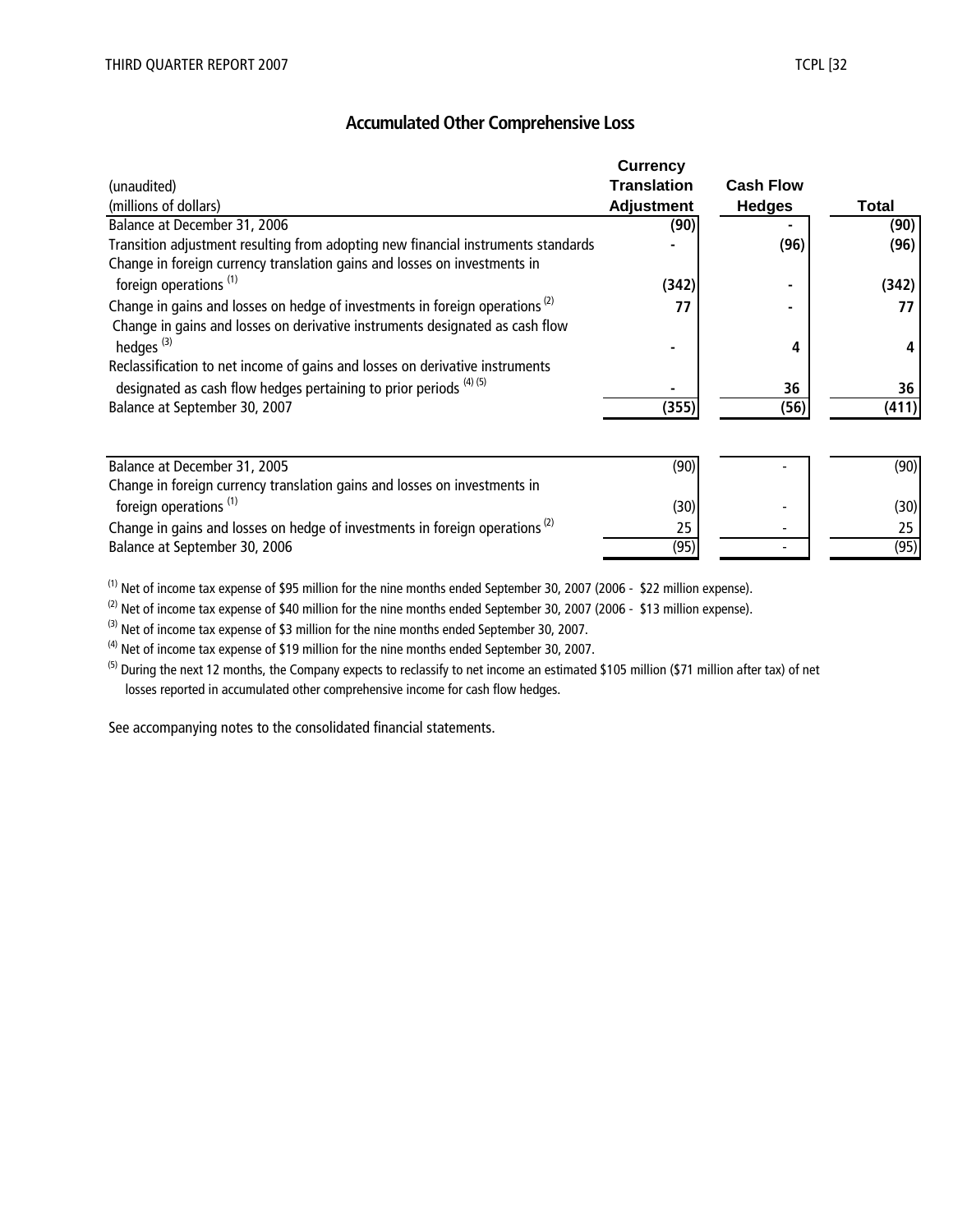## Accumulated Other Comprehensive Loss

| (unaudited)<br>(millions of dollars) | Currency Translation Adjustment | Cash Flow Hedges | Total |
|---|---|---|---|
| Balance at December 31, 2006 | **(90)** | **-** | **(90)** |
| Transition adjustment resulting from adopting new financial instruments standards | **-** | **(96)** | **(96)** |
| Change in foreign currency translation gains and losses on investments in foreign operations [(1)] | **(342)** | **-** | **(342)** |
| Change in gains and losses on hedge of investments in foreign operations [(2)] | **77** | **-** | **77** |
| Change in gains and losses on derivative instruments designated as cash flow hedges [(3)] | **-** | **4** | **4** |
| Reclassification to net income of gains and losses on derivative instruments designated as cash flow hedges pertaining to prior periods [(4) (5)] | **-** | **36** | **36** |
| Balance at September 30, 2007 | **(355)** | **(56)** | **(411)** |
| | | | |
| Balance at December 31, 2005 | (90) | - | (90) |
| Change in foreign currency translation gains and losses on investments in foreign operations [(1)] | (30) | - | (30) |
| Change in gains and losses on hedge of investments in foreign operations [(2)] | 25 | - | 25 |
| Balance at September 30, 2006 | (95) | - | (95) |

[(1)] Net of income tax expense of $95 million for the nine months ended September 30, 2007 (2006 - $22 million expense).

[(2)] Net of income tax expense of $40 million for the nine months ended September 30, 2007 (2006 - $13 million expense).

[(3)] Net of income tax expense of $3 million for the nine months ended September 30, 2007.

[(4)] Net of income tax expense of $19 million for the nine months ended September 30, 2007.

[(5)] During the next 12 months, the Company expects to reclassify to net income an estimated $105 million ($71 million after tax) of net losses reported in accumulated other comprehensive income for cash flow hedges.

See accompanying notes to the consolidated financial statements.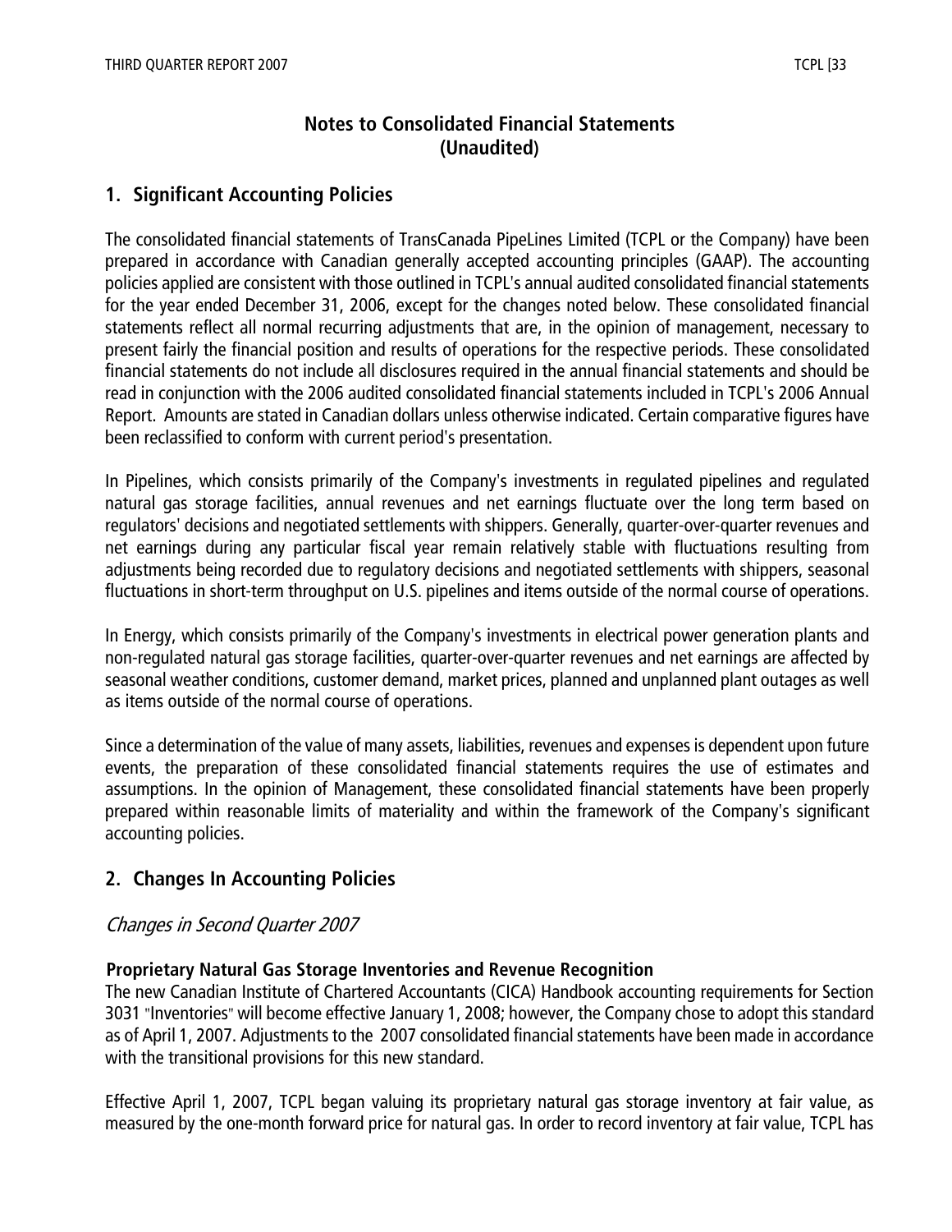# Notes to Consolidated Financial Statements
# (Unaudited)

## 1. Significant Accounting Policies

The consolidated financial statements of TransCanada PipeLines Limited (TCPL or the Company) have been prepared in accordance with Canadian generally accepted accounting principles (GAAP). The accounting policies applied are consistent with those outlined in TCPL's annual audited consolidated financial statements for the year ended December 31, 2006, except for the changes noted below. These consolidated financial statements reflect all normal recurring adjustments that are, in the opinion of management, necessary to present fairly the financial position and results of operations for the respective periods. These consolidated financial statements do not include all disclosures required in the annual financial statements and should be read in conjunction with the 2006 audited consolidated financial statements included in TCPL's 2006 Annual Report. Amounts are stated in Canadian dollars unless otherwise indicated. Certain comparative figures have been reclassified to conform with current period's presentation.

In Pipelines, which consists primarily of the Company's investments in regulated pipelines and regulated natural gas storage facilities, annual revenues and net earnings fluctuate over the long term based on regulators' decisions and negotiated settlements with shippers. Generally, quarter-over-quarter revenues and net earnings during any particular fiscal year remain relatively stable with fluctuations resulting from adjustments being recorded due to regulatory decisions and negotiated settlements with shippers, seasonal fluctuations in short-term throughput on U.S. pipelines and items outside of the normal course of operations.

In Energy, which consists primarily of the Company's investments in electrical power generation plants and non-regulated natural gas storage facilities, quarter-over-quarter revenues and net earnings are affected by seasonal weather conditions, customer demand, market prices, planned and unplanned plant outages as well as items outside of the normal course of operations.

Since a determination of the value of many assets, liabilities, revenues and expenses is dependent upon future events, the preparation of these consolidated financial statements requires the use of estimates and assumptions. In the opinion of Management, these consolidated financial statements have been properly prepared within reasonable limits of materiality and within the framework of the Company's significant accounting policies.

## 2. Changes In Accounting Policies

### *Changes in Second Quarter 2007*

**Proprietary Natural Gas Storage Inventories and Revenue Recognition**

The new Canadian Institute of Chartered Accountants (CICA) Handbook accounting requirements for Section 3031 "Inventories" will become effective January 1, 2008; however, the Company chose to adopt this standard as of April 1, 2007. Adjustments to the 2007 consolidated financial statements have been made in accordance with the transitional provisions for this new standard.

Effective April 1, 2007, TCPL began valuing its proprietary natural gas storage inventory at fair value, as measured by the one-month forward price for natural gas. In order to record inventory at fair value, TCPL has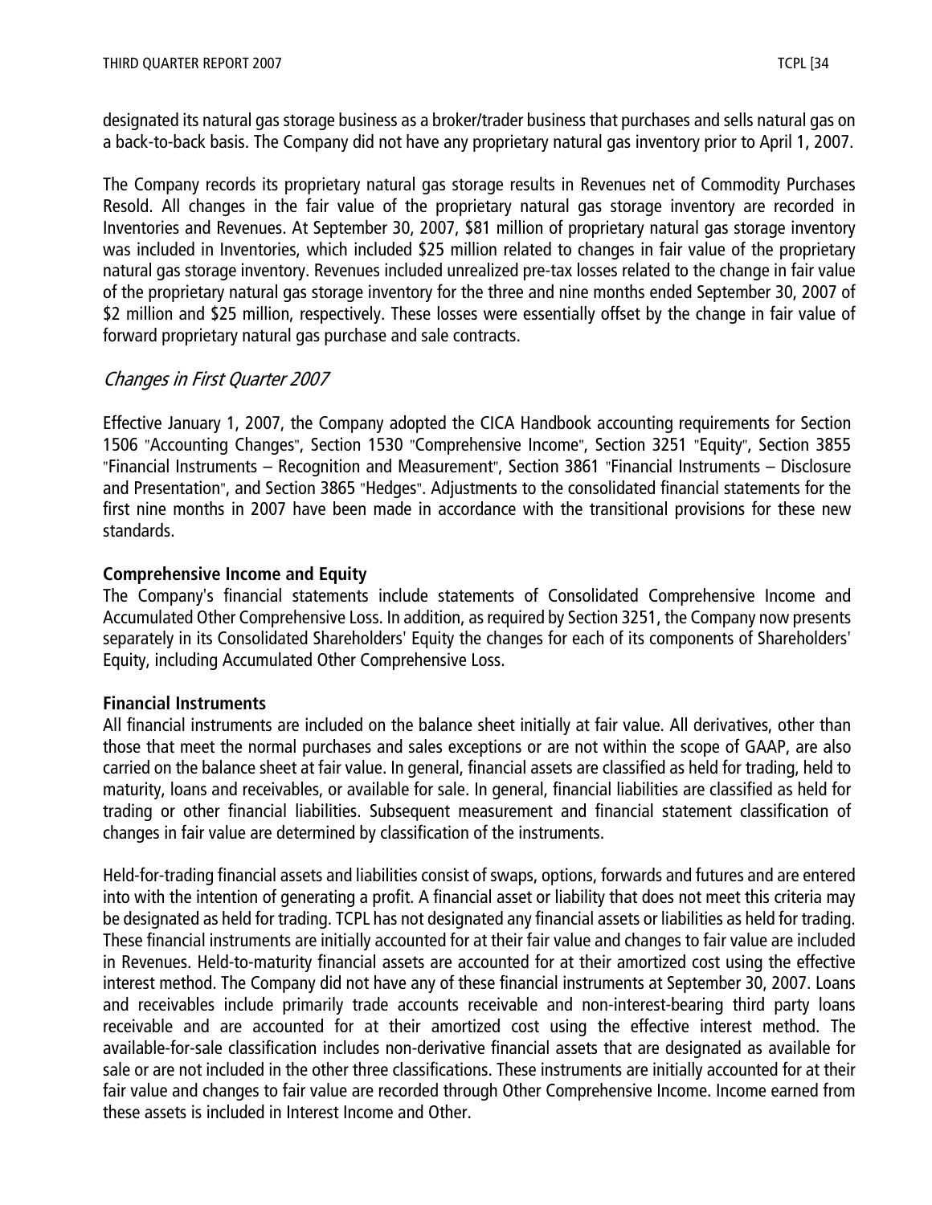designated its natural gas storage business as a broker/trader business that purchases and sells natural gas on a back-to-back basis. The Company did not have any proprietary natural gas inventory prior to April 1, 2007.

The Company records its proprietary natural gas storage results in Revenues net of Commodity Purchases Resold. All changes in the fair value of the proprietary natural gas storage inventory are recorded in Inventories and Revenues. At September 30, 2007, $81 million of proprietary natural gas storage inventory was included in Inventories, which included $25 million related to changes in fair value of the proprietary natural gas storage inventory. Revenues included unrealized pre-tax losses related to the change in fair value of the proprietary natural gas storage inventory for the three and nine months ended September 30, 2007 of $2 million and $25 million, respectively. These losses were essentially offset by the change in fair value of forward proprietary natural gas purchase and sale contracts.

## *Changes in First Quarter 2007*

Effective January 1, 2007, the Company adopted the CICA Handbook accounting requirements for Section 1506 "Accounting Changes", Section 1530 "Comprehensive Income", Section 3251 "Equity", Section 3855 "Financial Instruments – Recognition and Measurement", Section 3861 "Financial Instruments – Disclosure and Presentation", and Section 3865 "Hedges". Adjustments to the consolidated financial statements for the first nine months in 2007 have been made in accordance with the transitional provisions for these new standards.

**Comprehensive Income and Equity**

The Company's financial statements include statements of Consolidated Comprehensive Income and Accumulated Other Comprehensive Loss. In addition, as required by Section 3251, the Company now presents separately in its Consolidated Shareholders' Equity the changes for each of its components of Shareholders' Equity, including Accumulated Other Comprehensive Loss.

**Financial Instruments**

All financial instruments are included on the balance sheet initially at fair value. All derivatives, other than those that meet the normal purchases and sales exceptions or are not within the scope of GAAP, are also carried on the balance sheet at fair value. In general, financial assets are classified as held for trading, held to maturity, loans and receivables, or available for sale. In general, financial liabilities are classified as held for trading or other financial liabilities. Subsequent measurement and financial statement classification of changes in fair value are determined by classification of the instruments.

Held-for-trading financial assets and liabilities consist of swaps, options, forwards and futures and are entered into with the intention of generating a profit. A financial asset or liability that does not meet this criteria may be designated as held for trading. TCPL has not designated any financial assets or liabilities as held for trading. These financial instruments are initially accounted for at their fair value and changes to fair value are included in Revenues. Held-to-maturity financial assets are accounted for at their amortized cost using the effective interest method. The Company did not have any of these financial instruments at September 30, 2007. Loans and receivables include primarily trade accounts receivable and non-interest-bearing third party loans receivable and are accounted for at their amortized cost using the effective interest method. The available-for-sale classification includes non-derivative financial assets that are designated as available for sale or are not included in the other three classifications. These instruments are initially accounted for at their fair value and changes to fair value are recorded through Other Comprehensive Income. Income earned from these assets is included in Interest Income and Other.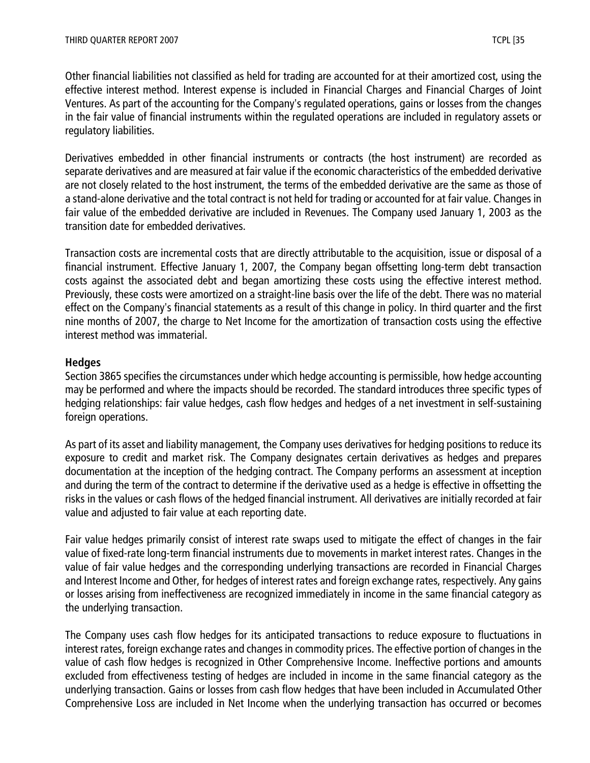Other financial liabilities not classified as held for trading are accounted for at their amortized cost, using the effective interest method. Interest expense is included in Financial Charges and Financial Charges of Joint Ventures. As part of the accounting for the Company's regulated operations, gains or losses from the changes in the fair value of financial instruments within the regulated operations are included in regulatory assets or regulatory liabilities.

Derivatives embedded in other financial instruments or contracts (the host instrument) are recorded as separate derivatives and are measured at fair value if the economic characteristics of the embedded derivative are not closely related to the host instrument, the terms of the embedded derivative are the same as those of a stand-alone derivative and the total contract is not held for trading or accounted for at fair value. Changes in fair value of the embedded derivative are included in Revenues. The Company used January 1, 2003 as the transition date for embedded derivatives.

Transaction costs are incremental costs that are directly attributable to the acquisition, issue or disposal of a financial instrument. Effective January 1, 2007, the Company began offsetting long-term debt transaction costs against the associated debt and began amortizing these costs using the effective interest method. Previously, these costs were amortized on a straight-line basis over the life of the debt. There was no material effect on the Company's financial statements as a result of this change in policy. In third quarter and the first nine months of 2007, the charge to Net Income for the amortization of transaction costs using the effective interest method was immaterial.

**Hedges**

Section 3865 specifies the circumstances under which hedge accounting is permissible, how hedge accounting may be performed and where the impacts should be recorded. The standard introduces three specific types of hedging relationships: fair value hedges, cash flow hedges and hedges of a net investment in self-sustaining foreign operations.

As part of its asset and liability management, the Company uses derivatives for hedging positions to reduce its exposure to credit and market risk. The Company designates certain derivatives as hedges and prepares documentation at the inception of the hedging contract. The Company performs an assessment at inception and during the term of the contract to determine if the derivative used as a hedge is effective in offsetting the risks in the values or cash flows of the hedged financial instrument. All derivatives are initially recorded at fair value and adjusted to fair value at each reporting date.

Fair value hedges primarily consist of interest rate swaps used to mitigate the effect of changes in the fair value of fixed-rate long-term financial instruments due to movements in market interest rates. Changes in the value of fair value hedges and the corresponding underlying transactions are recorded in Financial Charges and Interest Income and Other, for hedges of interest rates and foreign exchange rates, respectively. Any gains or losses arising from ineffectiveness are recognized immediately in income in the same financial category as the underlying transaction.

The Company uses cash flow hedges for its anticipated transactions to reduce exposure to fluctuations in interest rates, foreign exchange rates and changes in commodity prices. The effective portion of changes in the value of cash flow hedges is recognized in Other Comprehensive Income. Ineffective portions and amounts excluded from effectiveness testing of hedges are included in income in the same financial category as the underlying transaction. Gains or losses from cash flow hedges that have been included in Accumulated Other Comprehensive Loss are included in Net Income when the underlying transaction has occurred or becomes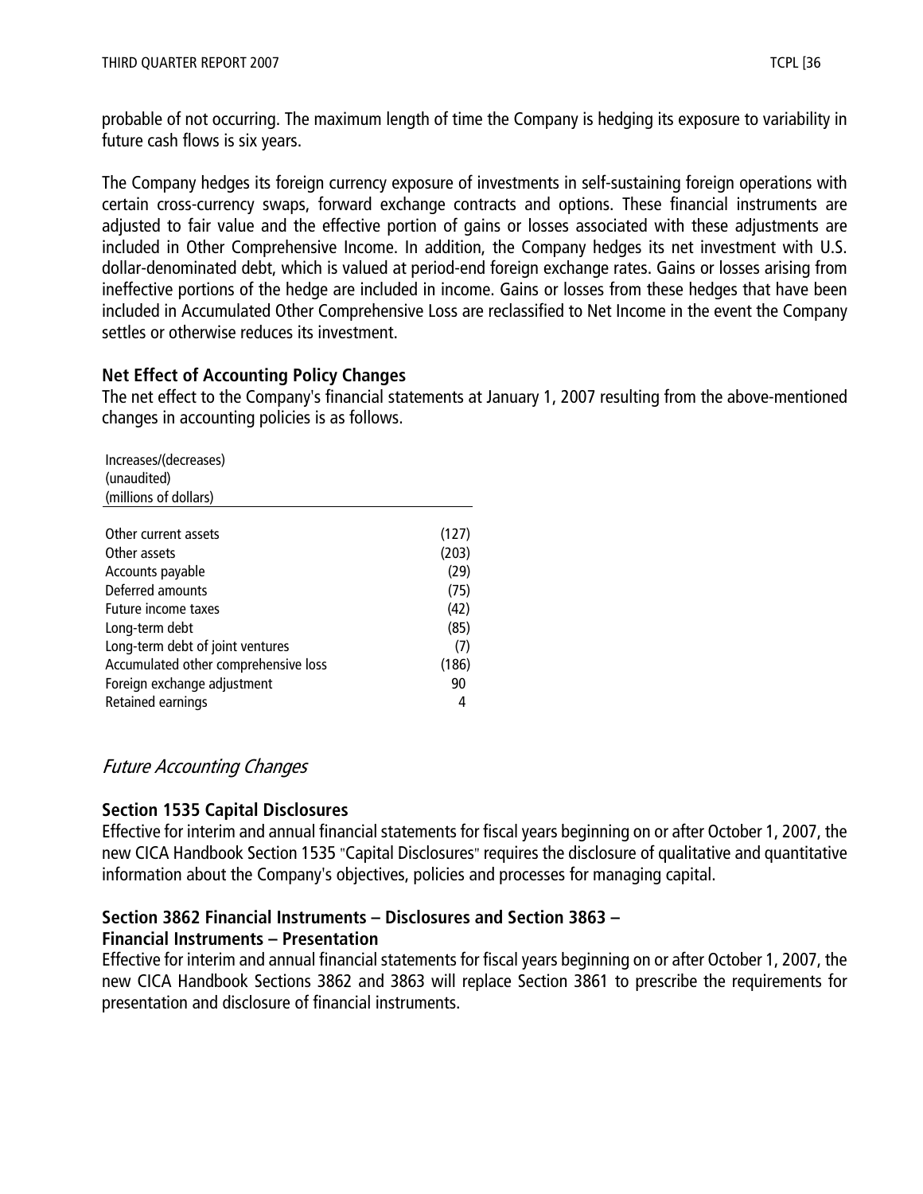probable of not occurring. The maximum length of time the Company is hedging its exposure to variability in future cash flows is six years.

The Company hedges its foreign currency exposure of investments in self-sustaining foreign operations with certain cross-currency swaps, forward exchange contracts and options. These financial instruments are adjusted to fair value and the effective portion of gains or losses associated with these adjustments are included in Other Comprehensive Income. In addition, the Company hedges its net investment with U.S. dollar-denominated debt, which is valued at period-end foreign exchange rates. Gains or losses arising from ineffective portions of the hedge are included in income. Gains or losses from these hedges that have been included in Accumulated Other Comprehensive Loss are reclassified to Net Income in the event the Company settles or otherwise reduces its investment.

**Net Effect of Accounting Policy Changes**

The net effect to the Company's financial statements at January 1, 2007 resulting from the above-mentioned changes in accounting policies is as follows.

| Increases/(decreases)<br>(unaudited)<br>(millions of dollars) | |
|---|---|
| Other current assets | (127) |
| Other assets | (203) |
| Accounts payable | (29) |
| Deferred amounts | (75) |
| Future income taxes | (42) |
| Long-term debt | (85) |
| Long-term debt of joint ventures | (7) |
| Accumulated other comprehensive loss | (186) |
| Foreign exchange adjustment | 90 |
| Retained earnings | 4 |

## *Future Accounting Changes*

**Section 1535 Capital Disclosures**

Effective for interim and annual financial statements for fiscal years beginning on or after October 1, 2007, the new CICA Handbook Section 1535 "Capital Disclosures" requires the disclosure of qualitative and quantitative information about the Company's objectives, policies and processes for managing capital.

**Section 3862 Financial Instruments – Disclosures and Section 3863 – Financial Instruments – Presentation**

Effective for interim and annual financial statements for fiscal years beginning on or after October 1, 2007, the new CICA Handbook Sections 3862 and 3863 will replace Section 3861 to prescribe the requirements for presentation and disclosure of financial instruments.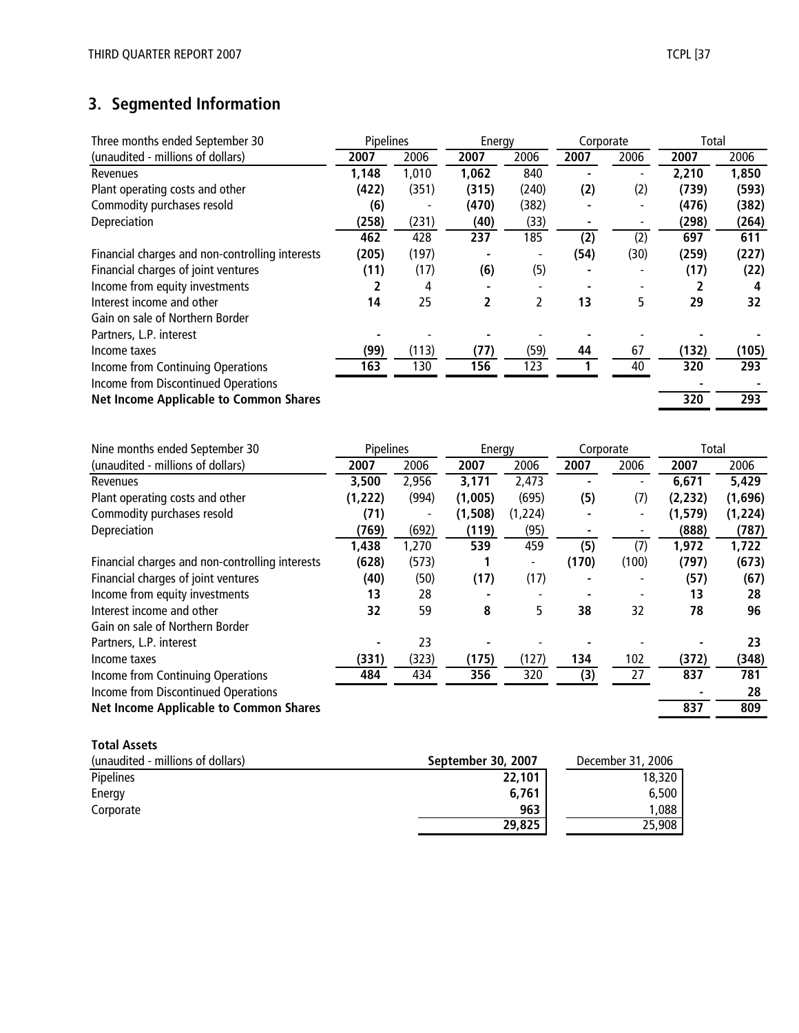## 3. Segmented Information

| Three months ended September 30 | Pipelines | | Energy | | Corporate | | Total | |
|---|---|---|---|---|---|---|---|---|
| (unaudited - millions of dollars) | **2007** | 2006 | **2007** | 2006 | **2007** | 2006 | **2007** | 2006 |
| Revenues | **1,148** | 1,010 | **1,062** | 840 | **-** | - | **2,210** | **1,850** |
| Plant operating costs and other | **(422)** | (351) | **(315)** | (240) | **(2)** | (2) | **(739)** | **(593)** |
| Commodity purchases resold | **(6)** | - | **(470)** | (382) | **-** | - | **(476)** | **(382)** |
| Depreciation | **(258)** | (231) | **(40)** | (33) | **-** | - | **(298)** | **(264)** |
| | **462** | 428 | **237** | 185 | **(2)** | (2) | **697** | **611** |
| Financial charges and non-controlling interests | **(205)** | (197) | **-** | - | **(54)** | (30) | **(259)** | **(227)** |
| Financial charges of joint ventures | **(11)** | (17) | **(6)** | (5) | **-** | - | **(17)** | **(22)** |
| Income from equity investments | **2** | 4 | **-** | - | **-** | - | **2** | **4** |
| Interest income and other | **14** | 25 | **2** | 2 | **13** | 5 | **29** | **32** |
| Gain on sale of Northern Border Partners, L.P. interest | **-** | - | **-** | - | **-** | - | **-** | **-** |
| Income taxes | **(99)** | (113) | **(77)** | (59) | **44** | 67 | **(132)** | **(105)** |
| Income from Continuing Operations | **163** | 130 | **156** | 123 | **1** | 40 | **320** | **293** |
| Income from Discontinued Operations | | | | | | | **-** | **-** |
| **Net Income Applicable to Common Shares** | | | | | | | **320** | **293** |

| Nine months ended September 30 | Pipelines | | Energy | | Corporate | | Total | |
|---|---|---|---|---|---|---|---|---|
| (unaudited - millions of dollars) | **2007** | 2006 | **2007** | 2006 | **2007** | 2006 | **2007** | 2006 |
| Revenues | **3,500** | 2,956 | **3,171** | 2,473 | **-** | - | **6,671** | **5,429** |
| Plant operating costs and other | **(1,222)** | (994) | **(1,005)** | (695) | **(5)** | (7) | **(2,232)** | **(1,696)** |
| Commodity purchases resold | **(71)** | - | **(1,508)** | (1,224) | **-** | - | **(1,579)** | **(1,224)** |
| Depreciation | **(769)** | (692) | **(119)** | (95) | **-** | - | **(888)** | **(787)** |
| | **1,438** | 1,270 | **539** | 459 | **(5)** | (7) | **1,972** | **1,722** |
| Financial charges and non-controlling interests | **(628)** | (573) | **1** | - | **(170)** | (100) | **(797)** | **(673)** |
| Financial charges of joint ventures | **(40)** | (50) | **(17)** | (17) | **-** | - | **(57)** | **(67)** |
| Income from equity investments | **13** | 28 | **-** | - | **-** | - | **13** | **28** |
| Interest income and other | **32** | 59 | **8** | 5 | **38** | 32 | **78** | **96** |
| Gain on sale of Northern Border Partners, L.P. interest | **-** | 23 | **-** | - | **-** | - | **-** | **23** |
| Income taxes | **(331)** | (323) | **(175)** | (127) | **134** | 102 | **(372)** | **(348)** |
| Income from Continuing Operations | **484** | 434 | **356** | 320 | **(3)** | 27 | **837** | **781** |
| Income from Discontinued Operations | | | | | | | **-** | **28** |
| **Net Income Applicable to Common Shares** | | | | | | | **837** | **809** |

**Total Assets**

| (unaudited - millions of dollars) | **September 30, 2007** | December 31, 2006 |
|---|---|---|
| Pipelines | **22,101** | 18,320 |
| Energy | **6,761** | 6,500 |
| Corporate | **963** | 1,088 |
| | **29,825** | 25,908 |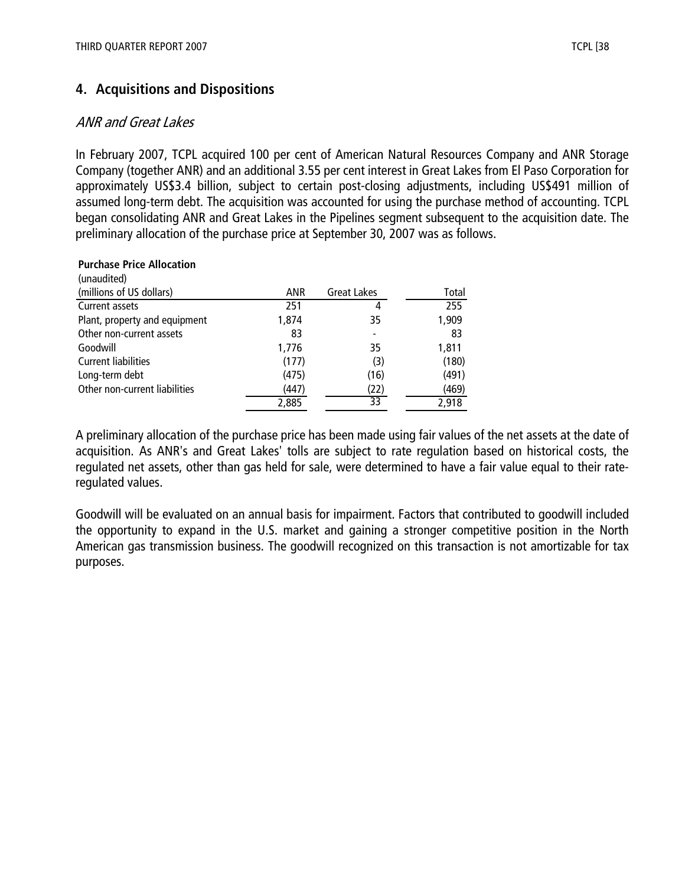## 4. Acquisitions and Dispositions

### *ANR and Great Lakes*

In February 2007, TCPL acquired 100 per cent of American Natural Resources Company and ANR Storage Company (together ANR) and an additional 3.55 per cent interest in Great Lakes from El Paso Corporation for approximately US$3.4 billion, subject to certain post-closing adjustments, including US$491 million of assumed long-term debt. The acquisition was accounted for using the purchase method of accounting. TCPL began consolidating ANR and Great Lakes in the Pipelines segment subsequent to the acquisition date. The preliminary allocation of the purchase price at September 30, 2007 was as follows.

**Purchase Price Allocation**
(unaudited)

| (millions of US dollars) | ANR | Great Lakes | Total |
|---|---|---|---|
| Current assets | 251 | 4 | 255 |
| Plant, property and equipment | 1,874 | 35 | 1,909 |
| Other non-current assets | 83 | - | 83 |
| Goodwill | 1,776 | 35 | 1,811 |
| Current liabilities | (177) | (3) | (180) |
| Long-term debt | (475) | (16) | (491) |
| Other non-current liabilities | (447) | (22) | (469) |
| | 2,885 | 33 | 2,918 |

A preliminary allocation of the purchase price has been made using fair values of the net assets at the date of acquisition. As ANR's and Great Lakes' tolls are subject to rate regulation based on historical costs, the regulated net assets, other than gas held for sale, were determined to have a fair value equal to their rate-regulated values.

Goodwill will be evaluated on an annual basis for impairment. Factors that contributed to goodwill included the opportunity to expand in the U.S. market and gaining a stronger competitive position in the North American gas transmission business. The goodwill recognized on this transaction is not amortizable for tax purposes.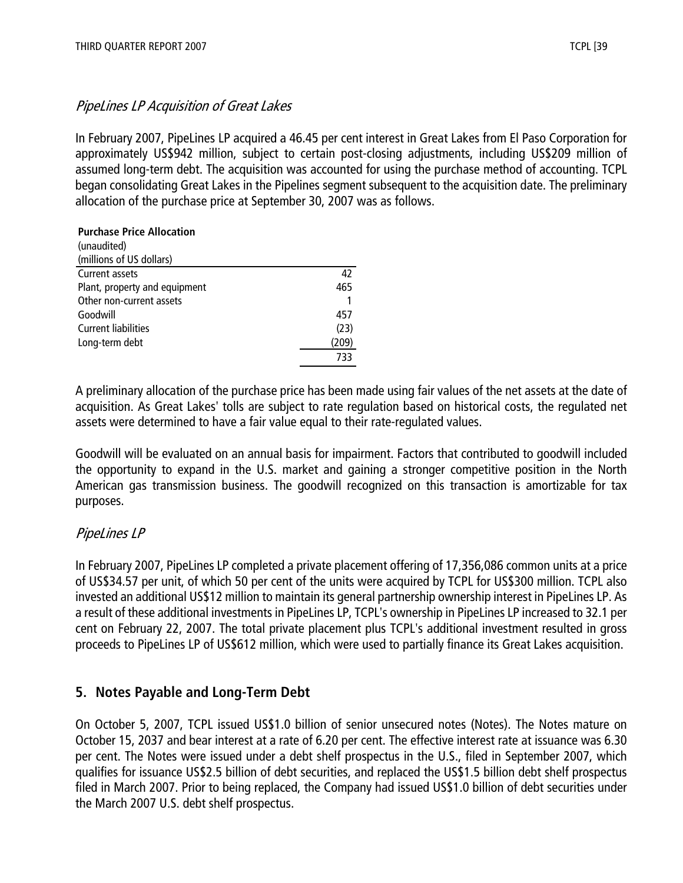### *PipeLines LP Acquisition of Great Lakes*

In February 2007, PipeLines LP acquired a 46.45 per cent interest in Great Lakes from El Paso Corporation for approximately US$942 million, subject to certain post-closing adjustments, including US$209 million of assumed long-term debt. The acquisition was accounted for using the purchase method of accounting. TCPL began consolidating Great Lakes in the Pipelines segment subsequent to the acquisition date. The preliminary allocation of the purchase price at September 30, 2007 was as follows.

**Purchase Price Allocation**
(unaudited)
(millions of US dollars)

| | |
|---|---|
| Current assets | 42 |
| Plant, property and equipment | 465 |
| Other non-current assets | 1 |
| Goodwill | 457 |
| Current liabilities | (23) |
| Long-term debt | (209) |
| | 733 |

A preliminary allocation of the purchase price has been made using fair values of the net assets at the date of acquisition. As Great Lakes' tolls are subject to rate regulation based on historical costs, the regulated net assets were determined to have a fair value equal to their rate-regulated values.

Goodwill will be evaluated on an annual basis for impairment. Factors that contributed to goodwill included the opportunity to expand in the U.S. market and gaining a stronger competitive position in the North American gas transmission business. The goodwill recognized on this transaction is amortizable for tax purposes.

### *PipeLines LP*

In February 2007, PipeLines LP completed a private placement offering of 17,356,086 common units at a price of US$34.57 per unit, of which 50 per cent of the units were acquired by TCPL for US$300 million. TCPL also invested an additional US$12 million to maintain its general partnership ownership interest in PipeLines LP. As a result of these additional investments in PipeLines LP, TCPL's ownership in PipeLines LP increased to 32.1 per cent on February 22, 2007. The total private placement plus TCPL's additional investment resulted in gross proceeds to PipeLines LP of US$612 million, which were used to partially finance its Great Lakes acquisition.

## 5. Notes Payable and Long-Term Debt

On October 5, 2007, TCPL issued US$1.0 billion of senior unsecured notes (Notes). The Notes mature on October 15, 2037 and bear interest at a rate of 6.20 per cent. The effective interest rate at issuance was 6.30 per cent. The Notes were issued under a debt shelf prospectus in the U.S., filed in September 2007, which qualifies for issuance US$2.5 billion of debt securities, and replaced the US$1.5 billion debt shelf prospectus filed in March 2007. Prior to being replaced, the Company had issued US$1.0 billion of debt securities under the March 2007 U.S. debt shelf prospectus.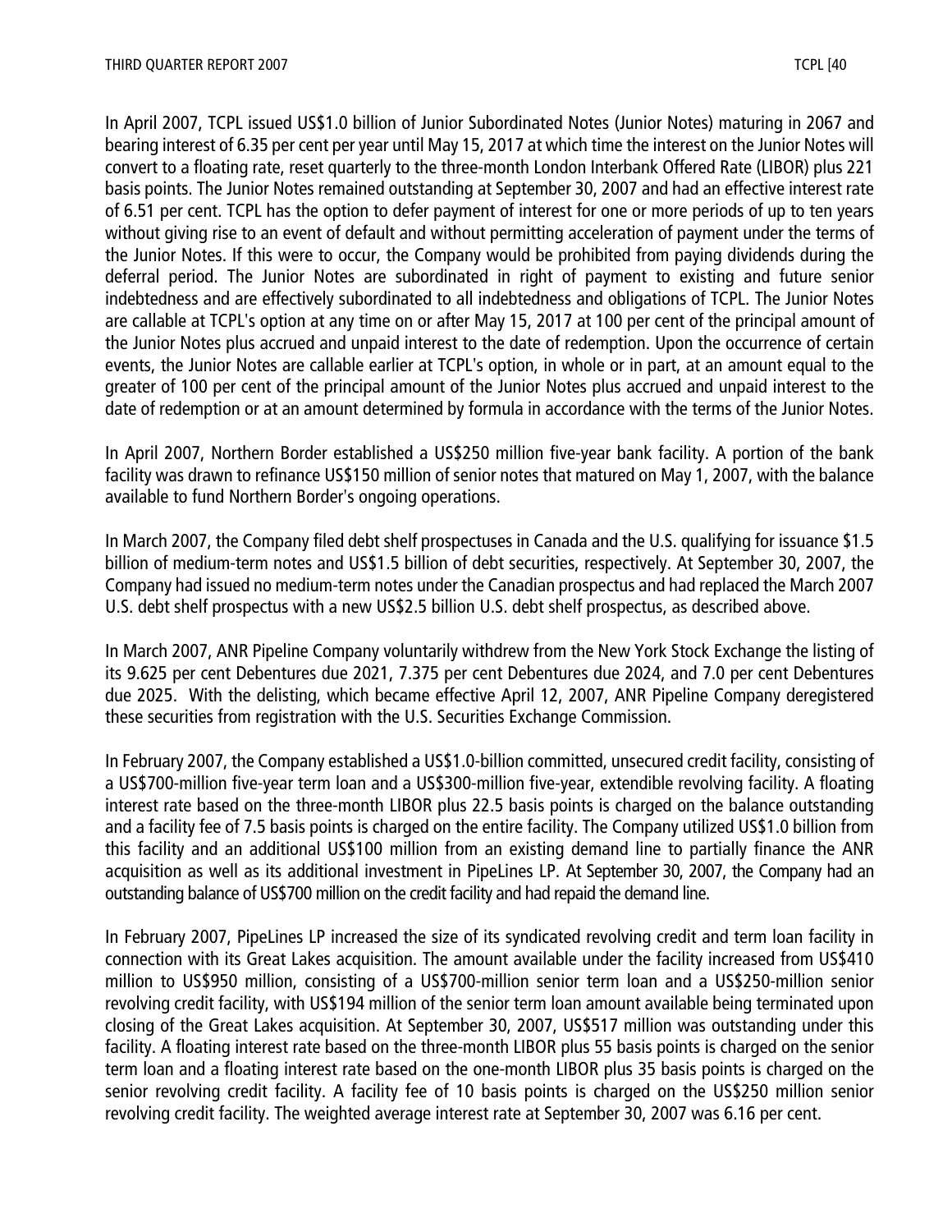In April 2007, TCPL issued US$1.0 billion of Junior Subordinated Notes (Junior Notes) maturing in 2067 and bearing interest of 6.35 per cent per year until May 15, 2017 at which time the interest on the Junior Notes will convert to a floating rate, reset quarterly to the three-month London Interbank Offered Rate (LIBOR) plus 221 basis points. The Junior Notes remained outstanding at September 30, 2007 and had an effective interest rate of 6.51 per cent. TCPL has the option to defer payment of interest for one or more periods of up to ten years without giving rise to an event of default and without permitting acceleration of payment under the terms of the Junior Notes. If this were to occur, the Company would be prohibited from paying dividends during the deferral period. The Junior Notes are subordinated in right of payment to existing and future senior indebtedness and are effectively subordinated to all indebtedness and obligations of TCPL. The Junior Notes are callable at TCPL's option at any time on or after May 15, 2017 at 100 per cent of the principal amount of the Junior Notes plus accrued and unpaid interest to the date of redemption. Upon the occurrence of certain events, the Junior Notes are callable earlier at TCPL's option, in whole or in part, at an amount equal to the greater of 100 per cent of the principal amount of the Junior Notes plus accrued and unpaid interest to the date of redemption or at an amount determined by formula in accordance with the terms of the Junior Notes.

In April 2007, Northern Border established a US$250 million five-year bank facility. A portion of the bank facility was drawn to refinance US$150 million of senior notes that matured on May 1, 2007, with the balance available to fund Northern Border's ongoing operations.

In March 2007, the Company filed debt shelf prospectuses in Canada and the U.S. qualifying for issuance $1.5 billion of medium-term notes and US$1.5 billion of debt securities, respectively. At September 30, 2007, the Company had issued no medium-term notes under the Canadian prospectus and had replaced the March 2007 U.S. debt shelf prospectus with a new US$2.5 billion U.S. debt shelf prospectus, as described above.

In March 2007, ANR Pipeline Company voluntarily withdrew from the New York Stock Exchange the listing of its 9.625 per cent Debentures due 2021, 7.375 per cent Debentures due 2024, and 7.0 per cent Debentures due 2025. With the delisting, which became effective April 12, 2007, ANR Pipeline Company deregistered these securities from registration with the U.S. Securities Exchange Commission.

In February 2007, the Company established a US$1.0-billion committed, unsecured credit facility, consisting of a US$700-million five-year term loan and a US$300-million five-year, extendible revolving facility. A floating interest rate based on the three-month LIBOR plus 22.5 basis points is charged on the balance outstanding and a facility fee of 7.5 basis points is charged on the entire facility. The Company utilized US$1.0 billion from this facility and an additional US$100 million from an existing demand line to partially finance the ANR acquisition as well as its additional investment in PipeLines LP. At September 30, 2007, the Company had an outstanding balance of US$700 million on the credit facility and had repaid the demand line.

In February 2007, PipeLines LP increased the size of its syndicated revolving credit and term loan facility in connection with its Great Lakes acquisition. The amount available under the facility increased from US$410 million to US$950 million, consisting of a US$700-million senior term loan and a US$250-million senior revolving credit facility, with US$194 million of the senior term loan amount available being terminated upon closing of the Great Lakes acquisition. At September 30, 2007, US$517 million was outstanding under this facility. A floating interest rate based on the three-month LIBOR plus 55 basis points is charged on the senior term loan and a floating interest rate based on the one-month LIBOR plus 35 basis points is charged on the senior revolving credit facility. A facility fee of 10 basis points is charged on the US$250 million senior revolving credit facility. The weighted average interest rate at September 30, 2007 was 6.16 per cent.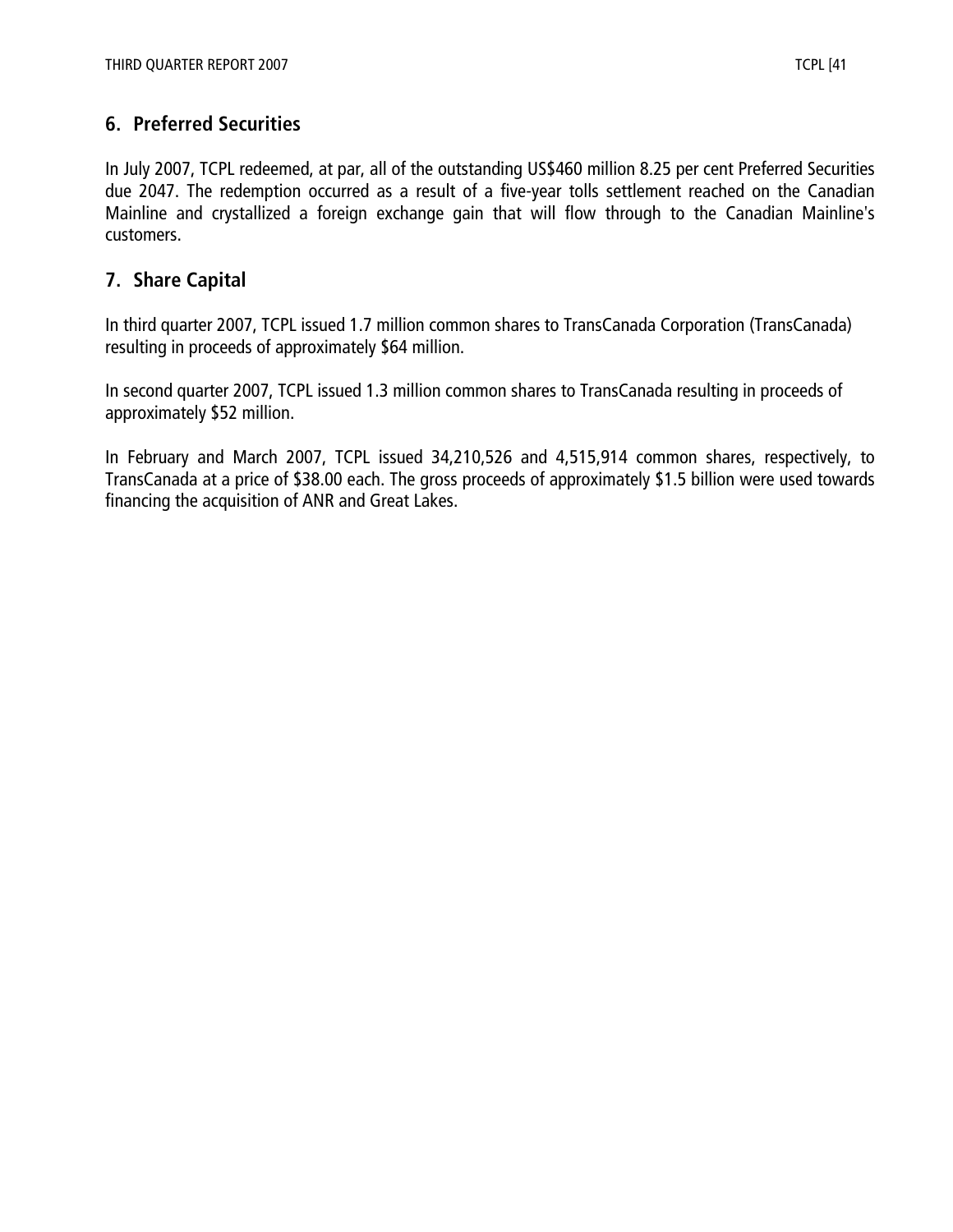## 6. Preferred Securities

In July 2007, TCPL redeemed, at par, all of the outstanding US$460 million 8.25 per cent Preferred Securities due 2047. The redemption occurred as a result of a five-year tolls settlement reached on the Canadian Mainline and crystallized a foreign exchange gain that will flow through to the Canadian Mainline's customers.

## 7. Share Capital

In third quarter 2007, TCPL issued 1.7 million common shares to TransCanada Corporation (TransCanada) resulting in proceeds of approximately $64 million.

In second quarter 2007, TCPL issued 1.3 million common shares to TransCanada resulting in proceeds of approximately $52 million.

In February and March 2007, TCPL issued 34,210,526 and 4,515,914 common shares, respectively, to TransCanada at a price of $38.00 each. The gross proceeds of approximately $1.5 billion were used towards financing the acquisition of ANR and Great Lakes.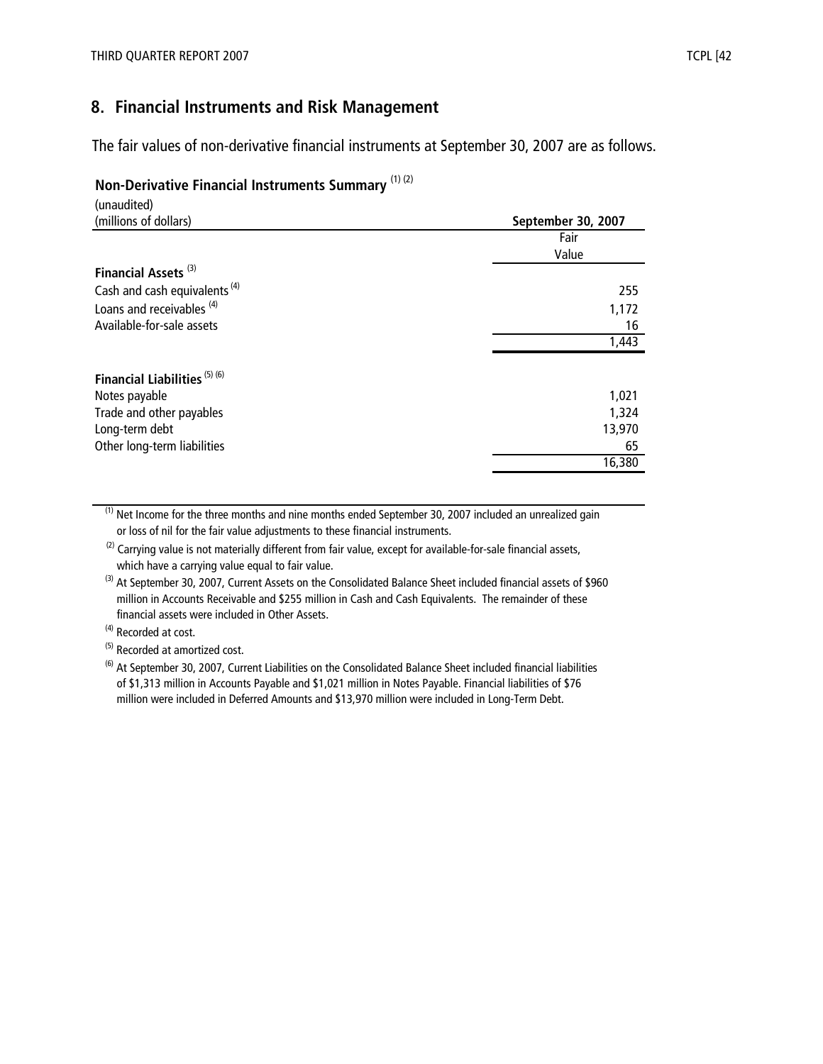## 8. Financial Instruments and Risk Management

The fair values of non-derivative financial instruments at September 30, 2007 are as follows.

**Non-Derivative Financial Instruments Summary** (1) (2)

| (unaudited)<br>(millions of dollars) | September 30, 2007<br>Fair Value |
|---|---|
| **Financial Assets** (3) | |
| Cash and cash equivalents (4) | 255 |
| Loans and receivables (4) | 1,172 |
| Available-for-sale assets | 16 |
| | 1,443 |
| **Financial Liabilities** (5) (6) | |
| Notes payable | 1,021 |
| Trade and other payables | 1,324 |
| Long-term debt | 13,970 |
| Other long-term liabilities | 65 |
| | 16,380 |

(1) Net Income for the three months and nine months ended September 30, 2007 included an unrealized gain or loss of nil for the fair value adjustments to these financial instruments.

(2) Carrying value is not materially different from fair value, except for available-for-sale financial assets, which have a carrying value equal to fair value.

(3) At September 30, 2007, Current Assets on the Consolidated Balance Sheet included financial assets of $960 million in Accounts Receivable and $255 million in Cash and Cash Equivalents. The remainder of these financial assets were included in Other Assets.

(4) Recorded at cost.

(5) Recorded at amortized cost.

(6) At September 30, 2007, Current Liabilities on the Consolidated Balance Sheet included financial liabilities of $1,313 million in Accounts Payable and $1,021 million in Notes Payable. Financial liabilities of $76 million were included in Deferred Amounts and $13,970 million were included in Long-Term Debt.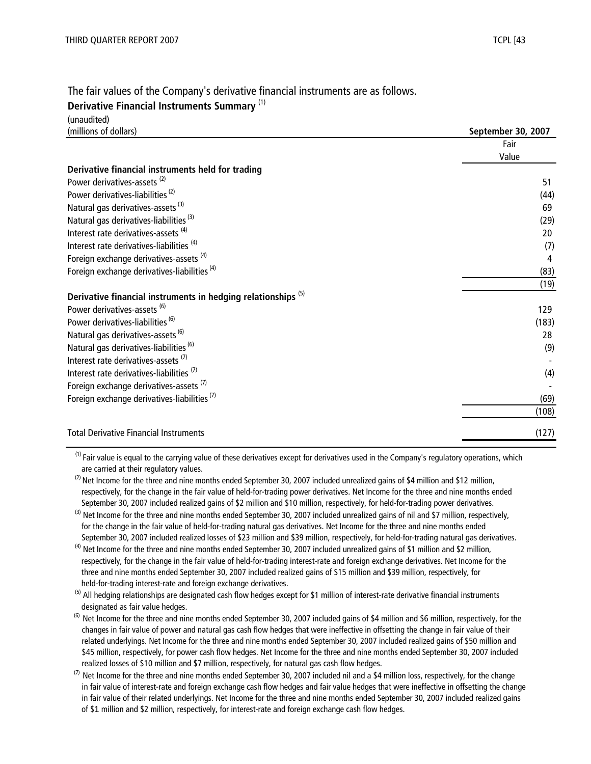The fair values of the Company's derivative financial instruments are as follows.

**Derivative Financial Instruments Summary** [(1)]

(unaudited)

| (millions of dollars) | **September 30, 2007** |
|---|---|
| | Fair Value |
| **Derivative financial instruments held for trading** | |
| Power derivatives-assets [(2)] | 51 |
| Power derivatives-liabilities [(2)] | (44) |
| Natural gas derivatives-assets [(3)] | 69 |
| Natural gas derivatives-liabilities [(3)] | (29) |
| Interest rate derivatives-assets [(4)] | 20 |
| Interest rate derivatives-liabilities [(4)] | (7) |
| Foreign exchange derivatives-assets [(4)] | 4 |
| Foreign exchange derivatives-liabilities [(4)] | (83) |
| | (19) |
| **Derivative financial instruments in hedging relationships** [(5)] | |
| Power derivatives-assets [(6)] | 129 |
| Power derivatives-liabilities [(6)] | (183) |
| Natural gas derivatives-assets [(6)] | 28 |
| Natural gas derivatives-liabilities [(6)] | (9) |
| Interest rate derivatives-assets [(7)] | - |
| Interest rate derivatives-liabilities [(7)] | (4) |
| Foreign exchange derivatives-assets [(7)] | - |
| Foreign exchange derivatives-liabilities [(7)] | (69) |
| | (108) |
| Total Derivative Financial Instruments | (127) |

[(1)] Fair value is equal to the carrying value of these derivatives except for derivatives used in the Company's regulatory operations, which are carried at their regulatory values.

[(2)] Net Income for the three and nine months ended September 30, 2007 included unrealized gains of $4 million and $12 million, respectively, for the change in the fair value of held-for-trading power derivatives. Net Income for the three and nine months ended September 30, 2007 included realized gains of $2 million and $10 million, respectively, for held-for-trading power derivatives.

[(3)] Net Income for the three and nine months ended September 30, 2007 included unrealized gains of nil and $7 million, respectively, for the change in the fair value of held-for-trading natural gas derivatives. Net Income for the three and nine months ended September 30, 2007 included realized losses of $23 million and $39 million, respectively, for held-for-trading natural gas derivatives.

[(4)] Net Income for the three and nine months ended September 30, 2007 included unrealized gains of $1 million and $2 million, respectively, for the change in the fair value of held-for-trading interest-rate and foreign exchange derivatives. Net Income for the three and nine months ended September 30, 2007 included realized gains of $15 million and $39 million, respectively, for held-for-trading interest-rate and foreign exchange derivatives.

[(5)] All hedging relationships are designated cash flow hedges except for $1 million of interest-rate derivative financial instruments designated as fair value hedges.

[(6)] Net Income for the three and nine months ended September 30, 2007 included gains of $4 million and $6 million, respectively, for the changes in fair value of power and natural gas cash flow hedges that were ineffective in offsetting the change in fair value of their related underlyings. Net Income for the three and nine months ended September 30, 2007 included realized gains of $50 million and $45 million, respectively, for power cash flow hedges. Net Income for the three and nine months ended September 30, 2007 included realized losses of $10 million and $7 million, respectively, for natural gas cash flow hedges.

[(7)] Net Income for the three and nine months ended September 30, 2007 included nil and a $4 million loss, respectively, for the change in fair value of interest-rate and foreign exchange cash flow hedges and fair value hedges that were ineffective in offsetting the change in fair value of their related underlyings. Net Income for the three and nine months ended September 30, 2007 included realized gains of $1 million and $2 million, respectively, for interest-rate and foreign exchange cash flow hedges.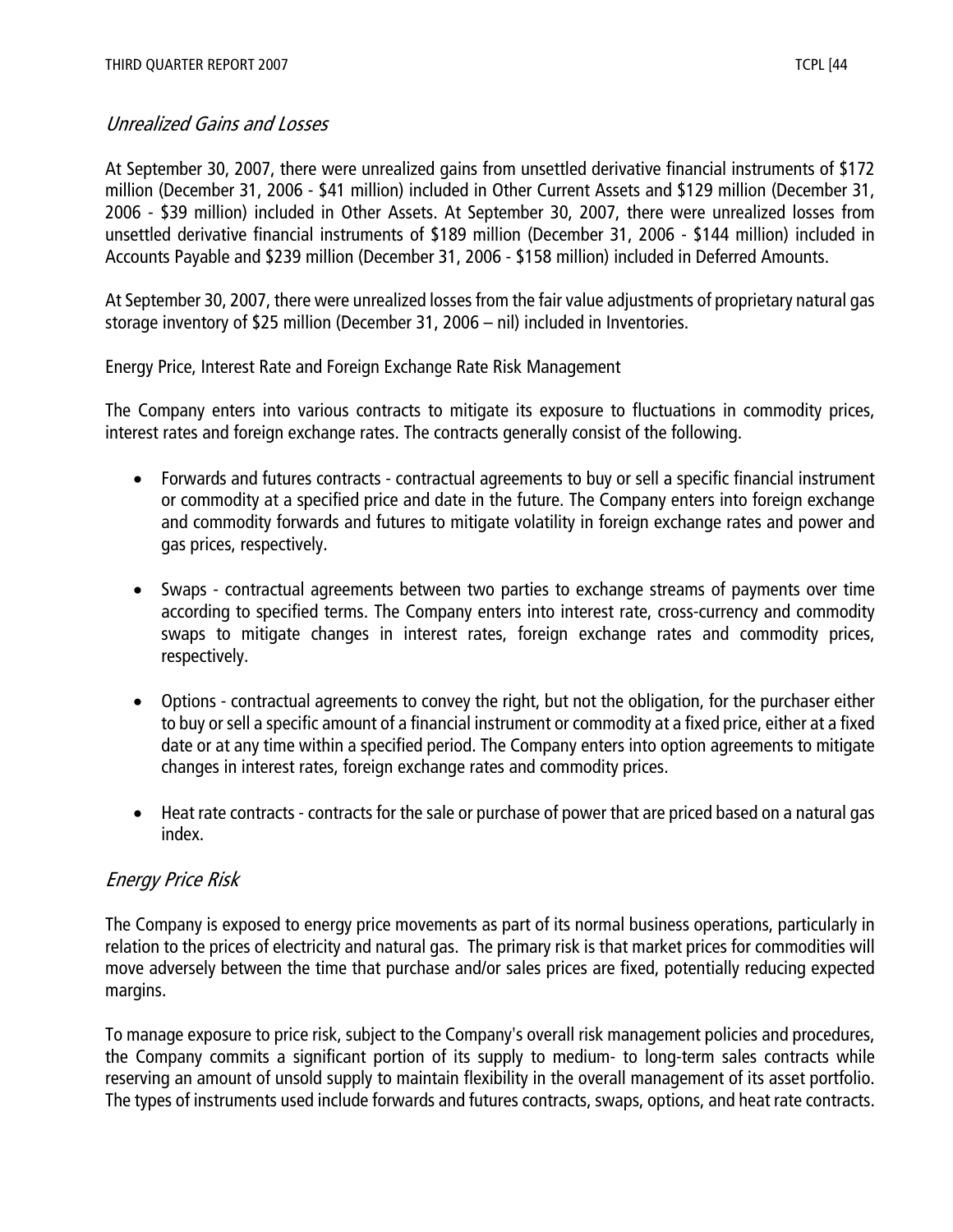### *Unrealized Gains and Losses*

At September 30, 2007, there were unrealized gains from unsettled derivative financial instruments of $172 million (December 31, 2006 - $41 million) included in Other Current Assets and $129 million (December 31, 2006 - $39 million) included in Other Assets. At September 30, 2007, there were unrealized losses from unsettled derivative financial instruments of $189 million (December 31, 2006 - $144 million) included in Accounts Payable and $239 million (December 31, 2006 - $158 million) included in Deferred Amounts.

At September 30, 2007, there were unrealized losses from the fair value adjustments of proprietary natural gas storage inventory of $25 million (December 31, 2006 – nil) included in Inventories.

Energy Price, Interest Rate and Foreign Exchange Rate Risk Management

The Company enters into various contracts to mitigate its exposure to fluctuations in commodity prices, interest rates and foreign exchange rates. The contracts generally consist of the following.

- Forwards and futures contracts - contractual agreements to buy or sell a specific financial instrument or commodity at a specified price and date in the future. The Company enters into foreign exchange and commodity forwards and futures to mitigate volatility in foreign exchange rates and power and gas prices, respectively.
- Swaps - contractual agreements between two parties to exchange streams of payments over time according to specified terms. The Company enters into interest rate, cross-currency and commodity swaps to mitigate changes in interest rates, foreign exchange rates and commodity prices, respectively.
- Options - contractual agreements to convey the right, but not the obligation, for the purchaser either to buy or sell a specific amount of a financial instrument or commodity at a fixed price, either at a fixed date or at any time within a specified period. The Company enters into option agreements to mitigate changes in interest rates, foreign exchange rates and commodity prices.
- Heat rate contracts - contracts for the sale or purchase of power that are priced based on a natural gas index.

### *Energy Price Risk*

The Company is exposed to energy price movements as part of its normal business operations, particularly in relation to the prices of electricity and natural gas. The primary risk is that market prices for commodities will move adversely between the time that purchase and/or sales prices are fixed, potentially reducing expected margins.

To manage exposure to price risk, subject to the Company's overall risk management policies and procedures, the Company commits a significant portion of its supply to medium- to long-term sales contracts while reserving an amount of unsold supply to maintain flexibility in the overall management of its asset portfolio. The types of instruments used include forwards and futures contracts, swaps, options, and heat rate contracts.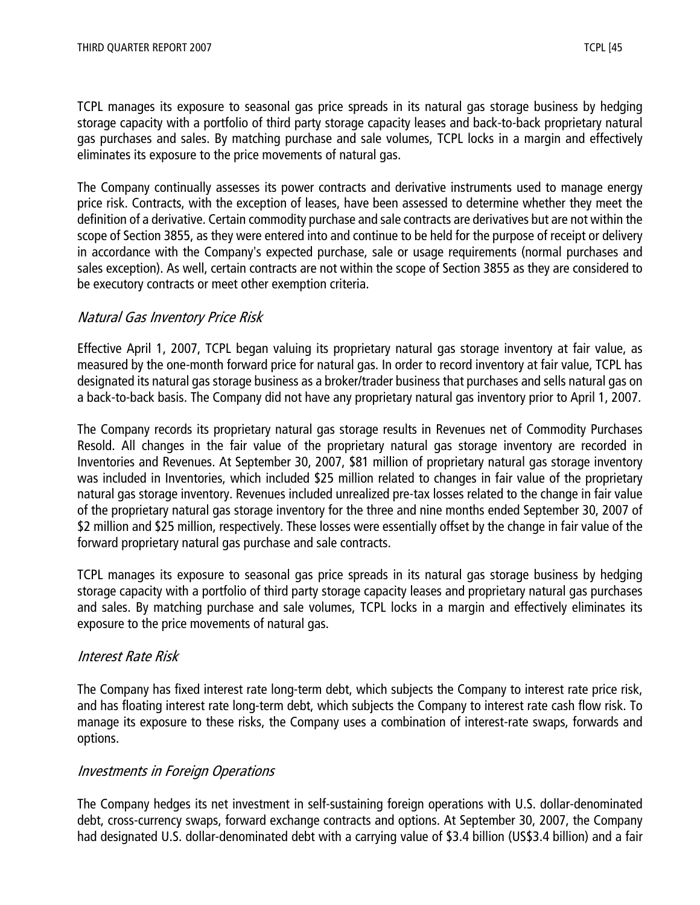TCPL manages its exposure to seasonal gas price spreads in its natural gas storage business by hedging storage capacity with a portfolio of third party storage capacity leases and back-to-back proprietary natural gas purchases and sales. By matching purchase and sale volumes, TCPL locks in a margin and effectively eliminates its exposure to the price movements of natural gas.

The Company continually assesses its power contracts and derivative instruments used to manage energy price risk. Contracts, with the exception of leases, have been assessed to determine whether they meet the definition of a derivative. Certain commodity purchase and sale contracts are derivatives but are not within the scope of Section 3855, as they were entered into and continue to be held for the purpose of receipt or delivery in accordance with the Company's expected purchase, sale or usage requirements (normal purchases and sales exception). As well, certain contracts are not within the scope of Section 3855 as they are considered to be executory contracts or meet other exemption criteria.

### *Natural Gas Inventory Price Risk*

Effective April 1, 2007, TCPL began valuing its proprietary natural gas storage inventory at fair value, as measured by the one-month forward price for natural gas. In order to record inventory at fair value, TCPL has designated its natural gas storage business as a broker/trader business that purchases and sells natural gas on a back-to-back basis. The Company did not have any proprietary natural gas inventory prior to April 1, 2007.

The Company records its proprietary natural gas storage results in Revenues net of Commodity Purchases Resold. All changes in the fair value of the proprietary natural gas storage inventory are recorded in Inventories and Revenues. At September 30, 2007, $81 million of proprietary natural gas storage inventory was included in Inventories, which included $25 million related to changes in fair value of the proprietary natural gas storage inventory. Revenues included unrealized pre-tax losses related to the change in fair value of the proprietary natural gas storage inventory for the three and nine months ended September 30, 2007 of $2 million and $25 million, respectively. These losses were essentially offset by the change in fair value of the forward proprietary natural gas purchase and sale contracts.

TCPL manages its exposure to seasonal gas price spreads in its natural gas storage business by hedging storage capacity with a portfolio of third party storage capacity leases and proprietary natural gas purchases and sales. By matching purchase and sale volumes, TCPL locks in a margin and effectively eliminates its exposure to the price movements of natural gas.

### *Interest Rate Risk*

The Company has fixed interest rate long-term debt, which subjects the Company to interest rate price risk, and has floating interest rate long-term debt, which subjects the Company to interest rate cash flow risk. To manage its exposure to these risks, the Company uses a combination of interest-rate swaps, forwards and options.

### *Investments in Foreign Operations*

The Company hedges its net investment in self-sustaining foreign operations with U.S. dollar-denominated debt, cross-currency swaps, forward exchange contracts and options. At September 30, 2007, the Company had designated U.S. dollar-denominated debt with a carrying value of $3.4 billion (US$3.4 billion) and a fair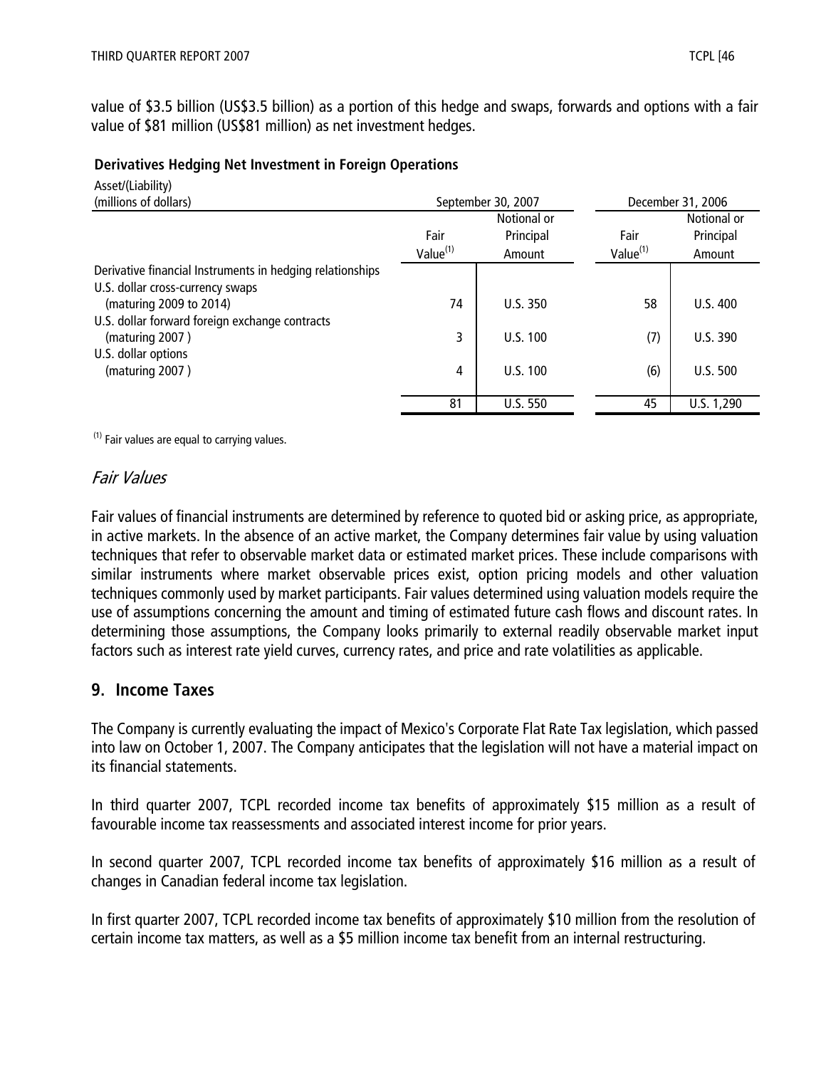value of $3.5 billion (US$3.5 billion) as a portion of this hedge and swaps, forwards and options with a fair value of $81 million (US$81 million) as net investment hedges.

**Derivatives Hedging Net Investment in Foreign Operations**

| Asset/(Liability) (millions of dollars) | September 30, 2007 | | December 31, 2006 | |
|---|---|---|---|---|
| | Fair Value[(1)] | Notional or Principal Amount | Fair Value[(1)] | Notional or Principal Amount |
| Derivative financial Instruments in hedging relationships | | | | |
| U.S. dollar cross-currency swaps (maturing 2009 to 2014) | 74 | U.S. 350 | 58 | U.S. 400 |
| U.S. dollar forward foreign exchange contracts (maturing 2007 ) | 3 | U.S. 100 | (7) | U.S. 390 |
| U.S. dollar options (maturing 2007 ) | 4 | U.S. 100 | (6) | U.S. 500 |
| | 81 | U.S. 550 | 45 | U.S. 1,290 |

(1) Fair values are equal to carrying values.

### *Fair Values*

Fair values of financial instruments are determined by reference to quoted bid or asking price, as appropriate, in active markets. In the absence of an active market, the Company determines fair value by using valuation techniques that refer to observable market data or estimated market prices. These include comparisons with similar instruments where market observable prices exist, option pricing models and other valuation techniques commonly used by market participants. Fair values determined using valuation models require the use of assumptions concerning the amount and timing of estimated future cash flows and discount rates. In determining those assumptions, the Company looks primarily to external readily observable market input factors such as interest rate yield curves, currency rates, and price and rate volatilities as applicable.

## 9. Income Taxes

The Company is currently evaluating the impact of Mexico's Corporate Flat Rate Tax legislation, which passed into law on October 1, 2007. The Company anticipates that the legislation will not have a material impact on its financial statements.

In third quarter 2007, TCPL recorded income tax benefits of approximately $15 million as a result of favourable income tax reassessments and associated interest income for prior years.

In second quarter 2007, TCPL recorded income tax benefits of approximately $16 million as a result of changes in Canadian federal income tax legislation.

In first quarter 2007, TCPL recorded income tax benefits of approximately $10 million from the resolution of certain income tax matters, as well as a $5 million income tax benefit from an internal restructuring.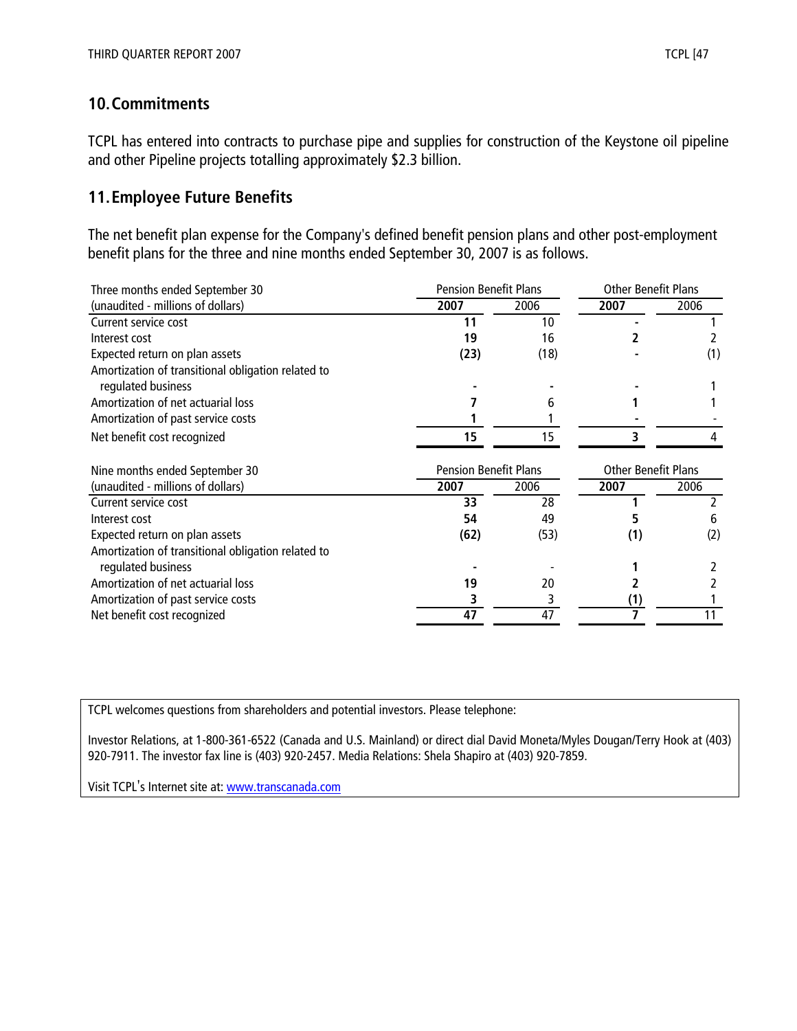## 10. Commitments

TCPL has entered into contracts to purchase pipe and supplies for construction of the Keystone oil pipeline and other Pipeline projects totalling approximately $2.3 billion.

## 11. Employee Future Benefits

The net benefit plan expense for the Company's defined benefit pension plans and other post-employment benefit plans for the three and nine months ended September 30, 2007 is as follows.

| Three months ended September 30 | Pension Benefit Plans | | Other Benefit Plans | |
|---|---|---|---|---|
| (unaudited - millions of dollars) | **2007** | 2006 | **2007** | 2006 |
| Current service cost | **11** | 10 | **-** | 1 |
| Interest cost | **19** | 16 | **2** | 2 |
| Expected return on plan assets | **(23)** | (18) | **-** | (1) |
| Amortization of transitional obligation related to regulated business | **-** | - | **-** | 1 |
| Amortization of net actuarial loss | **7** | 6 | **1** | 1 |
| Amortization of past service costs | **1** | 1 | **-** | - |
| Net benefit cost recognized | **15** | 15 | **3** | 4 |

| Nine months ended September 30 | Pension Benefit Plans | | Other Benefit Plans | |
|---|---|---|---|---|
| (unaudited - millions of dollars) | **2007** | 2006 | **2007** | 2006 |
| Current service cost | **33** | 28 | **1** | 2 |
| Interest cost | **54** | 49 | **5** | 6 |
| Expected return on plan assets | **(62)** | (53) | **(1)** | (2) |
| Amortization of transitional obligation related to regulated business | **-** | - | **1** | 2 |
| Amortization of net actuarial loss | **19** | 20 | **2** | 2 |
| Amortization of past service costs | **3** | 3 | **(1)** | 1 |
| Net benefit cost recognized | **47** | 47 | **7** | 11 |

TCPL welcomes questions from shareholders and potential investors. Please telephone:

Investor Relations, at 1-800-361-6522 (Canada and U.S. Mainland) or direct dial David Moneta/Myles Dougan/Terry Hook at (403) 920-7911. The investor fax line is (403) 920-2457. Media Relations: Shela Shapiro at (403) 920-7859.

Visit TCPL's Internet site at: [www.transcanada.com](http://www.transcanada.com)